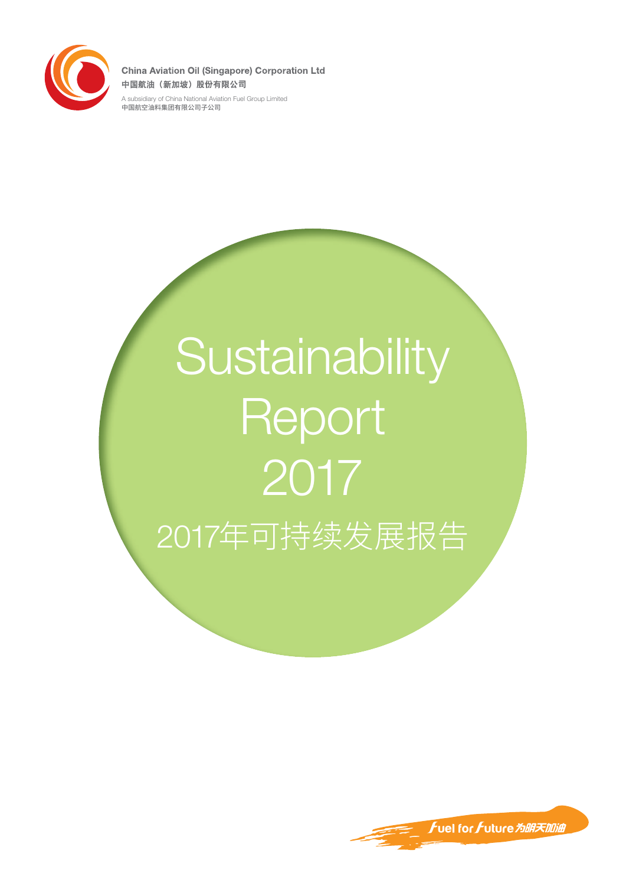China Aviation Oil (Singapore) Corporation Ltd
中国航油（新加坡）股份有限公司

A subsidiary of China National Aviation Fuel Group Limited
中国航空油料集团有限公司子公司

# Sustainability Report 2017

# 2017年可持续发展报告

Fuel for Future 为明天加油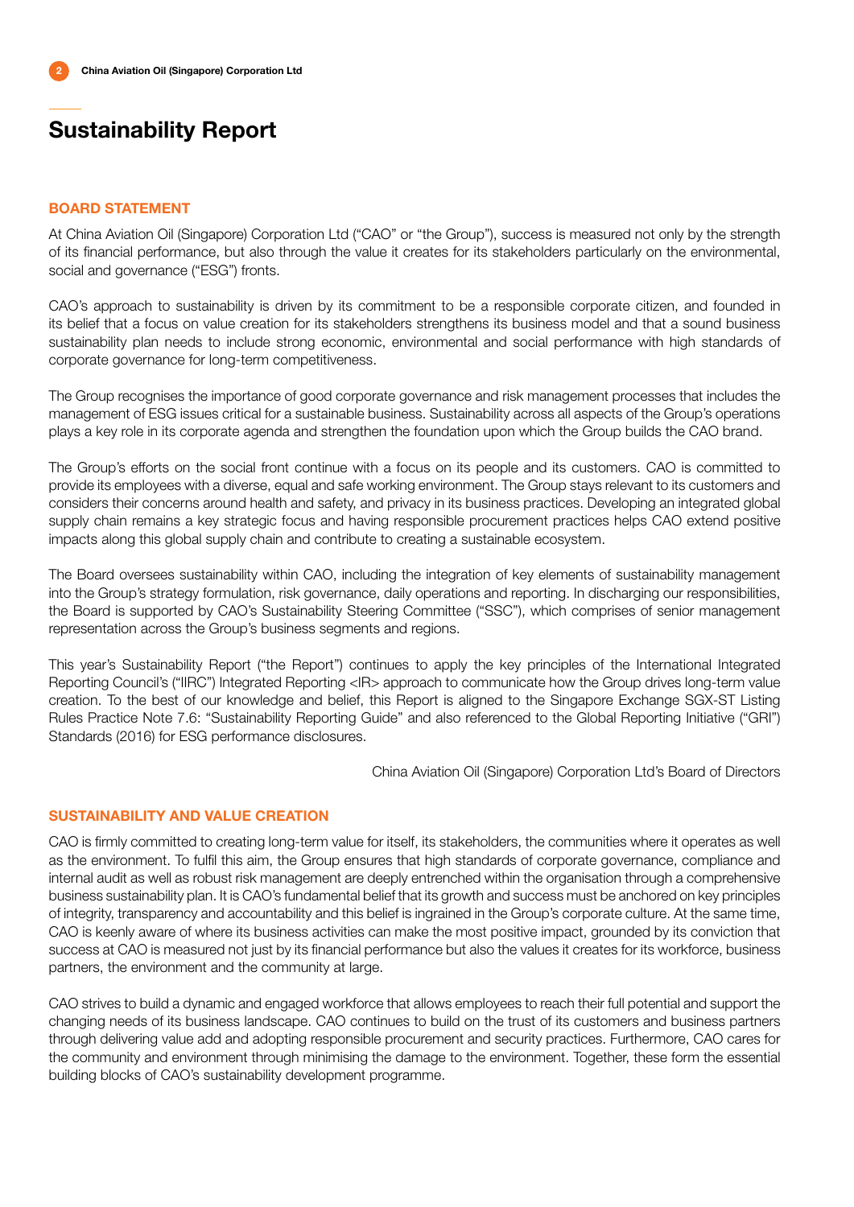# Sustainability Report

## BOARD STATEMENT

At China Aviation Oil (Singapore) Corporation Ltd ("CAO" or "the Group"), success is measured not only by the strength of its financial performance, but also through the value it creates for its stakeholders particularly on the environmental, social and governance ("ESG") fronts.

CAO's approach to sustainability is driven by its commitment to be a responsible corporate citizen, and founded in its belief that a focus on value creation for its stakeholders strengthens its business model and that a sound business sustainability plan needs to include strong economic, environmental and social performance with high standards of corporate governance for long-term competitiveness.

The Group recognises the importance of good corporate governance and risk management processes that includes the management of ESG issues critical for a sustainable business. Sustainability across all aspects of the Group's operations plays a key role in its corporate agenda and strengthen the foundation upon which the Group builds the CAO brand.

The Group's efforts on the social front continue with a focus on its people and its customers. CAO is committed to provide its employees with a diverse, equal and safe working environment. The Group stays relevant to its customers and considers their concerns around health and safety, and privacy in its business practices. Developing an integrated global supply chain remains a key strategic focus and having responsible procurement practices helps CAO extend positive impacts along this global supply chain and contribute to creating a sustainable ecosystem.

The Board oversees sustainability within CAO, including the integration of key elements of sustainability management into the Group's strategy formulation, risk governance, daily operations and reporting. In discharging our responsibilities, the Board is supported by CAO's Sustainability Steering Committee ("SSC"), which comprises of senior management representation across the Group's business segments and regions.

This year's Sustainability Report ("the Report") continues to apply the key principles of the International Integrated Reporting Council's ("IIRC") Integrated Reporting <IR> approach to communicate how the Group drives long-term value creation. To the best of our knowledge and belief, this Report is aligned to the Singapore Exchange SGX-ST Listing Rules Practice Note 7.6: "Sustainability Reporting Guide" and also referenced to the Global Reporting Initiative ("GRI") Standards (2016) for ESG performance disclosures.

China Aviation Oil (Singapore) Corporation Ltd's Board of Directors

## SUSTAINABILITY AND VALUE CREATION

CAO is firmly committed to creating long-term value for itself, its stakeholders, the communities where it operates as well as the environment. To fulfil this aim, the Group ensures that high standards of corporate governance, compliance and internal audit as well as robust risk management are deeply entrenched within the organisation through a comprehensive business sustainability plan. It is CAO's fundamental belief that its growth and success must be anchored on key principles of integrity, transparency and accountability and this belief is ingrained in the Group's corporate culture. At the same time, CAO is keenly aware of where its business activities can make the most positive impact, grounded by its conviction that success at CAO is measured not just by its financial performance but also the values it creates for its workforce, business partners, the environment and the community at large.

CAO strives to build a dynamic and engaged workforce that allows employees to reach their full potential and support the changing needs of its business landscape. CAO continues to build on the trust of its customers and business partners through delivering value add and adopting responsible procurement and security practices. Furthermore, CAO cares for the community and environment through minimising the damage to the environment. Together, these form the essential building blocks of CAO's sustainability development programme.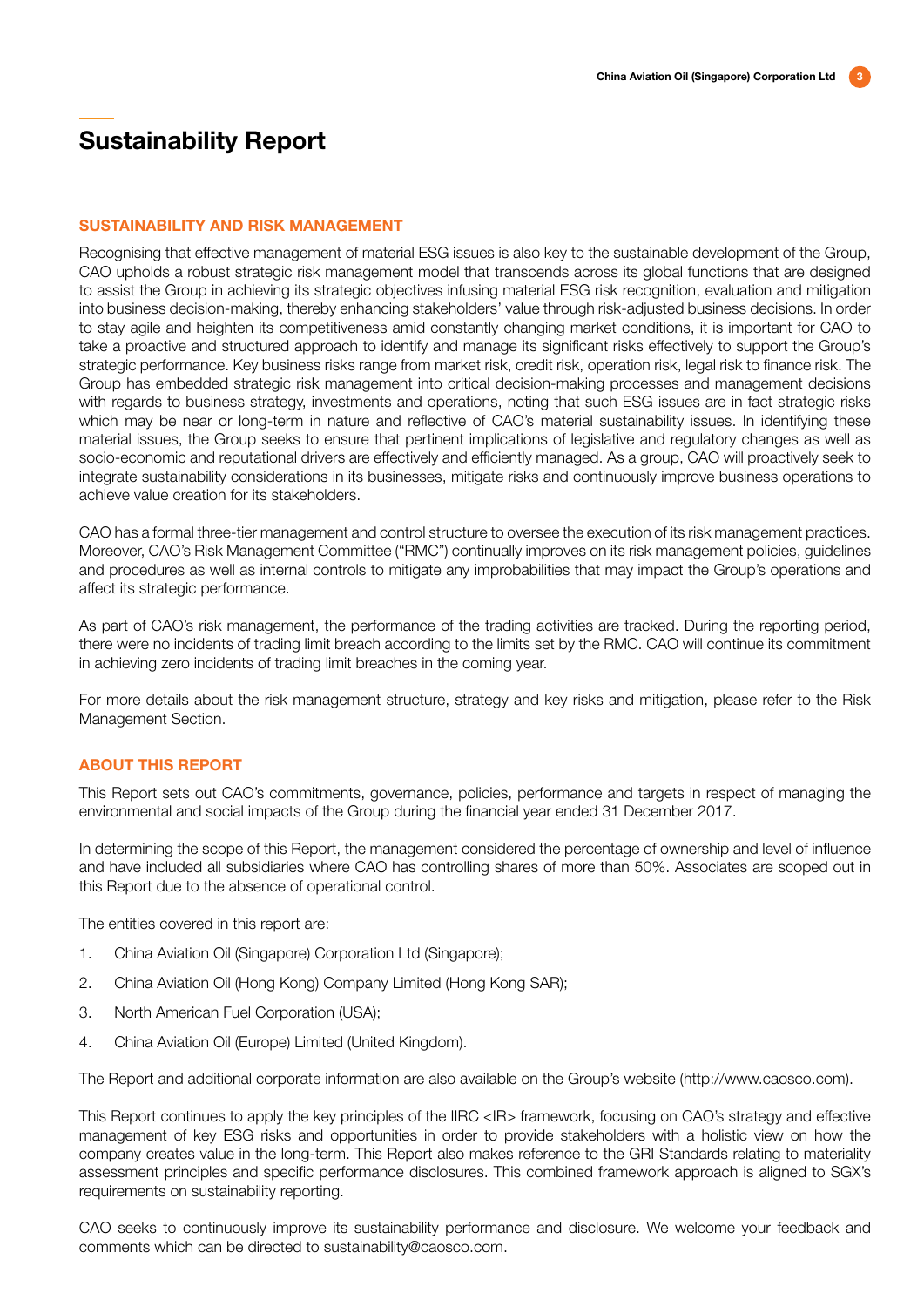# Sustainability Report

## SUSTAINABILITY AND RISK MANAGEMENT

Recognising that effective management of material ESG issues is also key to the sustainable development of the Group, CAO upholds a robust strategic risk management model that transcends across its global functions that are designed to assist the Group in achieving its strategic objectives infusing material ESG risk recognition, evaluation and mitigation into business decision-making, thereby enhancing stakeholders' value through risk-adjusted business decisions. In order to stay agile and heighten its competitiveness amid constantly changing market conditions, it is important for CAO to take a proactive and structured approach to identify and manage its significant risks effectively to support the Group's strategic performance. Key business risks range from market risk, credit risk, operation risk, legal risk to finance risk. The Group has embedded strategic risk management into critical decision-making processes and management decisions with regards to business strategy, investments and operations, noting that such ESG issues are in fact strategic risks which may be near or long-term in nature and reflective of CAO's material sustainability issues. In identifying these material issues, the Group seeks to ensure that pertinent implications of legislative and regulatory changes as well as socio-economic and reputational drivers are effectively and efficiently managed. As a group, CAO will proactively seek to integrate sustainability considerations in its businesses, mitigate risks and continuously improve business operations to achieve value creation for its stakeholders.

CAO has a formal three-tier management and control structure to oversee the execution of its risk management practices. Moreover, CAO's Risk Management Committee ("RMC") continually improves on its risk management policies, guidelines and procedures as well as internal controls to mitigate any improbabilities that may impact the Group's operations and affect its strategic performance.

As part of CAO's risk management, the performance of the trading activities are tracked. During the reporting period, there were no incidents of trading limit breach according to the limits set by the RMC. CAO will continue its commitment in achieving zero incidents of trading limit breaches in the coming year.

For more details about the risk management structure, strategy and key risks and mitigation, please refer to the Risk Management Section.

## ABOUT THIS REPORT

This Report sets out CAO's commitments, governance, policies, performance and targets in respect of managing the environmental and social impacts of the Group during the financial year ended 31 December 2017.

In determining the scope of this Report, the management considered the percentage of ownership and level of influence and have included all subsidiaries where CAO has controlling shares of more than 50%. Associates are scoped out in this Report due to the absence of operational control.

The entities covered in this report are:

1. China Aviation Oil (Singapore) Corporation Ltd (Singapore);
2. China Aviation Oil (Hong Kong) Company Limited (Hong Kong SAR);
3. North American Fuel Corporation (USA);
4. China Aviation Oil (Europe) Limited (United Kingdom).

The Report and additional corporate information are also available on the Group's website (http://www.caosco.com).

This Report continues to apply the key principles of the IIRC <IR> framework, focusing on CAO's strategy and effective management of key ESG risks and opportunities in order to provide stakeholders with a holistic view on how the company creates value in the long-term. This Report also makes reference to the GRI Standards relating to materiality assessment principles and specific performance disclosures. This combined framework approach is aligned to SGX's requirements on sustainability reporting.

CAO seeks to continuously improve its sustainability performance and disclosure. We welcome your feedback and comments which can be directed to sustainability@caosco.com.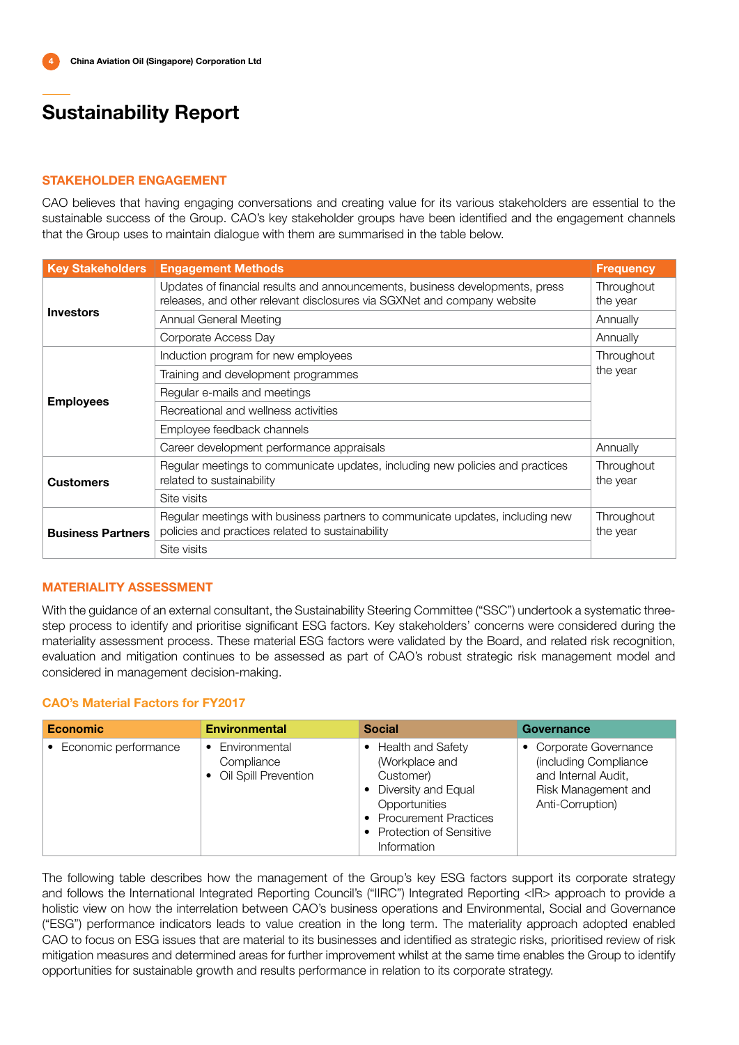# Sustainability Report

## STAKEHOLDER ENGAGEMENT

CAO believes that having engaging conversations and creating value for its various stakeholders are essential to the sustainable success of the Group. CAO's key stakeholder groups have been identified and the engagement channels that the Group uses to maintain dialogue with them are summarised in the table below.

| Key Stakeholders | Engagement Methods | Frequency |
|---|---|---|
| **Investors** | Updates of financial results and announcements, business developments, press releases, and other relevant disclosures via SGXNet and company website | Throughout the year |
| | Annual General Meeting | Annually |
| | Corporate Access Day | Annually |
| **Employees** | Induction program for new employees | Throughout the year |
| | Training and development programmes | |
| | Regular e-mails and meetings | |
| | Recreational and wellness activities | |
| | Employee feedback channels | |
| | Career development performance appraisals | Annually |
| **Customers** | Regular meetings to communicate updates, including new policies and practices related to sustainability | Throughout the year |
| | Site visits | |
| **Business Partners** | Regular meetings with business partners to communicate updates, including new policies and practices related to sustainability | Throughout the year |
| | Site visits | |

## MATERIALITY ASSESSMENT

With the guidance of an external consultant, the Sustainability Steering Committee ("SSC") undertook a systematic three-step process to identify and prioritise significant ESG factors. Key stakeholders' concerns were considered during the materiality assessment process. These material ESG factors were validated by the Board, and related risk recognition, evaluation and mitigation continues to be assessed as part of CAO's robust strategic risk management model and considered in management decision-making.

### CAO's Material Factors for FY2017

| Economic | Environmental | Social | Governance |
|---|---|---|---|
| • Economic performance | • Environmental Compliance<br>• Oil Spill Prevention | • Health and Safety (Workplace and Customer)<br>• Diversity and Equal Opportunities<br>• Procurement Practices<br>• Protection of Sensitive Information | • Corporate Governance (including Compliance and Internal Audit, Risk Management and Anti-Corruption) |

The following table describes how the management of the Group's key ESG factors support its corporate strategy and follows the International Integrated Reporting Council's ("IIRC") Integrated Reporting <IR> approach to provide a holistic view on how the interrelation between CAO's business operations and Environmental, Social and Governance ("ESG") performance indicators leads to value creation in the long term. The materiality approach adopted enabled CAO to focus on ESG issues that are material to its businesses and identified as strategic risks, prioritised review of risk mitigation measures and determined areas for further improvement whilst at the same time enables the Group to identify opportunities for sustainable growth and results performance in relation to its corporate strategy.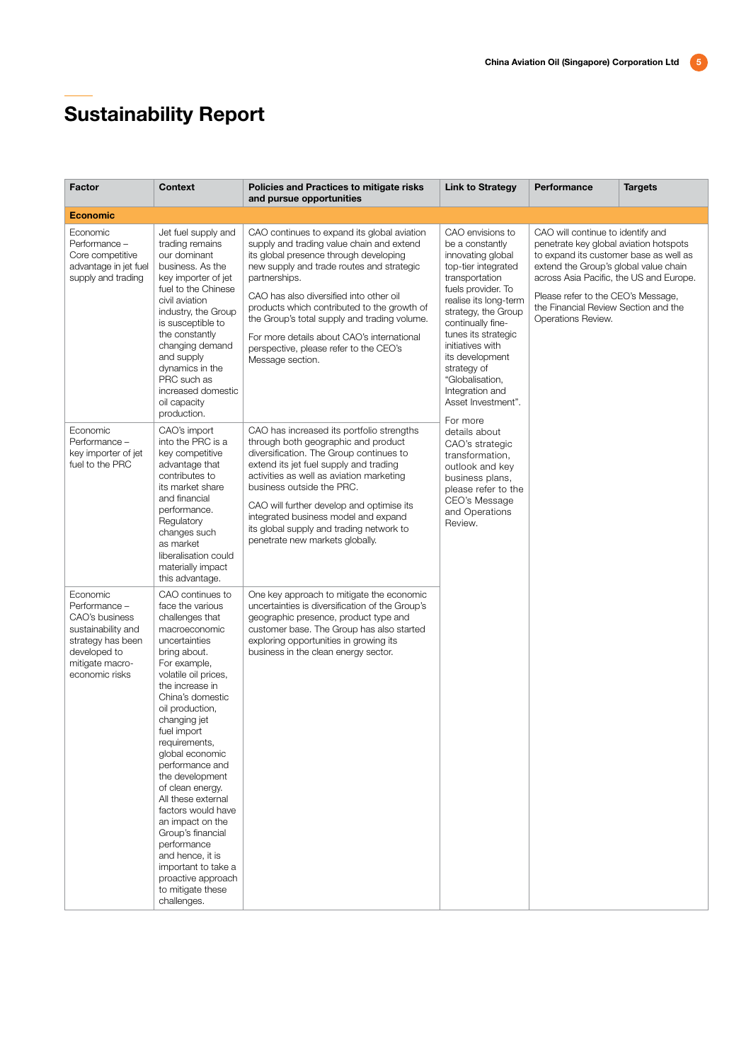# Sustainability Report

| Factor | Context | Policies and Practices to mitigate risks and pursue opportunities | Link to Strategy | Performance | Targets |
|---|---|---|---|---|---|
| **Economic** | | | | | |
| Economic Performance – Core competitive advantage in jet fuel supply and trading | Jet fuel supply and trading remains our dominant business. As the key importer of jet fuel to the Chinese civil aviation industry, the Group is susceptible to the constantly changing demand and supply dynamics in the PRC such as increased domestic oil capacity production. | CAO continues to expand its global aviation supply and trading value chain and extend its global presence through developing new supply and trade routes and strategic partnerships.<br><br>CAO has also diversified into other oil products which contributed to the growth of the Group's total supply and trading volume.<br><br>For more details about CAO's international perspective, please refer to the CEO's Message section. | CAO envisions to be a constantly innovating global top-tier integrated transportation fuels provider. To realise its long-term strategy, the Group continually fine-tunes its strategic initiatives with its development strategy of "Globalisation, Integration and Asset Investment".<br><br>For more details about CAO's strategic transformation, outlook and key business plans, please refer to the CEO's Message and Operations Review. | CAO will continue to identify and penetrate key global aviation hotspots to expand its customer base as well as extend the Group's global value chain across Asia Pacific, the US and Europe.<br><br>Please refer to the CEO's Message, the Financial Review Section and the Operations Review. | |
| Economic Performance – key importer of jet fuel to the PRC | CAO's import into the PRC is a key competitive advantage that contributes to its market share and financial performance. Regulatory changes such as market liberalisation could materially impact this advantage. | CAO has increased its portfolio strengths through both geographic and product diversification. The Group continues to extend its jet fuel supply and trading activities as well as aviation marketing business outside the PRC.<br><br>CAO will further develop and optimise its integrated business model and expand its global supply and trading network to penetrate new markets globally. | | | |
| Economic Performance – CAO's business sustainability and strategy has been developed to mitigate macro-economic risks | CAO continues to face the various challenges that macroeconomic uncertainties bring about. For example, volatile oil prices, the increase in China's domestic oil production, changing jet fuel import requirements, global economic performance and the development of clean energy. All these external factors would have an impact on the Group's financial performance and hence, it is important to take a proactive approach to mitigate these challenges. | One key approach to mitigate the economic uncertainties is diversification of the Group's geographic presence, product type and customer base. The Group has also started exploring opportunities in growing its business in the clean energy sector. | | | |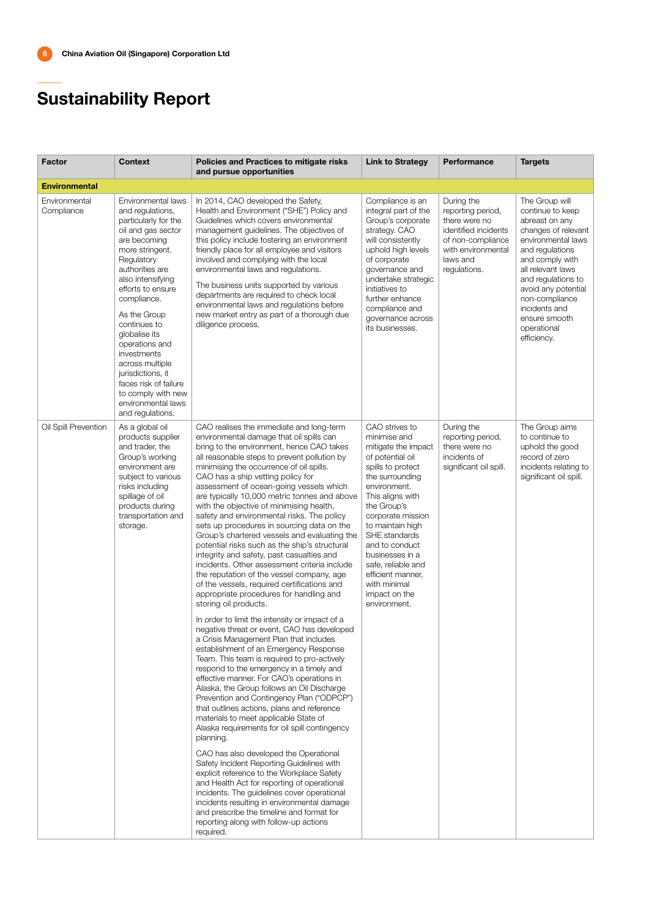## Sustainability Report

| Factor | Context | Policies and Practices to mitigate risks and pursue opportunities | Link to Strategy | Performance | Targets |
|---|---|---|---|---|---|
| **Environmental** | | | | | |
| Environmental Compliance | Environmental laws and regulations, particularly for the oil and gas sector are becoming more stringent. Regulatory authorities are also intensifying efforts to ensure compliance.<br><br>As the Group continues to globalise its operations and investments across multiple jurisdictions, it faces risk of failure to comply with new environmental laws and regulations. | In 2014, CAO developed the Safety, Health and Environment ("SHE") Policy and Guidelines which covers environmental management guidelines. The objectives of this policy include fostering an environment friendly place for all employee and visitors involved and complying with the local environmental laws and regulations.<br><br>The business units supported by various departments are required to check local environmental laws and regulations before new market entry as part of a thorough due diligence process. | Compliance is an integral part of the Group's corporate strategy. CAO will consistently uphold high levels of corporate governance and undertake strategic initiatives to further enhance compliance and governance across its businesses. | During the reporting period, there were no identified incidents of non-compliance with environmental laws and regulations. | The Group will continue to keep abreast on any changes of relevant environmental laws and regulations and comply with all relevant laws and regulations to avoid any potential non-compliance incidents and ensure smooth operational efficiency. |
| Oil Spill Prevention | As a global oil products supplier and trader, the Group's working environment are subject to various risks including spillage of oil products during transportation and storage. | CAO realises the immediate and long-term environmental damage that oil spills can bring to the environment, hence CAO takes all reasonable steps to prevent pollution by minimising the occurrence of oil spills. CAO has a ship vetting policy for assessment of ocean-going vessels which are typically 10,000 metric tonnes and above with the objective of minimising health, safety and environmental risks. The policy sets up procedures in sourcing data on the Group's chartered vessels and evaluating the potential risks such as the ship's structural integrity and safety, past casualties and incidents. Other assessment criteria include the reputation of the vessel company, age of the vessels, required certifications and appropriate procedures for handling and storing oil products.<br><br>In order to limit the intensity or impact of a negative threat or event, CAO has developed a Crisis Management Plan that includes establishment of an Emergency Response Team. This team is required to pro-actively respond to the emergency in a timely and effective manner. For CAO's operations in Alaska, the Group follows an Oil Discharge Prevention and Contingency Plan ("ODPCP") that outlines actions, plans and reference materials to meet applicable State of Alaska requirements for oil spill contingency planning.<br><br>CAO has also developed the Operational Safety Incident Reporting Guidelines with explicit reference to the Workplace Safety and Health Act for reporting of operational incidents. The guidelines cover operational incidents resulting in environmental damage and prescribe the timeline and format for reporting along with follow-up actions required. | CAO strives to minimise and mitigate the impact of potential oil spills to protect the surrounding environment. This aligns with the Group's corporate mission to maintain high SHE standards and to conduct businesses in a safe, reliable and efficient manner, with minimal impact on the environment. | During the reporting period, there were no incidents of significant oil spill. | The Group aims to continue to uphold the good record of zero incidents relating to significant oil spill. |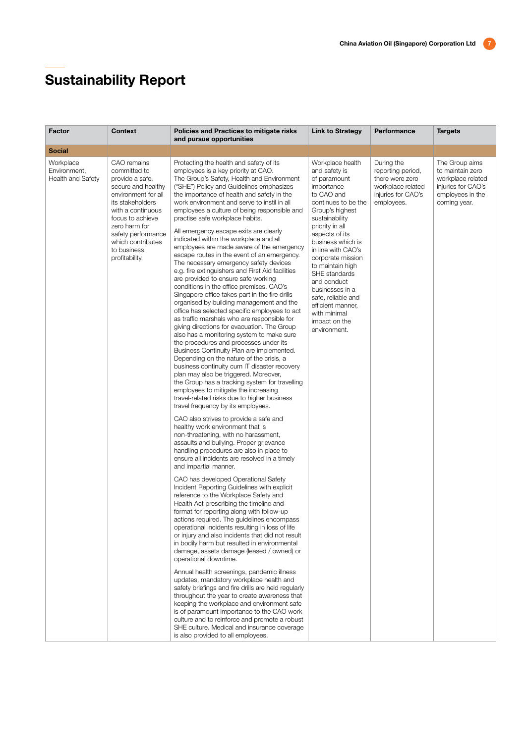# Sustainability Report

| Factor | Context | Policies and Practices to mitigate risks and pursue opportunities | Link to Strategy | Performance | Targets |
|---|---|---|---|---|---|
| **Social** | | | | | |
| Workplace Environment, Health and Safety | CAO remains committed to provide a safe, secure and healthy environment for all its stakeholders with a continuous focus to achieve zero harm for safety performance which contributes to business profitability. | Protecting the health and safety of its employees is a key priority at CAO. The Group's Safety, Health and Environment ("SHE") Policy and Guidelines emphasizes the importance of health and safety in the work environment and serve to instil in all employees a culture of being responsible and practise safe workplace habits.<br><br>All emergency escape exits are clearly indicated within the workplace and all employees are made aware of the emergency escape routes in the event of an emergency. The necessary emergency safety devices e.g. fire extinguishers and First Aid facilities are provided to ensure safe working conditions in the office premises. CAO's Singapore office takes part in the fire drills organised by building management and the office has selected specific employees to act as traffic marshals who are responsible for giving directions for evacuation. The Group also has a monitoring system to make sure the procedures and processes under its Business Continuity Plan are implemented. Depending on the nature of the crisis, a business continuity cum IT disaster recovery plan may also be triggered. Moreover, the Group has a tracking system for travelling employees to mitigate the increasing travel-related risks due to higher business travel frequency by its employees.<br><br>CAO also strives to provide a safe and healthy work environment that is non-threatening, with no harassment, assaults and bullying. Proper grievance handling procedures are also in place to ensure all incidents are resolved in a timely and impartial manner.<br><br>CAO has developed Operational Safety Incident Reporting Guidelines with explicit reference to the Workplace Safety and Health Act prescribing the timeline and format for reporting along with follow-up actions required. The guidelines encompass operational incidents resulting in loss of life or injury and also incidents that did not result in bodily harm but resulted in environmental damage, assets damage (leased / owned) or operational downtime.<br><br>Annual health screenings, pandemic illness updates, mandatory workplace health and safety briefings and fire drills are held regularly throughout the year to create awareness that keeping the workplace and environment safe is of paramount importance to the CAO work culture and to reinforce and promote a robust SHE culture. Medical and insurance coverage is also provided to all employees. | Workplace health and safety is of paramount importance to CAO and continues to be the Group's highest sustainability priority in all aspects of its business which is in line with CAO's corporate mission to maintain high SHE standards and conduct businesses in a safe, reliable and efficient manner, with minimal impact on the environment. | During the reporting period, there were zero workplace related injuries for CAO's employees. | The Group aims to maintain zero workplace related injuries for CAO's employees in the coming year. |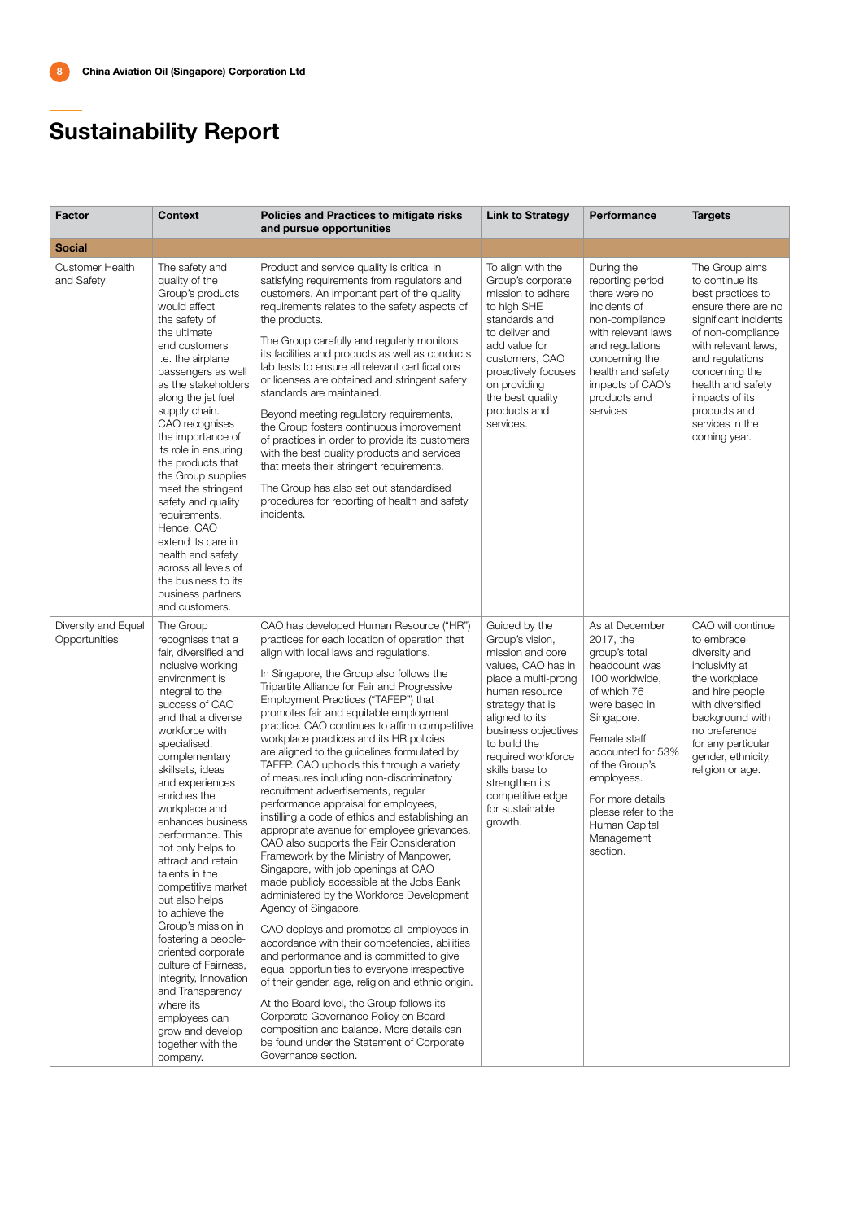# Sustainability Report

| Factor | Context | Policies and Practices to mitigate risks and pursue opportunities | Link to Strategy | Performance | Targets |
|---|---|---|---|---|---|
| **Social** | | | | | |
| Customer Health and Safety | The safety and quality of the Group's products would affect the safety of the ultimate end customers i.e. the airplane passengers as well as the stakeholders along the jet fuel supply chain. CAO recognises the importance of its role in ensuring the products that the Group supplies meet the stringent safety and quality requirements. Hence, CAO extend its care in health and safety across all levels of the business to its business partners and customers. | Product and service quality is critical in satisfying requirements from regulators and customers. An important part of the quality requirements relates to the safety aspects of the products.<br><br>The Group carefully and regularly monitors its facilities and products as well as conducts lab tests to ensure all relevant certifications or licenses are obtained and stringent safety standards are maintained.<br><br>Beyond meeting regulatory requirements, the Group fosters continuous improvement of practices in order to provide its customers with the best quality products and services that meets their stringent requirements.<br><br>The Group has also set out standardised procedures for reporting of health and safety incidents. | To align with the Group's corporate mission to adhere to high SHE standards and to deliver and add value for customers, CAO proactively focuses on providing the best quality products and services. | During the reporting period there were no incidents of non-compliance with relevant laws and regulations concerning the health and safety impacts of CAO's products and services | The Group aims to continue its best practices to ensure there are no significant incidents of non-compliance with relevant laws, and regulations concerning the health and safety impacts of its products and services in the coming year. |
| Diversity and Equal Opportunities | The Group recognises that a fair, diversified and inclusive working environment is integral to the success of CAO and that a diverse workforce with specialised, complementary skillsets, ideas and experiences enriches the workplace and enhances business performance. This not only helps to attract and retain talents in the competitive market but also helps to achieve the Group's mission in fostering a people-oriented corporate culture of Fairness, Integrity, Innovation and Transparency where its employees can grow and develop together with the company. | CAO has developed Human Resource ("HR") practices for each location of operation that align with local laws and regulations.<br><br>In Singapore, the Group also follows the Tripartite Alliance for Fair and Progressive Employment Practices ("TAFEP") that promotes fair and equitable employment practice. CAO continues to affirm competitive workplace practices and its HR policies are aligned to the guidelines formulated by TAFEP. CAO upholds this through a variety of measures including non-discriminatory recruitment advertisements, regular performance appraisal for employees, instilling a code of ethics and establishing an appropriate avenue for employee grievances. CAO also supports the Fair Consideration Framework by the Ministry of Manpower, Singapore, with job openings at CAO made publicly accessible at the Jobs Bank administered by the Workforce Development Agency of Singapore.<br><br>CAO deploys and promotes all employees in accordance with their competencies, abilities and performance and is committed to give equal opportunities to everyone irrespective of their gender, age, religion and ethnic origin.<br><br>At the Board level, the Group follows its Corporate Governance Policy on Board composition and balance. More details can be found under the Statement of Corporate Governance section. | Guided by the Group's vision, mission and core values, CAO has in place a multi-prong human resource strategy that is aligned to its business objectives to build the required workforce skills base to strengthen its competitive edge for sustainable growth. | As at December 2017, the group's total headcount was 100 worldwide, of which 76 were based in Singapore.<br><br>Female staff accounted for 53% of the Group's employees.<br><br>For more details please refer to the Human Capital Management section. | CAO will continue to embrace diversity and inclusivity at the workplace and hire people with diversified background with no preference for any particular gender, ethnicity, religion or age. |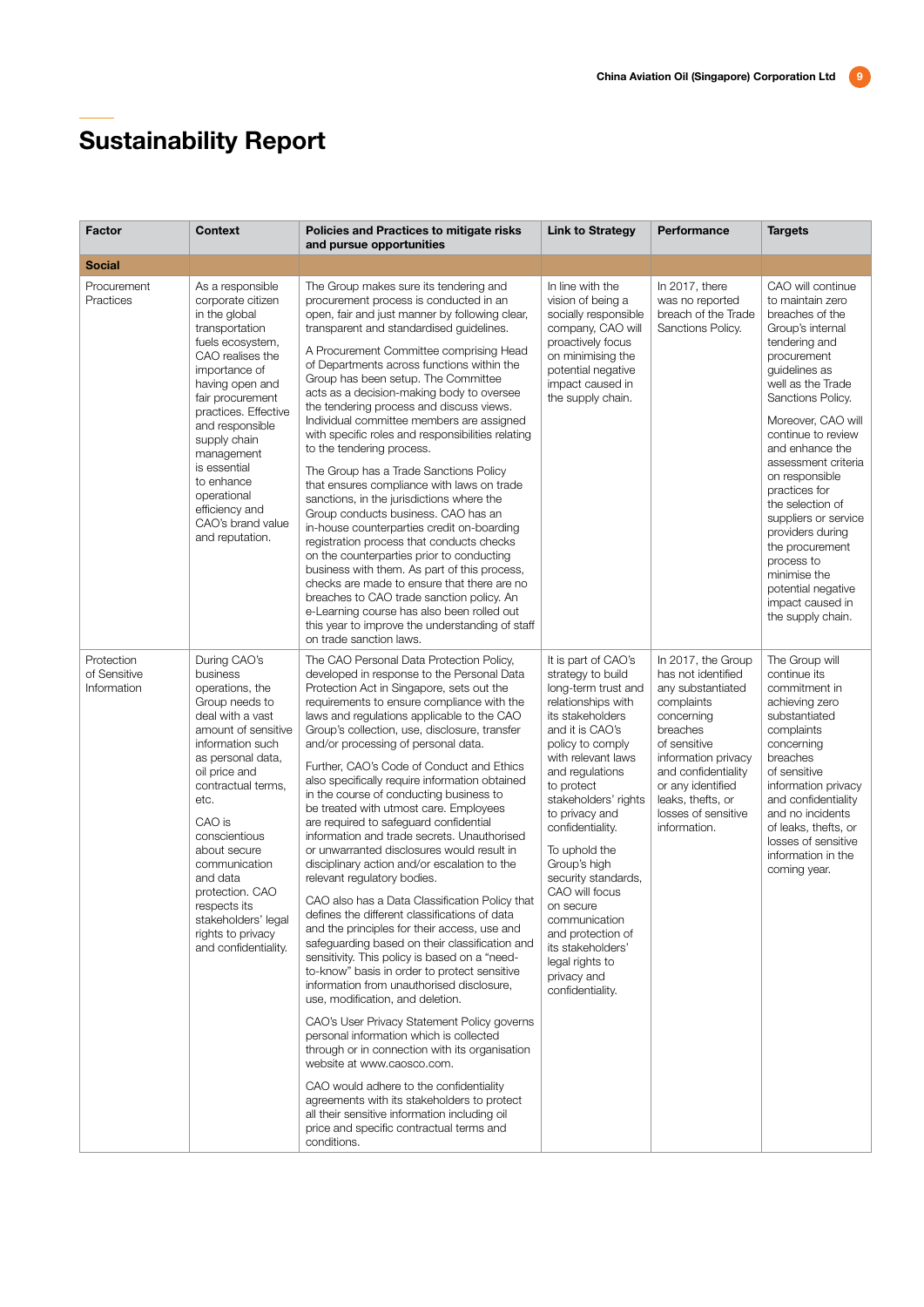# Sustainability Report

| Factor | Context | Policies and Practices to mitigate risks and pursue opportunities | Link to Strategy | Performance | Targets |
|---|---|---|---|---|---|
| **Social** | | | | | |
| Procurement Practices | As a responsible corporate citizen in the global transportation fuels ecosystem, CAO realises the importance of having open and fair procurement practices. Effective and responsible supply chain management is essential to enhance operational efficiency and CAO's brand value and reputation. | The Group makes sure its tendering and procurement process is conducted in an open, fair and just manner by following clear, transparent and standardised guidelines.<br><br>A Procurement Committee comprising Head of Departments across functions within the Group has been setup. The Committee acts as a decision-making body to oversee the tendering process and discuss views. Individual committee members are assigned with specific roles and responsibilities relating to the tendering process.<br><br>The Group has a Trade Sanctions Policy that ensures compliance with laws on trade sanctions, in the jurisdictions where the Group conducts business. CAO has an in-house counterparties credit on-boarding registration process that conducts checks on the counterparties prior to conducting business with them. As part of this process, checks are made to ensure that there are no breaches to CAO trade sanction policy. An e-Learning course has also been rolled out this year to improve the understanding of staff on trade sanction laws. | In line with the vision of being a socially responsible company, CAO will proactively focus on minimising the potential negative impact caused in the supply chain. | In 2017, there was no reported breach of the Trade Sanctions Policy. | CAO will continue to maintain zero breaches of the Group's internal tendering and procurement guidelines as well as the Trade Sanctions Policy.<br><br>Moreover, CAO will continue to review and enhance the assessment criteria on responsible practices for the selection of suppliers or service providers during the procurement process to minimise the potential negative impact caused in the supply chain. |
| Protection of Sensitive Information | During CAO's business operations, the Group needs to deal with a vast amount of sensitive information such as personal data, oil price and contractual terms, etc.<br><br>CAO is conscientious about secure communication and data protection. CAO respects its stakeholders' legal rights to privacy and confidentiality. | The CAO Personal Data Protection Policy, developed in response to the Personal Data Protection Act in Singapore, sets out the requirements to ensure compliance with the laws and regulations applicable to the CAO Group's collection, use, disclosure, transfer and/or processing of personal data.<br><br>Further, CAO's Code of Conduct and Ethics also specifically require information obtained in the course of conducting business to be treated with utmost care. Employees are required to safeguard confidential information and trade secrets. Unauthorised or unwarranted disclosures would result in disciplinary action and/or escalation to the relevant regulatory bodies.<br><br>CAO also has a Data Classification Policy that defines the different classifications of data and the principles for their access, use and safeguarding based on their classification and sensitivity. This policy is based on a "need-to-know" basis in order to protect sensitive information from unauthorised disclosure, use, modification, and deletion.<br><br>CAO's User Privacy Statement Policy governs personal information which is collected through or in connection with its organisation website at www.caosco.com.<br><br>CAO would adhere to the confidentiality agreements with its stakeholders to protect all their sensitive information including oil price and specific contractual terms and conditions. | It is part of CAO's strategy to build long-term trust and relationships with its stakeholders and it is CAO's policy to comply with relevant laws and regulations to protect stakeholders' rights to privacy and confidentiality.<br><br>To uphold the Group's high security standards, CAO will focus on secure communication and protection of its stakeholders' legal rights to privacy and confidentiality. | In 2017, the Group has not identified any substantiated complaints concerning breaches of sensitive information privacy and confidentiality or any identified leaks, thefts, or losses of sensitive information. | The Group will continue its commitment in achieving zero substantiated complaints concerning breaches of sensitive information privacy and confidentiality and no incidents of leaks, thefts, or losses of sensitive information in the coming year. |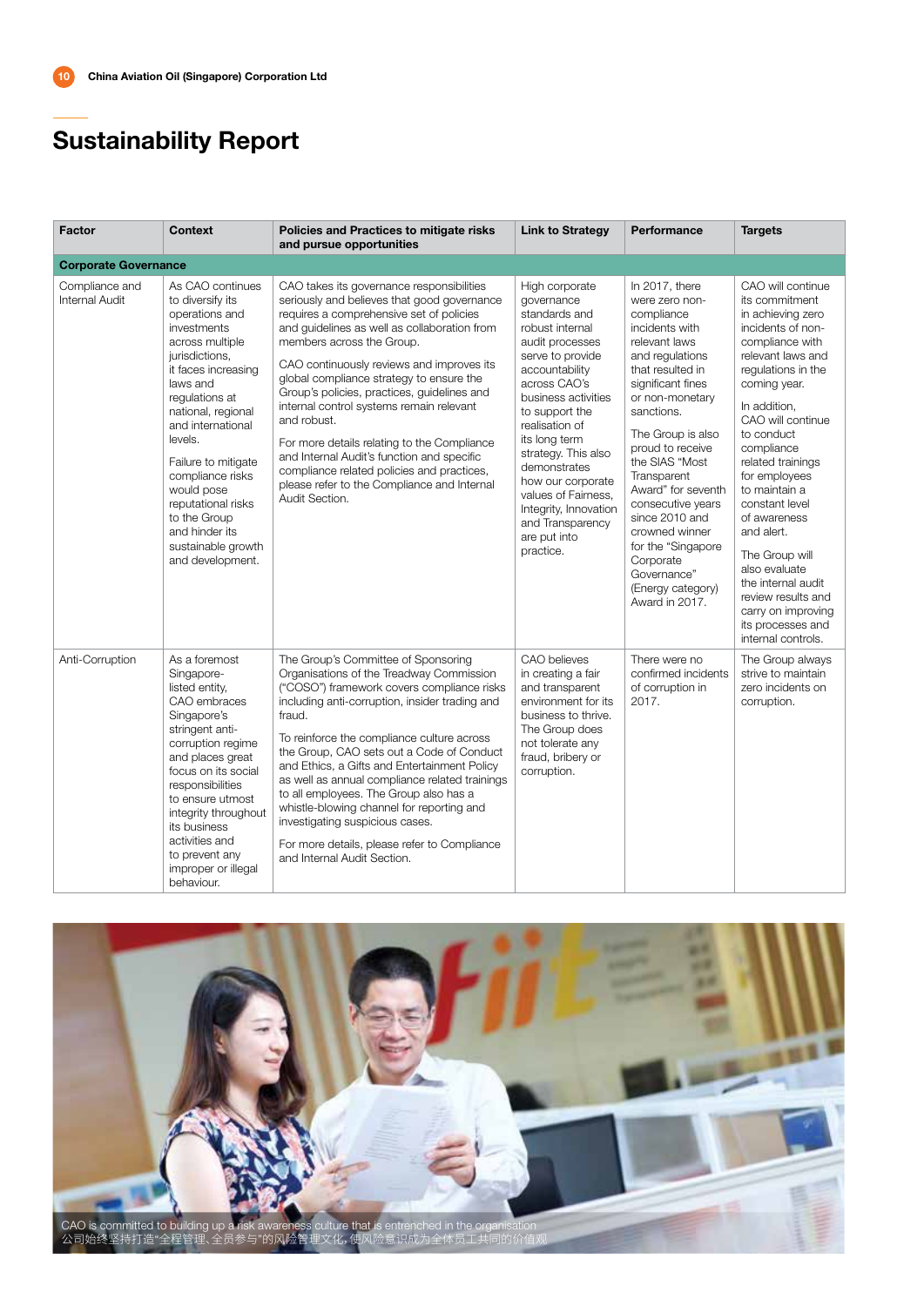# Sustainability Report

| Factor | Context | Policies and Practices to mitigate risks and pursue opportunities | Link to Strategy | Performance | Targets |
|---|---|---|---|---|---|
| **Corporate Governance** | | | | | |
| Compliance and Internal Audit | As CAO continues to diversify its operations and investments across multiple jurisdictions, it faces increasing laws and regulations at national, regional and international levels.<br><br>Failure to mitigate compliance risks would pose reputational risks to the Group and hinder its sustainable growth and development. | CAO takes its governance responsibilities seriously and believes that good governance requires a comprehensive set of policies and guidelines as well as collaboration from members across the Group.<br><br>CAO continuously reviews and improves its global compliance strategy to ensure the Group's policies, practices, guidelines and internal control systems remain relevant and robust.<br><br>For more details relating to the Compliance and Internal Audit's function and specific compliance related policies and practices, please refer to the Compliance and Internal Audit Section. | High corporate governance standards and robust internal audit processes serve to provide accountability across CAO's business activities to support the realisation of its long term strategy. This also demonstrates how our corporate values of Fairness, Integrity, Innovation and Transparency are put into practice. | In 2017, there were zero non-compliance incidents with relevant laws and regulations that resulted in significant fines or non-monetary sanctions.<br><br>The Group is also proud to receive the SIAS "Most Transparent Award" for seventh consecutive years since 2010 and crowned winner for the "Singapore Corporate Governance" (Energy category) Award in 2017. | CAO will continue its commitment in achieving zero incidents of non-compliance with relevant laws and regulations in the coming year.<br><br>In addition, CAO will continue to conduct compliance related trainings for employees to maintain a constant level of awareness and alert.<br><br>The Group will also evaluate the internal audit review results and carry on improving its processes and internal controls. |
| Anti-Corruption | As a foremost Singapore-listed entity, CAO embraces Singapore's stringent anti-corruption regime and places great focus on its social responsibilities to ensure utmost integrity throughout its business activities and to prevent any improper or illegal behaviour. | The Group's Committee of Sponsoring Organisations of the Treadway Commission ("COSO") framework covers compliance risks including anti-corruption, insider trading and fraud.<br><br>To reinforce the compliance culture across the Group, CAO sets out a Code of Conduct and Ethics, a Gifts and Entertainment Policy as well as annual compliance related trainings to all employees. The Group also has a whistle-blowing channel for reporting and investigating suspicious cases.<br><br>For more details, please refer to Compliance and Internal Audit Section. | CAO believes in creating a fair and transparent environment for its business to thrive. The Group does not tolerate any fraud, bribery or corruption. | There were no confirmed incidents of corruption in 2017. | The Group always strive to maintain zero incidents on corruption. |

CAO is committed to building up a risk awareness culture that is entrenched in the organisation
公司始终坚持打造"全程管理、全员参与"的风险管理文化，使风险意识成为全体员工共同的价值观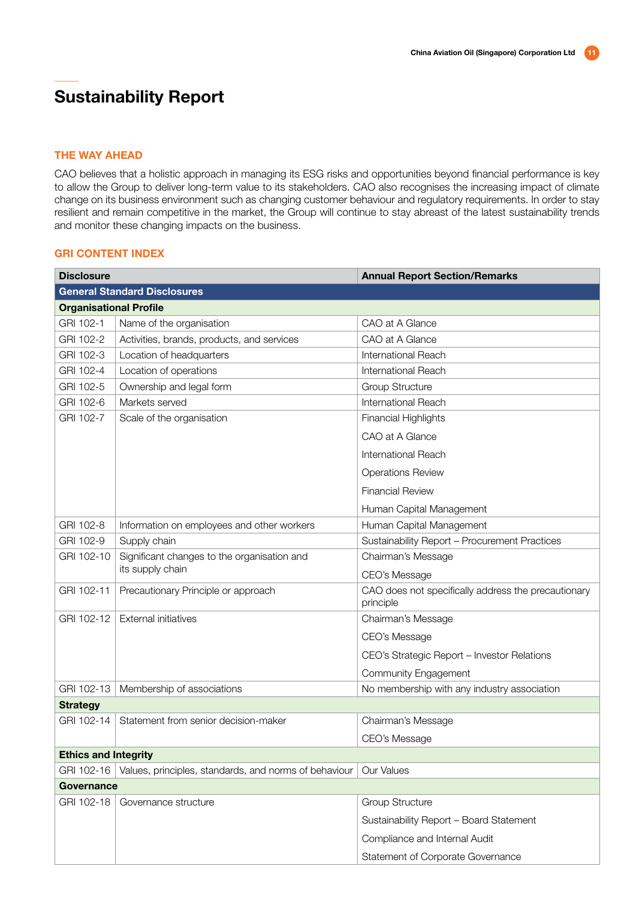# Sustainability Report

## THE WAY AHEAD

CAO believes that a holistic approach in managing its ESG risks and opportunities beyond financial performance is key to allow the Group to deliver long-term value to its stakeholders. CAO also recognises the increasing impact of climate change on its business environment such as changing customer behaviour and regulatory requirements. In order to stay resilient and remain competitive in the market, the Group will continue to stay abreast of the latest sustainability trends and monitor these changing impacts on the business.

## GRI CONTENT INDEX

| Disclosure | | Annual Report Section/Remarks |
|---|---|---|
| **General Standard Disclosures** | | |
| **Organisational Profile** | | |
| GRI 102-1 | Name of the organisation | CAO at A Glance |
| GRI 102-2 | Activities, brands, products, and services | CAO at A Glance |
| GRI 102-3 | Location of headquarters | International Reach |
| GRI 102-4 | Location of operations | International Reach |
| GRI 102-5 | Ownership and legal form | Group Structure |
| GRI 102-6 | Markets served | International Reach |
| GRI 102-7 | Scale of the organisation | Financial Highlights<br>CAO at A Glance<br>International Reach<br>Operations Review<br>Financial Review<br>Human Capital Management |
| GRI 102-8 | Information on employees and other workers | Human Capital Management |
| GRI 102-9 | Supply chain | Sustainability Report – Procurement Practices |
| GRI 102-10 | Significant changes to the organisation and its supply chain | Chairman's Message<br>CEO's Message |
| GRI 102-11 | Precautionary Principle or approach | CAO does not specifically address the precautionary principle |
| GRI 102-12 | External initiatives | Chairman's Message<br>CEO's Message<br>CEO's Strategic Report – Investor Relations<br>Community Engagement |
| GRI 102-13 | Membership of associations | No membership with any industry association |
| **Strategy** | | |
| GRI 102-14 | Statement from senior decision-maker | Chairman's Message<br>CEO's Message |
| **Ethics and Integrity** | | |
| GRI 102-16 | Values, principles, standards, and norms of behaviour | Our Values |
| **Governance** | | |
| GRI 102-18 | Governance structure | Group Structure<br>Sustainability Report – Board Statement<br>Compliance and Internal Audit<br>Statement of Corporate Governance |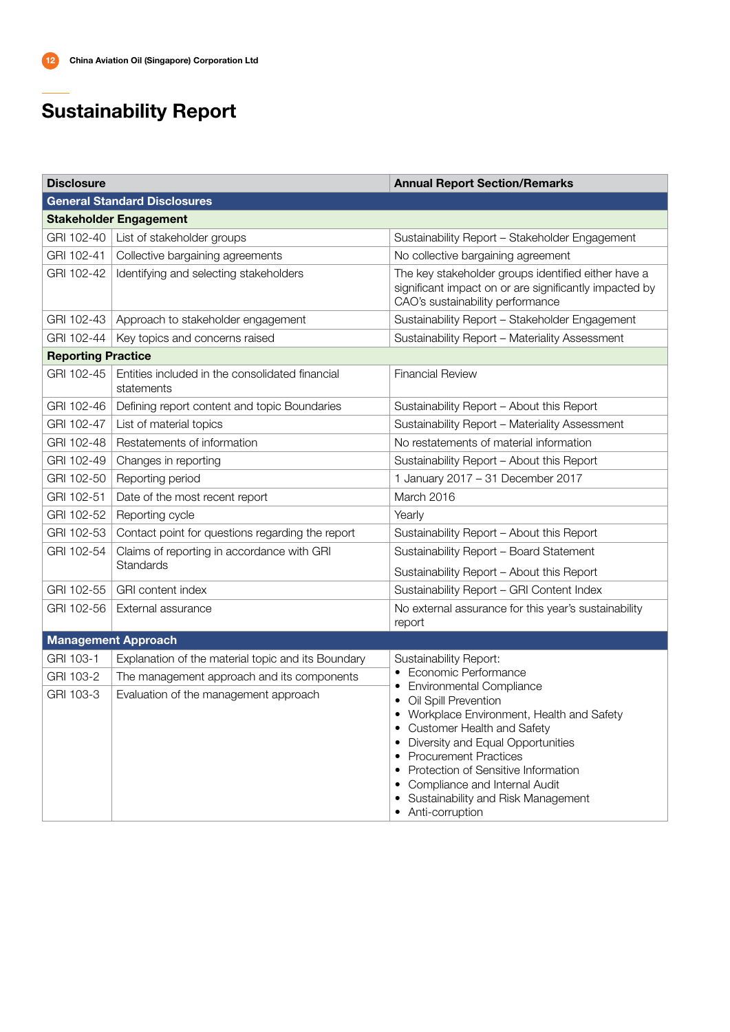# Sustainability Report

| Disclosure | | Annual Report Section/Remarks |
|---|---|---|
| **General Standard Disclosures** | | |
| **Stakeholder Engagement** | | |
| GRI 102-40 | List of stakeholder groups | Sustainability Report – Stakeholder Engagement |
| GRI 102-41 | Collective bargaining agreements | No collective bargaining agreement |
| GRI 102-42 | Identifying and selecting stakeholders | The key stakeholder groups identified either have a significant impact on or are significantly impacted by CAO's sustainability performance |
| GRI 102-43 | Approach to stakeholder engagement | Sustainability Report – Stakeholder Engagement |
| GRI 102-44 | Key topics and concerns raised | Sustainability Report – Materiality Assessment |
| **Reporting Practice** | | |
| GRI 102-45 | Entities included in the consolidated financial statements | Financial Review |
| GRI 102-46 | Defining report content and topic Boundaries | Sustainability Report – About this Report |
| GRI 102-47 | List of material topics | Sustainability Report – Materiality Assessment |
| GRI 102-48 | Restatements of information | No restatements of material information |
| GRI 102-49 | Changes in reporting | Sustainability Report – About this Report |
| GRI 102-50 | Reporting period | 1 January 2017 – 31 December 2017 |
| GRI 102-51 | Date of the most recent report | March 2016 |
| GRI 102-52 | Reporting cycle | Yearly |
| GRI 102-53 | Contact point for questions regarding the report | Sustainability Report – About this Report |
| GRI 102-54 | Claims of reporting in accordance with GRI Standards | Sustainability Report – Board Statement<br>Sustainability Report – About this Report |
| GRI 102-55 | GRI content index | Sustainability Report – GRI Content Index |
| GRI 102-56 | External assurance | No external assurance for this year's sustainability report |
| **Management Approach** | | |
| GRI 103-1 | Explanation of the material topic and its Boundary | Sustainability Report:<br>• Economic Performance<br>• Environmental Compliance<br>• Oil Spill Prevention<br>• Workplace Environment, Health and Safety<br>• Customer Health and Safety<br>• Diversity and Equal Opportunities<br>• Procurement Practices<br>• Protection of Sensitive Information<br>• Compliance and Internal Audit<br>• Sustainability and Risk Management<br>• Anti-corruption |
| GRI 103-2 | The management approach and its components | |
| GRI 103-3 | Evaluation of the management approach | |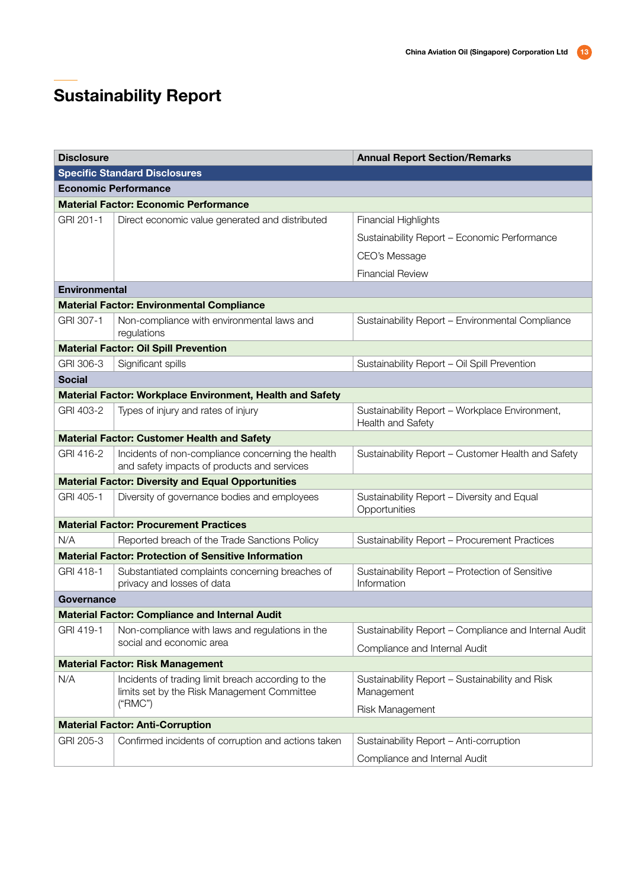# Sustainability Report

| Disclosure | | Annual Report Section/Remarks |
|---|---|---|
| **Specific Standard Disclosures** | | |
| **Economic Performance** | | |
| **Material Factor: Economic Performance** | | |
| GRI 201-1 | Direct economic value generated and distributed | Financial Highlights<br>Sustainability Report – Economic Performance<br>CEO's Message<br>Financial Review |
| **Environmental** | | |
| **Material Factor: Environmental Compliance** | | |
| GRI 307-1 | Non-compliance with environmental laws and regulations | Sustainability Report – Environmental Compliance |
| **Material Factor: Oil Spill Prevention** | | |
| GRI 306-3 | Significant spills | Sustainability Report – Oil Spill Prevention |
| **Social** | | |
| **Material Factor: Workplace Environment, Health and Safety** | | |
| GRI 403-2 | Types of injury and rates of injury | Sustainability Report – Workplace Environment, Health and Safety |
| **Material Factor: Customer Health and Safety** | | |
| GRI 416-2 | Incidents of non-compliance concerning the health and safety impacts of products and services | Sustainability Report – Customer Health and Safety |
| **Material Factor: Diversity and Equal Opportunities** | | |
| GRI 405-1 | Diversity of governance bodies and employees | Sustainability Report – Diversity and Equal Opportunities |
| **Material Factor: Procurement Practices** | | |
| N/A | Reported breach of the Trade Sanctions Policy | Sustainability Report – Procurement Practices |
| **Material Factor: Protection of Sensitive Information** | | |
| GRI 418-1 | Substantiated complaints concerning breaches of privacy and losses of data | Sustainability Report – Protection of Sensitive Information |
| **Governance** | | |
| **Material Factor: Compliance and Internal Audit** | | |
| GRI 419-1 | Non-compliance with laws and regulations in the social and economic area | Sustainability Report – Compliance and Internal Audit<br>Compliance and Internal Audit |
| **Material Factor: Risk Management** | | |
| N/A | Incidents of trading limit breach according to the limits set by the Risk Management Committee ("RMC") | Sustainability Report – Sustainability and Risk Management<br>Risk Management |
| **Material Factor: Anti-Corruption** | | |
| GRI 205-3 | Confirmed incidents of corruption and actions taken | Sustainability Report – Anti-corruption<br>Compliance and Internal Audit |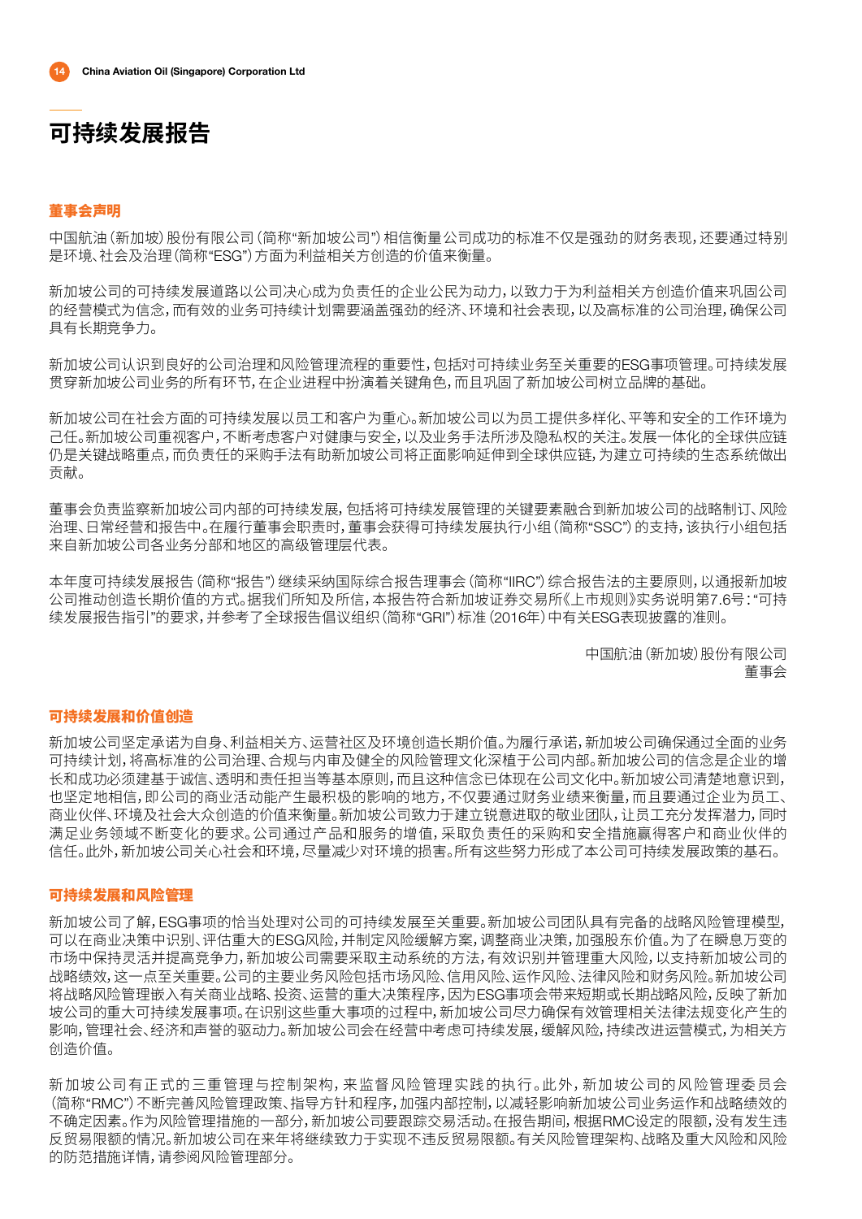# 可持续发展报告

## 董事会声明

中国航油(新加坡)股份有限公司(简称"新加坡公司")相信衡量公司成功的标准不仅是强劲的财务表现,还要通过特别是环境、社会及治理(简称"ESG")方面为利益相关方创造的价值来衡量。

新加坡公司的可持续发展道路以公司决心成为负责任的企业公民为动力,以致力于为利益相关方创造价值来巩固公司的经营模式为信念,而有效的业务可持续计划需要涵盖强劲的经济、环境和社会表现,以及高标准的公司治理,确保公司具有长期竞争力。

新加坡公司认识到良好的公司治理和风险管理流程的重要性,包括对可持续业务至关重要的ESG事项管理。可持续发展贯穿新加坡公司业务的所有环节,在企业进程中扮演着关键角色,而且巩固了新加坡公司树立品牌的基础。

新加坡公司在社会方面的可持续发展以员工和客户为重心。新加坡公司以为员工提供多样化、平等和安全的工作环境为己任。新加坡公司重视客户,不断考虑客户对健康与安全,以及业务手法所涉及隐私权的关注。发展一体化的全球供应链仍是关键战略重点,而负责任的采购手法有助新加坡公司将正面影响延伸到全球供应链,为建立可持续的生态系统做出贡献。

董事会负责监察新加坡公司内部的可持续发展,包括将可持续发展管理的关键要素融合到新加坡公司的战略制订、风险治理、日常经营和报告中。在履行董事会职责时,董事会获得可持续发展执行小组(简称"SSC")的支持,该执行小组包括来自新加坡公司各业务分部和地区的高级管理层代表。

本年度可持续发展报告(简称"报告")继续采纳国际综合报告理事会(简称"IIRC")综合报告法的主要原则,以通报新加坡公司推动创造长期价值的方式。据我们所知及所信,本报告符合新加坡证券交易所《上市规则》实务说明第7.6号:"可持续发展报告指引"的要求,并参考了全球报告倡议组织(简称"GRI")标准(2016年)中有关ESG表现披露的准则。

中国航油(新加坡)股份有限公司
董事会

## 可持续发展和价值创造

新加坡公司坚定承诺为自身、利益相关方、运营社区及环境创造长期价值。为履行承诺,新加坡公司确保通过全面的业务可持续计划,将高标准的公司治理、合规与内审及健全的风险管理文化深植于公司内部。新加坡公司的信念是企业的增长和成功必须建基于诚信、透明和责任担当等基本原则,而且这种信念已体现在公司文化中。新加坡公司清楚地意识到,也坚定地相信,即公司的商业活动能产生最积极的影响的地方,不仅要通过财务业绩来衡量,而且要通过企业为员工、商业伙伴、环境及社会大众创造的价值来衡量。新加坡公司致力于建立锐意进取的敬业团队,让员工充分发挥潜力,同时满足业务领域不断变化的要求。公司通过产品和服务的增值,采取负责任的采购和安全措施赢得客户和商业伙伴的信任。此外,新加坡公司关心社会和环境,尽量减少对环境的损害。所有这些努力形成了本公司可持续发展政策的基石。

## 可持续发展和风险管理

新加坡公司了解,ESG事项的恰当处理对公司的可持续发展至关重要。新加坡公司团队具有完备的战略风险管理模型,可以在商业决策中识别、评估重大的ESG风险,并制定风险缓解方案,调整商业决策,加强股东价值。为了在瞬息万变的市场中保持灵活并提高竞争力,新加坡公司需要采取主动系统的方法,有效识别并管理重大风险,以支持新加坡公司的战略绩效,这一点至关重要。公司的主要业务风险包括市场风险、信用风险、运作风险、法律风险和财务风险。新加坡公司将战略风险管理嵌入有关商业战略、投资、运营的重大决策程序,因为ESG事项会带来短期或长期战略风险,反映了新加坡公司的重大可持续发展事项。在识别这些重大事项的过程中,新加坡公司尽力确保有效管理相关法律法规变化产生的影响,管理社会、经济和声誉的驱动力。新加坡公司会在经营中考虑可持续发展,缓解风险,持续改进运营模式,为相关方创造价值。

新加坡公司有正式的三重管理与控制架构,来监督风险管理实践的执行。此外,新加坡公司的风险管理委员会(简称"RMC")不断完善风险管理政策、指导方针和程序,加强内部控制,以减轻影响新加坡公司业务运作和战略绩效的不确定因素。作为风险管理措施的一部分,新加坡公司要跟踪交易活动。在报告期间,根据RMC设定的限额,没有发生违反贸易限额的情况。新加坡公司在来年将继续致力于实现不违反贸易限额。有关风险管理架构、战略及重大风险和风险的防范措施详情,请参阅风险管理部分。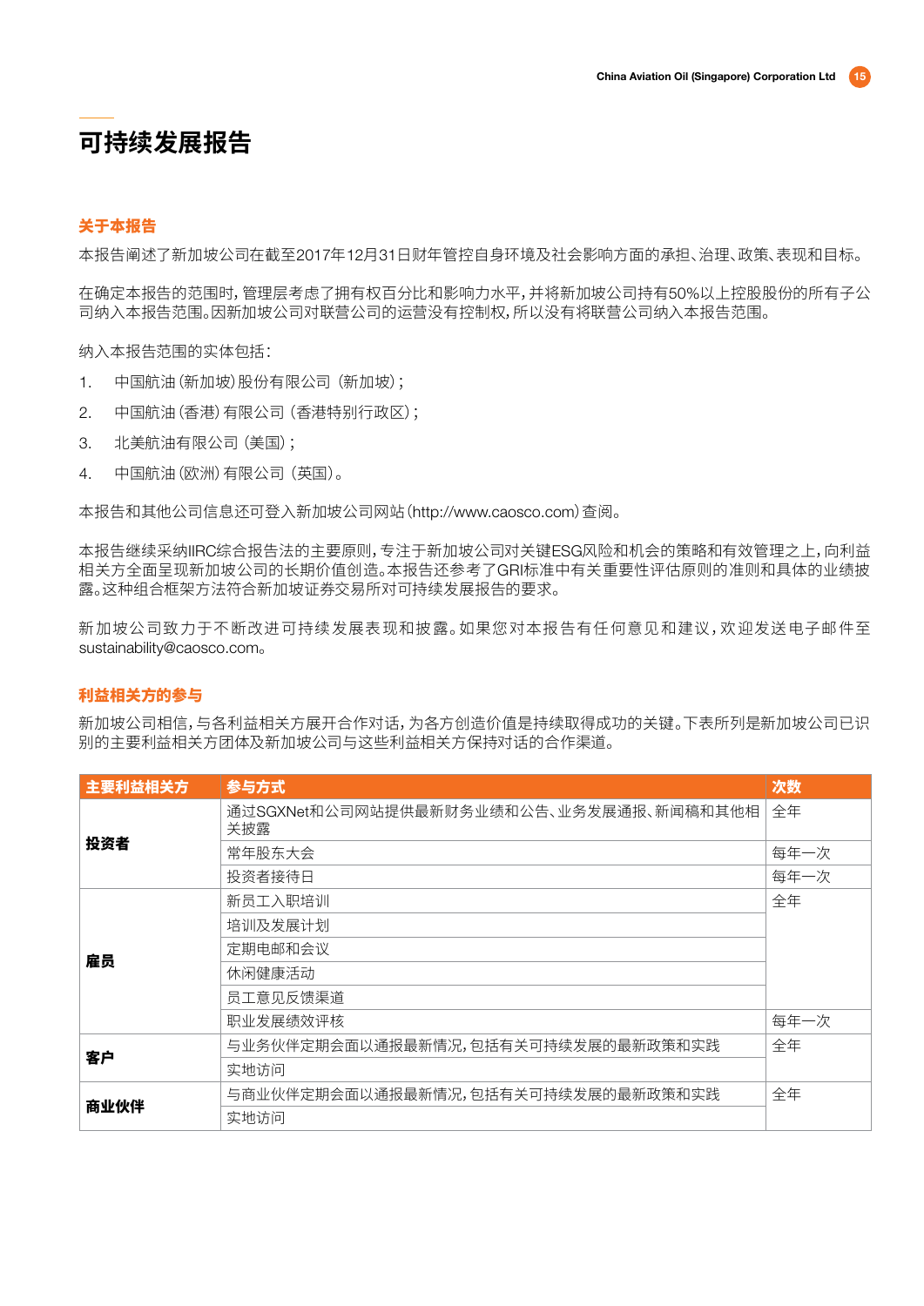# 可持续发展报告

## 关于本报告

本报告阐述了新加坡公司在截至2017年12月31日财年管控自身环境及社会影响方面的承担、治理、政策、表现和目标。

在确定本报告的范围时，管理层考虑了拥有权百分比和影响力水平，并将新加坡公司持有50%以上控股股份的所有子公司纳入本报告范围。因新加坡公司对联营公司的运营没有控制权，所以没有将联营公司纳入本报告范围。

纳入本报告范围的实体包括：

1. 中国航油（新加坡）股份有限公司（新加坡）；
2. 中国航油（香港）有限公司（香港特别行政区）；
3. 北美航油有限公司（美国）；
4. 中国航油（欧洲）有限公司（英国）。

本报告和其他公司信息还可登入新加坡公司网站（http://www.caosco.com）查阅。

本报告继续采纳IIRC综合报告法的主要原则，专注于新加坡公司对关键ESG风险和机会的策略和有效管理之上，向利益相关方全面呈现新加坡公司的长期价值创造。本报告还参考了GRI标准中有关重要性评估原则的准则和具体的业绩披露。这种组合框架方法符合新加坡证券交易所对可持续发展报告的要求。

新加坡公司致力于不断改进可持续发展表现和披露。如果您对本报告有任何意见和建议，欢迎发送电子邮件至sustainability@caosco.com。

## 利益相关方的参与

新加坡公司相信，与各利益相关方展开合作对话，为各方创造价值是持续取得成功的关键。下表所列是新加坡公司已识别的主要利益相关方团体及新加坡公司与这些利益相关方保持对话的合作渠道。

| 主要利益相关方 | 参与方式 | 次数 |
|---|---|---|
| 投资者 | 通过SGXNet和公司网站提供最新财务业绩和公告、业务发展通报、新闻稿和其他相关披露 | 全年 |
| | 常年股东大会 | 每年一次 |
| | 投资者接待日 | 每年一次 |
| 雇员 | 新员工入职培训 | 全年 |
| | 培训及发展计划 | |
| | 定期电邮和会议 | |
| | 休闲健康活动 | |
| | 员工意见反馈渠道 | |
| | 职业发展绩效评核 | 每年一次 |
| 客户 | 与业务伙伴定期会面以通报最新情况，包括有关可持续发展的最新政策和实践 | 全年 |
| | 实地访问 | |
| 商业伙伴 | 与商业伙伴定期会面以通报最新情况，包括有关可持续发展的最新政策和实践 | 全年 |
| | 实地访问 | |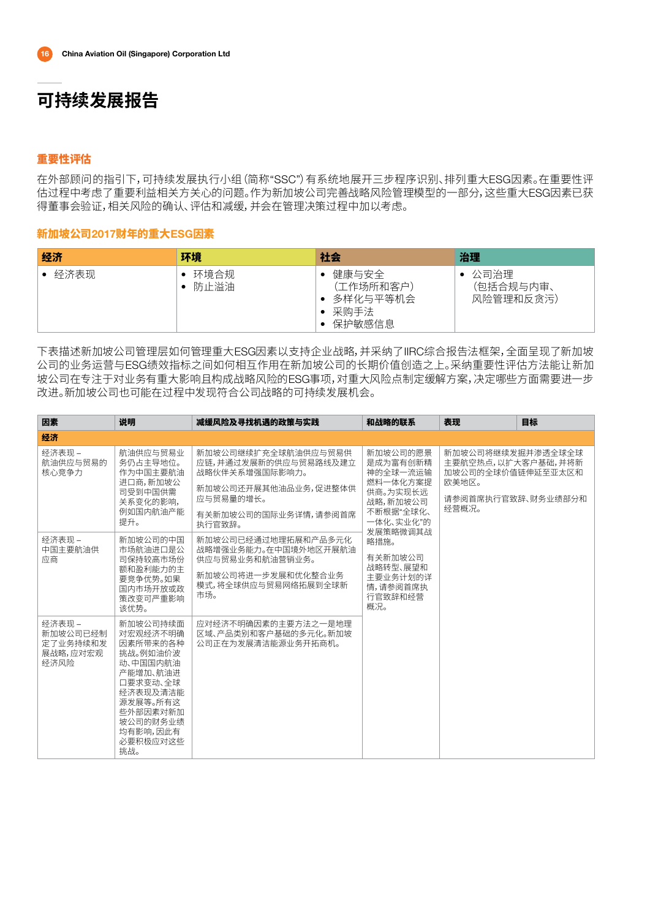# 可持续发展报告

## 重要性评估

在外部顾问的指引下，可持续发展执行小组（简称"SSC"）有系统地展开三步程序识别、排列重大ESG因素。在重要性评估过程中考虑了重要利益相关方关心的问题。作为新加坡公司完善战略风险管理模型的一部分，这些重大ESG因素已获得董事会验证，相关风险的确认、评估和减缓，并会在管理决策过程中加以考虑。

### 新加坡公司2017财年的重大ESG因素

| 经济 | 环境 | 社会 | 治理 |
|---|---|---|---|
| • 经济表现 | • 环境合规<br>• 防止溢油 | • 健康与安全（工作场所和客户）<br>• 多样化与平等机会<br>• 采购手法<br>• 保护敏感信息 | • 公司治理（包括合规与内审、风险管理和反贪污） |

下表描述新加坡公司管理层如何管理重大ESG因素以支持企业战略，并采纳了IIRC综合报告法框架，全面呈现了新加坡公司的业务运营与ESG绩效指标之间如何相互作用在新加坡公司的长期价值创造之上。采纳重要性评估方法能让新加坡公司在专注于对业务有重大影响且构成战略风险的ESG事项，对重大风险点制定缓解方案，决定哪些方面需要进一步改进。新加坡公司也可能在过程中发现符合公司战略的可持续发展机会。

| 因素 | 说明 | 减缓风险及寻找机遇的政策与实践 | 和战略的联系 | 表现 | 目标 |
|---|---|---|---|---|---|
| **经济** | | | | | |
| 经济表现 – 航油供应与贸易的核心竞争力 | 航油供应与贸易业务仍占主导地位。作为中国主要航油进口商，新加坡公司受到中国供需关系变化的影响，例如国内航油产能提升。 | 新加坡公司继续扩充全球航油供应与贸易供应链，并通过发展新的供应与贸易路线及建立战略伙伴关系增强国际影响力。<br><br>新加坡公司还开展其他油品业务，促进整体供应与贸易量的增长。<br><br>有关新加坡公司的国际业务详情，请参阅首席执行官致辞。 | 新加坡公司的愿景是成为富有创新精神的全球一流运输燃料一体化方案提供商。为实现长远战略，新加坡公司不断根据"全球化、一体化、实业化"的发展策略微调其战略措施。<br><br>有关新加坡公司战略转型、展望和主要业务计划的详情，请参阅首席执行官致辞和经营概况。 | 新加坡公司将继续发掘并渗透全球全球主要航空热点，以扩大客户基础，并将新加坡公司的全球价值链伸延至亚太区和欧美地区。<br><br>请参阅首席执行官致辞、财务业绩部分和经营概况。 | |
| 经济表现 – 中国主要航油供应商 | 新加坡公司的中国市场航油进口是公司保持较高市场份额和盈利能力的主要竞争优势。如果国内市场开放或政策改变可严重影响该优势。 | 新加坡公司已经通过地理拓展和产品多元化战略增强业务能力。在中国境外地区开展航油供应与贸易业务和航油营销业务。<br><br>新加坡公司将进一步发展和优化整合业务模式，将全球供应与贸易网络拓展到全球新市场。 | | | |
| 经济表现 – 新加坡公司已经制定了业务持续和发展战略，应对宏观经济风险 | 新加坡公司持续面对宏观经济不明确因素所带来的各种挑战。例如油价波动、中国国内航油产能增加、航油进口要求变动、全球经济表现及清洁能源发展等。所有这些外部因素对新加坡公司的财务业绩均有影响，因此有必要积极应对这些挑战。 | 应对经济不明确因素的主要方法之一是地理区域、产品类别和客户基础的多元化。新加坡公司正在为发展清洁能源业务开拓商机。 | | | |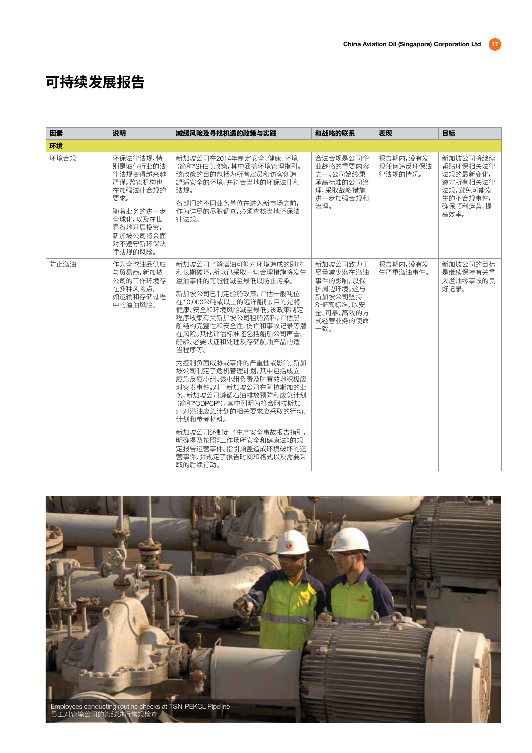# 可持续发展报告

| 因素 | 说明 | 减缓风险及寻找机遇的政策与实践 | 和战略的联系 | 表现 | 目标 |
|---|---|---|---|---|---|
| **环境** | | | | | |
| 环境合规 | 环保法律法规，特别是油气行业的法律法规变得越来越严谨。监管机构也在加强法律合规的要求。<br><br>随着业务的进一步全球化，以及在世界各地开展投资，新加坡公司将会面对不遵守新环保法律法规的风险。 | 新加坡公司在2014年制定安全、健康、环境（简称"SHE"）政策，其中涵盖环境管理指引。该政策的目的包括为所有雇员和访客创造舒适安全的环境，并符合当地的环保法律和法规。<br><br>各部门的不同业务单位在进入新市场之前，作为详尽的尽职调查，必须查核当地环保法律法规。 | 合法合规是公司企业战略的重要内容之一。公司始终秉承高标准的公司治理，采取战略措施进一步加强合规和治理。 | 报告期内，没有发现任何违反环保法律法规的情况。 | 新加坡公司将继续紧贴环保相关法律法规的最新变化，遵守所有相关法律法规，避免可能发生的不合规事件，确保顺利运营，提高效率。 |
| 防止溢油 | 作为全球油品供应与贸易商，新加坡公司的工作环境存在多种风险点，如运输和存储过程中的溢油风险。 | 新加坡公司了解溢油可能对环境造成的即时和长期破坏，所以已采取一切合理措施将发生溢油事件的可能性减至最低以防止污染。<br><br>新加坡公司已制定验船政策，评估一般吨位在10,000公吨或以上的远洋船舶，目的是将健康、安全和环境风险减至最低。该政策制定程序收集有关新加坡公司租船资料，评估船舶结构完整性和安全性、伤亡和事故记录等潜在风险。其他评估标准还包括船舶公司声誉、船龄、必要认证和处理及存储航油产品的适当程序等。<br><br>为控制负面威胁或事件的严重性或影响，新加坡公司制定了危机管理计划，其中包括成立应急反应小组。该小组负责及时有效地积极应对突发事件。对于新加坡公司在阿拉斯加的业务，新加坡公司遵循石油排放预防和应急计划（简称"ODPCP"），其中列明为符合阿拉斯加州对溢油应急计划的相关要求应采取的行动、计划和参考材料。<br><br>新加坡公司还制定了生产安全事故报告指引，明确提及按照《工作场所安全和健康法》的规定报告运营事件。指引涵盖造成环境破坏的运营事件，并规定了报告时间和格式以及需要采取的后续行动。 | 新加坡公司致力于尽量减少潜在溢油事件的影响，以保护周边环境。这与新加坡公司坚持SHE高标准，以安全、可靠、高效的方式经营业务的使命一致。 | 报告期内，没有发生严重溢油事件。 | 新加坡公司的目标是继续保持有关重大溢油零事故的良好记录。 |

Employees conducting routine checks at TSN-PEKCL Pipeline
员工对管输公司的管线进行常规检查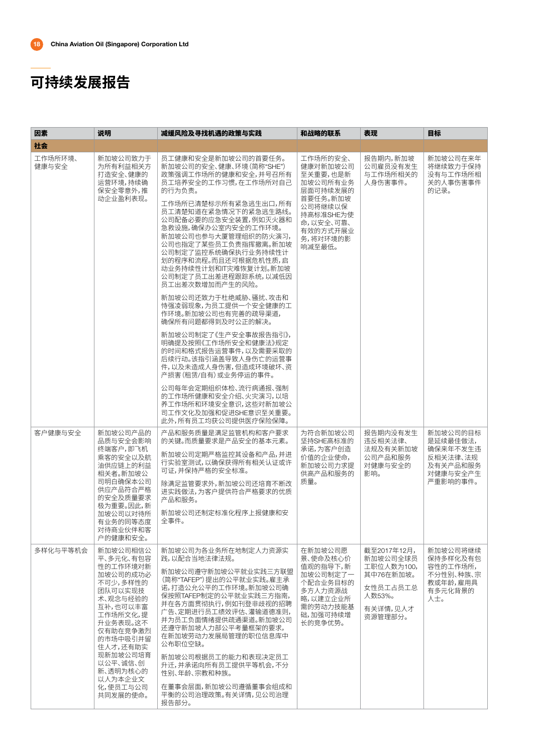# 可持续发展报告

| 因素 | 说明 | 减缓风险及寻找机遇的政策与实践 | 和战略的联系 | 表现 | 目标 |
|---|---|---|---|---|---|
| **社会** | | | | | |
| 工作场所环境、健康与安全 | 新加坡公司致力于为所有利益相关方打造安全、健康的运营环境，持续确保安全零意外，推动企业盈利表现。 | 员工健康和安全是新加坡公司的首要任务。新加坡公司的安全、健康、环境（简称"SHE"）政策强调工作场所的健康和安全，并号召所有员工培养安全的工作习惯，在工作场所对自己的行为负责。<br><br>工作场所已清楚标示所有紧急逃生出口，所有员工清楚知道在紧急情况下的紧急逃生路线。公司配备必要的应急安全装置，例如灭火器和急救设施，确保办公室内安全的工作环境。新加坡公司也参与大厦管理组织的防火演习，公司也指定了某些员工负责指挥撤离。新加坡公司制定了监控系统确保执行业务持续性计划的程序和流程。而且还可根据危机性质，启动业务持续性计划和IT灾难恢复计划。新加坡公司制定了员工出差进程跟踪系统，以减低因员工出差次数增加而产生的风险。<br><br>新加坡公司还致力于杜绝威胁、骚扰、攻击和恃强凌弱现象，为员工提供一个安全健康的工作环境。新加坡公司也有完善的疏导渠道，确保所有问题都得到及时公正的解决。<br><br>新加坡公司制定了《生产安全事故报告指引》，明确提及按照《工作场所安全和健康法》规定的时间和格式报告运营事件，以及需要采取的后续行动。该指引涵盖导致人身伤亡的运营事件，以及未造成人身伤害，但造成环境破坏、资产损害（租赁/自有）或业务停运的事件。<br><br>公司每年会定期组织体检、流行病通报、强制的工作场所健康和安全介绍、火灾演习，以培养工作场所和环境安全意识，这些对新加坡公司工作文化及加强和促进SHE意识至关重要。此外，所有员工均获公司提供医疗保险保障。 | 工作场所的安全、健康对新加坡公司至关重要，也是新加坡公司所有业务层面可持续发展的首要任务。新加坡公司将继续以保持高标准SHE为使命，以安全、可靠、有效的方式开展业务，将对环境的影响减至最低。 | 报告期内，新加坡公司雇员没有发生与工作场所相关的人身伤害事件。 | 新加坡公司在来年将继续致力于保持没有与工作场所相关的人事伤害事件的记录。 |
| 客户健康与安全 | 新加坡公司产品的品质与安全会影响终端客户，即飞机乘客的安全以及航油供应链上的利益相关者。新加坡公司明白确保本公司供应产品符合严格的安全及质量要求极为重要。因此，新加坡公司以对待所有业务的同等态度对待商业伙伴和客户的健康和安全。 | 产品和服务质量是满足监管机构和客户要求的关键。而质量要求是产品安全的基本元素。<br><br>新加坡公司定期严格监控其设备和产品，并进行实验室测试，以确保获得所有相关认证或许可证，并保持严格的安全标准。<br><br>除满足监管要求外，新加坡公司还培育不断改进实践做法，为客户提供符合严格要求的优质产品和服务。<br><br>新加坡公司还制定标准化程序上报健康和安全事件。 | 为符合新加坡公司坚持SHE高标准的承诺，为客户创造价值的企业使命，新加坡公司力求提供高产品和服务的质量。 | 报告期内没有发生违反相关法律、法规及有关新加坡公司产品和服务对健康与安全的影响。 | 新加坡公司的目标是延续最佳做法，确保来年不发生违反相关法律、法规及有关产品和服务对健康与安全产生严重影响的事件。 |
| 多样化与平等机会 | 新加坡公司相信公平、多元化、有包容性的工作环境对新加坡公司的成功必不可少，多样性的团队可以实现技术、观念与经验的互补，也可以丰富工作场所文化，提升业务表现。这不仅有助在竞争激烈的市场中吸引并留住人才，还有助实现新加坡公司培育以公平、诚信、创新、透明为核心的以人为本企业文化，使员工与公司共同发展的使命。 | 新加坡公司为各业务所在地制定人力资源实践，以配合当地法律法规。<br><br>新加坡公司遵守新加坡公平就业实践三方联盟（简称"TAFEP"）提出的公平就业实践。雇主承诺，打造公允公平的工作环境。新加坡公司确保按照TAFEP制定的公平就业实践三方指南，并在各方面贯彻执行，例如刊登非歧视的招聘广告、定期进行员工绩效评估、灌输道德准则，并为员工负面情绪提供疏通渠道。新加坡公司还遵守新加坡人力部公平考量框架的要求，在新加坡劳动力发展局管理的职位信息库中公布职位空缺。<br><br>新加坡公司根据员工的能力和表现决定员工升迁，并承诺向所有员工提供平等机会，不分性别、年龄、宗教和种族。<br><br>在董事会层面，新加坡公司遵循董事会组成和平衡的公司治理政策。有关详情，见公司治理报告部分。 | 在新加坡公司愿景、使命及核心价值观的指导下，新加坡公司制定了一个配合业务目标的多方人力资源战略，以建立企业所需的劳动力技能基础，加强可持续增长的竞争优势。 | 截至2017年12月，新加坡公司全球员工职位人数为100，其中76在新加坡。<br><br>女性员工占员工总人数53%。<br><br>有关详情，见人才资源管理部分。 | 新加坡公司将继续保持多样化及有包容性的工作场所，不分性别、种族、宗教或年龄，雇用具有多元化背景的人士。 |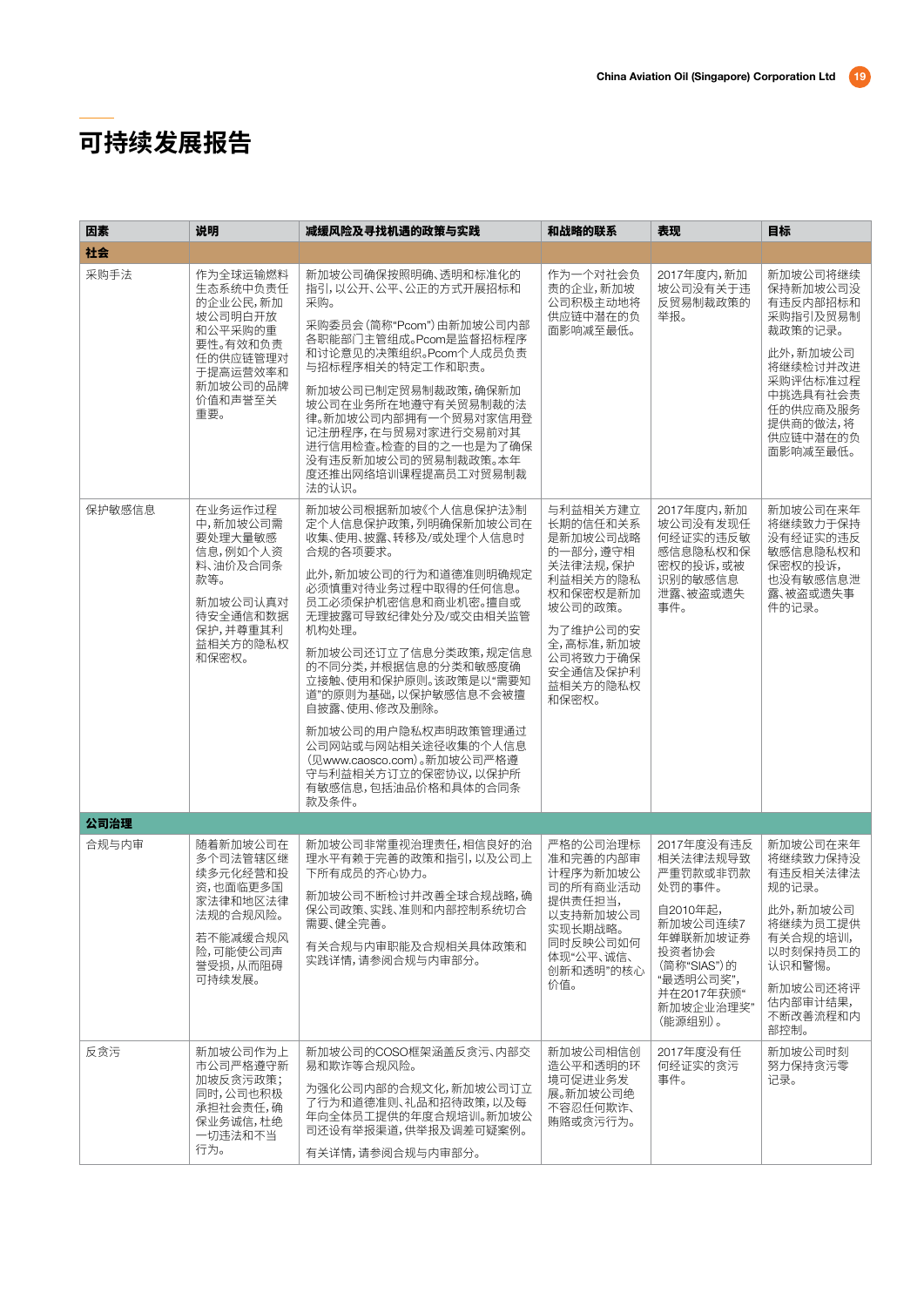# 可持续发展报告

| 因素 | 说明 | 减缓风险及寻找机遇的政策与实践 | 和战略的联系 | 表现 | 目标 |
|---|---|---|---|---|---|
| **社会** | | | | | |
| 采购手法 | 作为全球运输燃料生态系统中负责任的企业公民，新加坡公司明白开放和公平采购的重要性。有效和负责任的供应链管理对于提高运营效率和新加坡公司的品牌价值和声誉至关重要。 | 新加坡公司确保按照明确、透明和标准化的指引，以公开、公平、公正的方式开展招标和采购。<br><br>采购委员会（简称"Pcom"）由新加坡公司内部各职能部门主管组成。Pcom是监督招标程序和讨论意见的决策组织。Pcom个人成员负责与招标程序相关的特定工作和职责。<br><br>新加坡公司已制定贸易制裁政策，确保新加坡公司在业务所在地遵守有关贸易制裁的法律。新加坡公司内部拥有一个贸易对家信用登记注册程序，在与贸易对家进行交易前对其进行信用检查。检查的目的之一也是为了确保没有违反新加坡公司的贸易制裁政策。本年度还推出网络培训课程提高员工对贸易制裁法的认识。 | 作为一个对社会负责的企业，新加坡公司积极主动地将供应链中潜在的负面影响减至最低。 | 2017年度内，新加坡公司没有关于违反贸易制裁政策的举报。 | 新加坡公司将继续保持新加坡公司没有违反内部招标和采购指引及贸易制裁政策的记录。<br><br>此外，新加坡公司将继续检讨并改进采购评估标准过程中挑选具有社会责任的供应商及服务提供商的做法，将供应链中潜在的负面影响减至最低。 |
| 保护敏感信息 | 在业务运行过程中，新加坡公司需要处理大量敏感信息，例如个人资料、油价及合同条款等。<br><br>新加坡公司认真对待安全通信和数据保护，并尊重其利益相关方的隐私权和保密权。 | 新加坡公司根据新加坡《个人信息保护法》制定个人信息保护政策，列明确保新加坡公司在收集、使用、披露、转移及/或处理个人信息时合规的各项要求。<br><br>此外，新加坡公司的行为和道德准则明确规定必须慎重对待业务过程中取得的任何信息。员工必须保护机密信息和商业机密。擅自或无理披露可导致纪律处分及/或交由相关监管机构处理。<br><br>新加坡公司还订立了信息分类政策，规定信息的不同分类，并根据信息的分类和敏感度确立接触、使用和保护原则。该政策是以"需要知道"的原则为基础，以保护敏感信息不会被擅自披露、使用、修改及删除。<br><br>新加坡公司的用户隐私权声明政策管理通过公司网站或与网站相关途径收集的个人信息（见www.caosco.com）。新加坡公司严格遵守与利益相关方订立的保密协议，以保护所有敏感信息，包括油品价格和具体的合同条款及条件。 | 与利益相关方建立长期的信任和关系的一部分，遵守相关法律法规，保护利益相关方的隐私权和保密权是新加坡公司的政策。<br><br>为了维护公司的安全，高标准，新加坡公司将致力于确保安全通信及保护利益相关方的隐私权和保密权。 | 2017年度内，新加坡公司没有发现任何经证实的违反敏感信息隐私权和保密权的投诉，或被识别的敏感信息泄露、被盗或遗失事件。 | 新加坡公司在来年将继续致力于保持没有经证实的违反敏感信息隐私权和保密权的投诉，也没有敏感信息泄露、被盗或遗失事件的记录。 |
| **公司治理** | | | | | |
| 合规与内审 | 随着新加坡公司在多个司法管辖区继续多元化经营和投资，也面临更多国家法律和地区法律法规的合规风险。<br><br>若不能减缓合规风险，可能使公司声誉受损，从而阻碍可持续发展。 | 新加坡公司非常重视治理责任，相信良好的治理水平有赖于完善的政策和指引，以及公司上下所有成员的齐心协力。<br><br>新加坡公司不断检讨并改善全球合规战略，确保公司政策、实践、准则和内部控制系统切合需要、健全完善。<br><br>有关合规与内审职能及合规相关具体政策和实践详情，请参阅合规与内审部分。 | 严格的公司治理标准和完善的内部审计程序为新加坡公司的所有商业活动提供责任担当，以支持新加坡公司实现长期战略。同时反映公司如何体现"公平、诚信、创新和透明"的核心价值。 | 2017年度没有违反相关法律法规导致严重罚款或非罚款处罚的事件。<br><br>自2010年起，新加坡公司连续7年蝉联新加坡证券投资者协会（简称"SIAS"）的"最透明公司奖"，并在2017年获颁"新加坡企业治理奖"（能源组别）。 | 新加坡公司在来年将继续致力保持没有违反相关法律法规的记录。<br><br>此外，新加坡公司将继续为员工提供有关合规的培训，以时刻保持员工的认识和警惕。<br><br>新加坡公司还将评估内部审计结果，不断改善流程和内部控制。 |
| 反贪污 | 新加坡公司作为上市公司严格遵守新加坡反贪污政策；同时，公司也积极承担社会责任，确保业务诚信，杜绝一切违法和不当行为。 | 新加坡公司的COSO框架涵盖反贪污、内部交易和欺诈等合规风险。<br><br>为强化公司内部的合规文化，新加坡公司订立了行为和道德准则、礼品和招待政策，以及每年向全体员工提供的年度合规培训。新加坡公司还设有举报渠道，供举报及调查可疑案例。<br><br>有关详情，请参阅合规与内审部分。 | 新加坡公司相信创造公平和透明的环境可促进业务发展。新加坡公司绝不容忍任何欺诈、贿赂或贪污行为。 | 2017年度没有任何经证实的贪污事件。 | 新加坡公司时刻努力保持贪污零记录。 |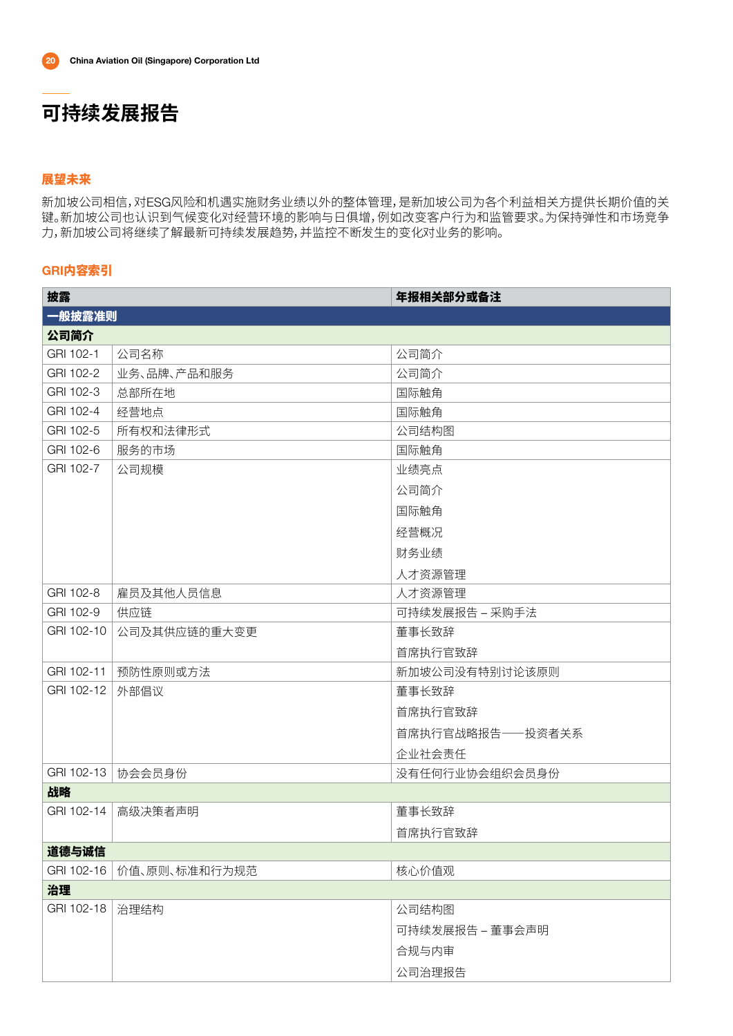# 可持续发展报告

## 展望未来

新加坡公司相信，对ESG风险和机遇实施财务业绩以外的整体管理，是新加坡公司为各个利益相关方提供长期价值的关键。新加坡公司也认识到气候变化对经营环境的影响与日俱增，例如改变客户行为和监管要求。为保持弹性和市场竞争力，新加坡公司将继续了解最新可持续发展趋势，并监控不断发生的变化对业务的影响。

## GRI内容索引

| 披露 | | 年报相关部分或备注 |
|---|---|---|
| **一般披露准则** | | |
| **公司简介** | | |
| GRI 102-1 | 公司名称 | 公司简介 |
| GRI 102-2 | 业务、品牌、产品和服务 | 公司简介 |
| GRI 102-3 | 总部所在地 | 国际触角 |
| GRI 102-4 | 经营地点 | 国际触角 |
| GRI 102-5 | 所有权和法律形式 | 公司结构图 |
| GRI 102-6 | 服务的市场 | 国际触角 |
| GRI 102-7 | 公司规模 | 业绩亮点<br>公司简介<br>国际触角<br>经营概况<br>财务业绩<br>人才资源管理 |
| GRI 102-8 | 雇员及其他人员信息 | 人才资源管理 |
| GRI 102-9 | 供应链 | 可持续发展报告 – 采购手法 |
| GRI 102-10 | 公司及其供应链的重大变更 | 董事长致辞<br>首席执行官致辞 |
| GRI 102-11 | 预防性原则或方法 | 新加坡公司没有特别讨论该原则 |
| GRI 102-12 | 外部倡议 | 董事长致辞<br>首席执行官致辞<br>首席执行官战略报告——投资者关系<br>企业社会责任 |
| GRI 102-13 | 协会会员身份 | 没有任何行业协会组织会员身份 |
| **战略** | | |
| GRI 102-14 | 高级决策者声明 | 董事长致辞<br>首席执行官致辞 |
| **道德与诚信** | | |
| GRI 102-16 | 价值、原则、标准和行为规范 | 核心价值观 |
| **治理** | | |
| GRI 102-18 | 治理结构 | 公司结构图<br>可持续发展报告 – 董事会声明<br>合规与内审<br>公司治理报告 |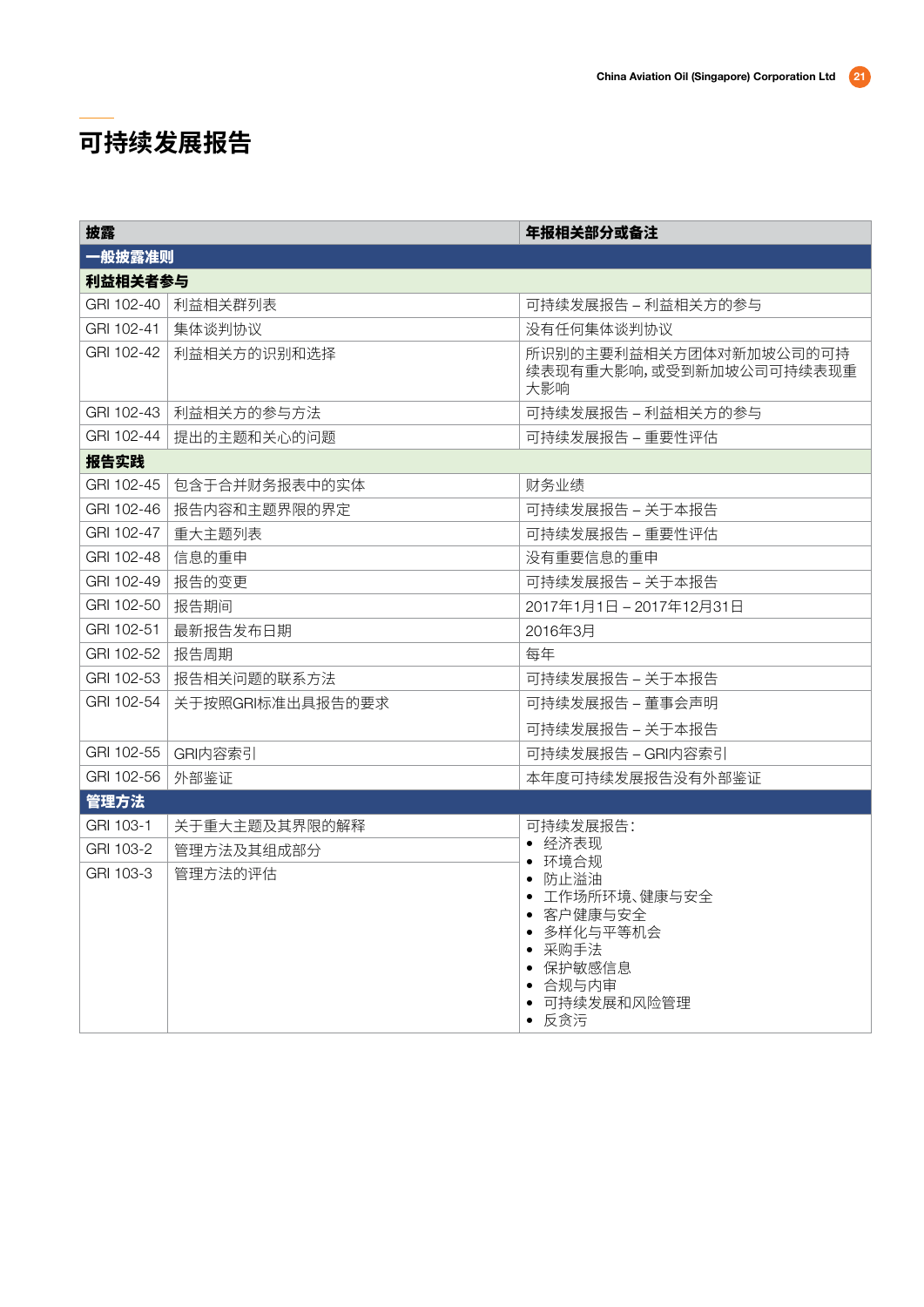# 可持续发展报告

| 披露 | | 年报相关部分或备注 |
| --- | --- | --- |
| **一般披露准则** | | |
| **利益相关者参与** | | |
| GRI 102-40 | 利益相关群列表 | 可持续发展报告 – 利益相关方的参与 |
| GRI 102-41 | 集体谈判协议 | 没有任何集体谈判协议 |
| GRI 102-42 | 利益相关方的识别和选择 | 所识别的主要利益相关方团体对新加坡公司的可持续表现有重大影响,或受到新加坡公司可持续表现重大影响 |
| GRI 102-43 | 利益相关方的参与方法 | 可持续发展报告 – 利益相关方的参与 |
| GRI 102-44 | 提出的主题和关心的问题 | 可持续发展报告 – 重要性评估 |
| **报告实践** | | |
| GRI 102-45 | 包含于合并财务报表中的实体 | 财务业绩 |
| GRI 102-46 | 报告内容和主题界限的界定 | 可持续发展报告 – 关于本报告 |
| GRI 102-47 | 重大主题列表 | 可持续发展报告 – 重要性评估 |
| GRI 102-48 | 信息的重申 | 没有重要信息的重申 |
| GRI 102-49 | 报告的变更 | 可持续发展报告 – 关于本报告 |
| GRI 102-50 | 报告期间 | 2017年1月1日 – 2017年12月31日 |
| GRI 102-51 | 最新报告发布日期 | 2016年3月 |
| GRI 102-52 | 报告周期 | 每年 |
| GRI 102-53 | 报告相关问题的联系方法 | 可持续发展报告 – 关于本报告 |
| GRI 102-54 | 关于按照GRI标准出具报告的要求 | 可持续发展报告 – 董事会声明<br>可持续发展报告 – 关于本报告 |
| GRI 102-55 | GRI内容索引 | 可持续发展报告 – GRI内容索引 |
| GRI 102-56 | 外部鉴证 | 本年度可持续发展报告没有外部鉴证 |
| **管理方法** | | |
| GRI 103-1 | 关于重大主题及其界限的解释 | 可持续发展报告:<br>• 经济表现<br>• 环境合规<br>• 防止溢油<br>• 工作场所环境、健康与安全<br>• 客户健康与安全<br>• 多样化与平等机会<br>• 采购手法<br>• 保护敏感信息<br>• 合规与内审<br>• 可持续发展和风险管理<br>• 反贪污 |
| GRI 103-2 | 管理方法及其组成部分 | |
| GRI 103-3 | 管理方法的评估 | |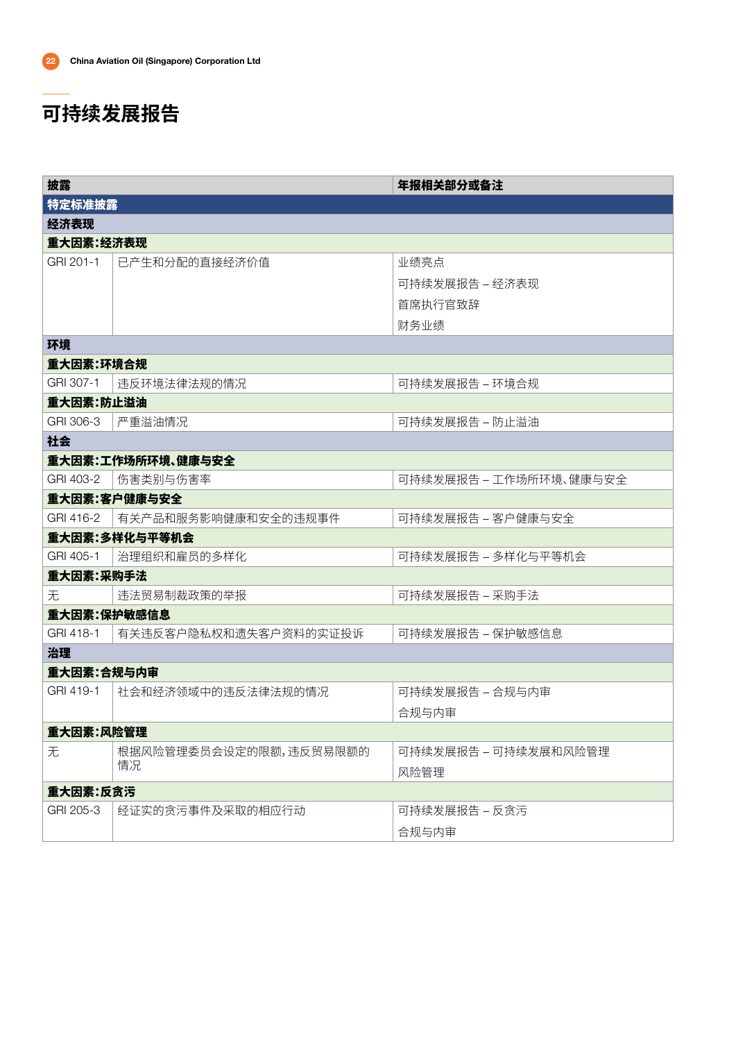# 可持续发展报告

| 披露 | | 年报相关部分或备注 |
|---|---|---|
| **特定标准披露** | | |
| **经济表现** | | |
| **重大因素:经济表现** | | |
| GRI 201-1 | 已产生和分配的直接经济价值 | 业绩亮点<br>可持续发展报告 – 经济表现<br>首席执行官致辞<br>财务业绩 |
| **环境** | | |
| **重大因素:环境合规** | | |
| GRI 307-1 | 违反环境法律法规的情况 | 可持续发展报告 – 环境合规 |
| **重大因素:防止溢油** | | |
| GRI 306-3 | 严重溢油情况 | 可持续发展报告 – 防止溢油 |
| **社会** | | |
| **重大因素:工作场所环境、健康与安全** | | |
| GRI 403-2 | 伤害类别与伤害率 | 可持续发展报告 – 工作场所环境、健康与安全 |
| **重大因素:客户健康与安全** | | |
| GRI 416-2 | 有关产品和服务影响健康和安全的违规事件 | 可持续发展报告 – 客户健康与安全 |
| **重大因素:多样化与平等机会** | | |
| GRI 405-1 | 治理组织和雇员的多样化 | 可持续发展报告 – 多样化与平等机会 |
| **重大因素:采购手法** | | |
| 无 | 违法贸易制裁政策的举报 | 可持续发展报告 – 采购手法 |
| **重大因素:保护敏感信息** | | |
| GRI 418-1 | 有关违反客户隐私权和遗失客户资料的实证投诉 | 可持续发展报告 – 保护敏感信息 |
| **治理** | | |
| **重大因素:合规与内审** | | |
| GRI 419-1 | 社会和经济领域中的违反法律法规的情况 | 可持续发展报告 – 合规与内审<br>合规与内审 |
| **重大因素:风险管理** | | |
| 无 | 根据风险管理委员会设定的限额,违反贸易限额的情况 | 可持续发展报告 – 可持续发展和风险管理<br>风险管理 |
| **重大因素:反贪污** | | |
| GRI 205-3 | 经证实的贪污事件及采取的相应行动 | 可持续发展报告 – 反贪污<br>合规与内审 |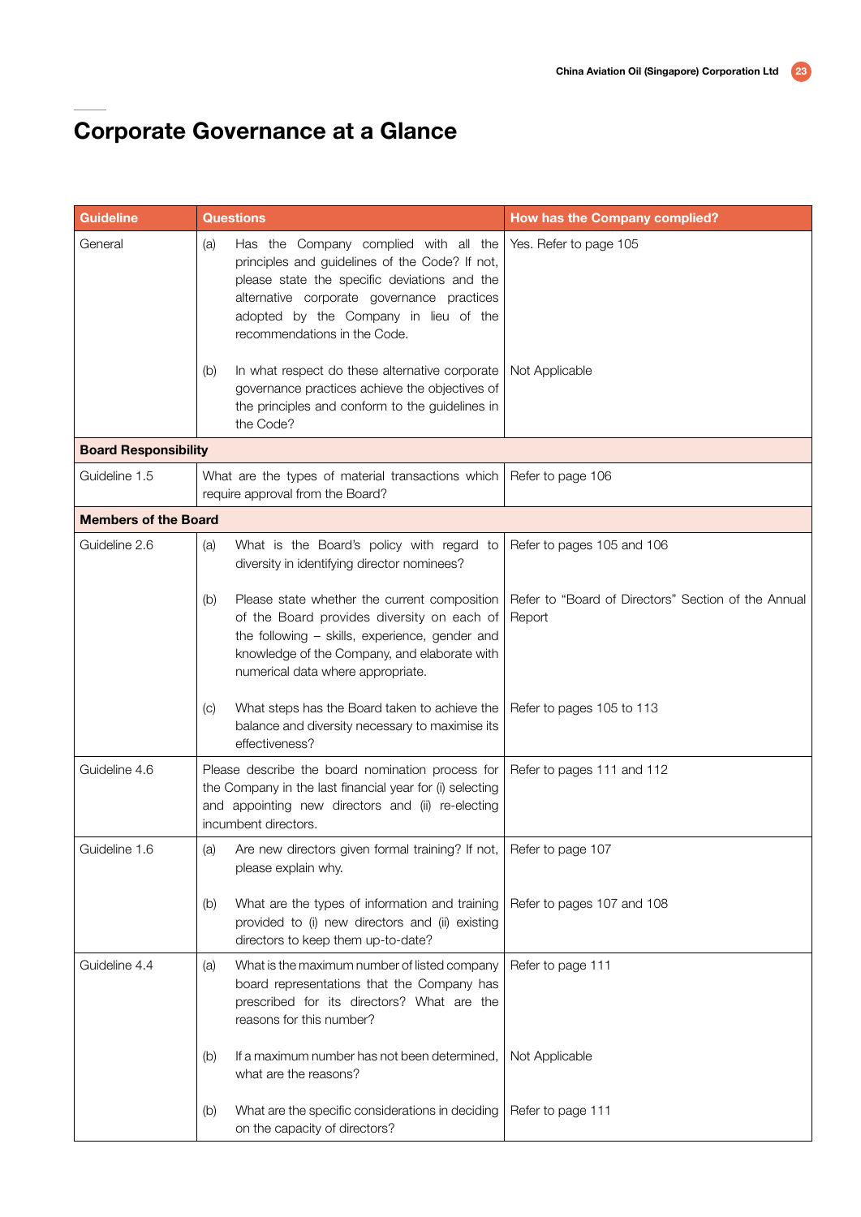# Corporate Governance at a Glance

| Guideline | Questions | How has the Company complied? |
|---|---|---|
| General | (a) Has the Company complied with all the principles and guidelines of the Code? If not, please state the specific deviations and the alternative corporate governance practices adopted by the Company in lieu of the recommendations in the Code. | Yes. Refer to page 105 |
| | (b) In what respect do these alternative corporate governance practices achieve the objectives of the principles and conform to the guidelines in the Code? | Not Applicable |
| **Board Responsibility** | | |
| Guideline 1.5 | What are the types of material transactions which require approval from the Board? | Refer to page 106 |
| **Members of the Board** | | |
| Guideline 2.6 | (a) What is the Board's policy with regard to diversity in identifying director nominees? | Refer to pages 105 and 106 |
| | (b) Please state whether the current composition of the Board provides diversity on each of the following – skills, experience, gender and knowledge of the Company, and elaborate with numerical data where appropriate. | Refer to "Board of Directors" Section of the Annual Report |
| | (c) What steps has the Board taken to achieve the balance and diversity necessary to maximise its effectiveness? | Refer to pages 105 to 113 |
| Guideline 4.6 | Please describe the board nomination process for the Company in the last financial year for (i) selecting and appointing new directors and (ii) re-electing incumbent directors. | Refer to pages 111 and 112 |
| Guideline 1.6 | (a) Are new directors given formal training? If not, please explain why. | Refer to page 107 |
| | (b) What are the types of information and training provided to (i) new directors and (ii) existing directors to keep them up-to-date? | Refer to pages 107 and 108 |
| Guideline 4.4 | (a) What is the maximum number of listed company board representations that the Company has prescribed for its directors? What are the reasons for this number? | Refer to page 111 |
| | (b) If a maximum number has not been determined, what are the reasons? | Not Applicable |
| | (b) What are the specific considerations in deciding on the capacity of directors? | Refer to page 111 |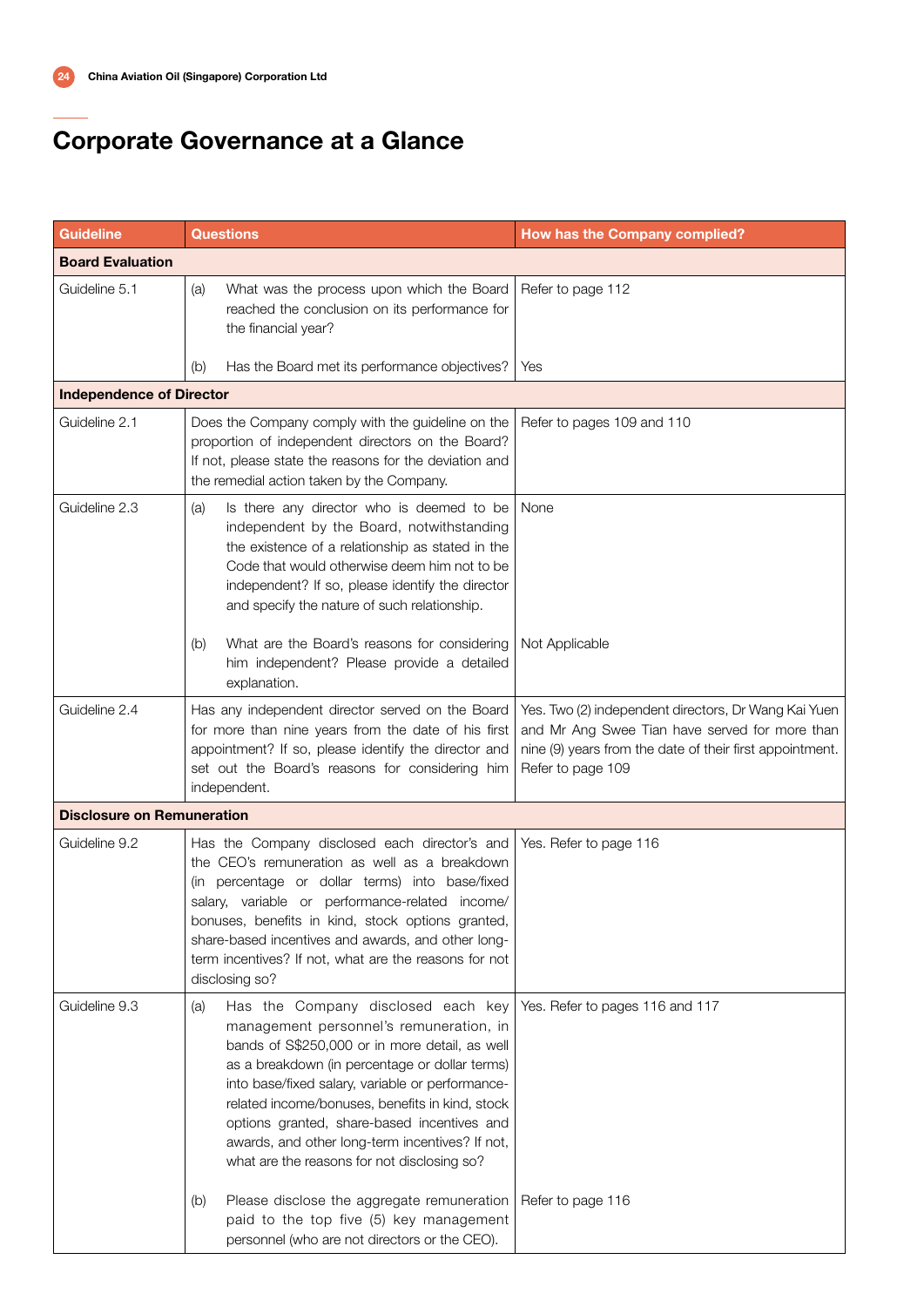# Corporate Governance at a Glance

| Guideline | Questions | How has the Company complied? |
|---|---|---|
| **Board Evaluation** | | |
| Guideline 5.1 | (a) What was the process upon which the Board reached the conclusion on its performance for the financial year? | Refer to page 112 |
| | (b) Has the Board met its performance objectives? | Yes |
| **Independence of Director** | | |
| Guideline 2.1 | Does the Company comply with the guideline on the proportion of independent directors on the Board? If not, please state the reasons for the deviation and the remedial action taken by the Company. | Refer to pages 109 and 110 |
| Guideline 2.3 | (a) Is there any director who is deemed to be independent by the Board, notwithstanding the existence of a relationship as stated in the Code that would otherwise deem him not to be independent? If so, please identify the director and specify the nature of such relationship. | None |
| | (b) What are the Board's reasons for considering him independent? Please provide a detailed explanation. | Not Applicable |
| Guideline 2.4 | Has any independent director served on the Board for more than nine years from the date of his first appointment? If so, please identify the director and set out the Board's reasons for considering him independent. | Yes. Two (2) independent directors, Dr Wang Kai Yuen and Mr Ang Swee Tian have served for more than nine (9) years from the date of their first appointment. Refer to page 109 |
| **Disclosure on Remuneration** | | |
| Guideline 9.2 | Has the Company disclosed each director's and the CEO's remuneration as well as a breakdown (in percentage or dollar terms) into base/fixed salary, variable or performance-related income/bonuses, benefits in kind, stock options granted, share-based incentives and awards, and other long-term incentives? If not, what are the reasons for not disclosing so? | Yes. Refer to page 116 |
| Guideline 9.3 | (a) Has the Company disclosed each key management personnel's remuneration, in bands of S$250,000 or in more detail, as well as a breakdown (in percentage or dollar terms) into base/fixed salary, variable or performance-related income/bonuses, benefits in kind, stock options granted, share-based incentives and awards, and other long-term incentives? If not, what are the reasons for not disclosing so? | Yes. Refer to pages 116 and 117 |
| | (b) Please disclose the aggregate remuneration paid to the top five (5) key management personnel (who are not directors or the CEO). | Refer to page 116 |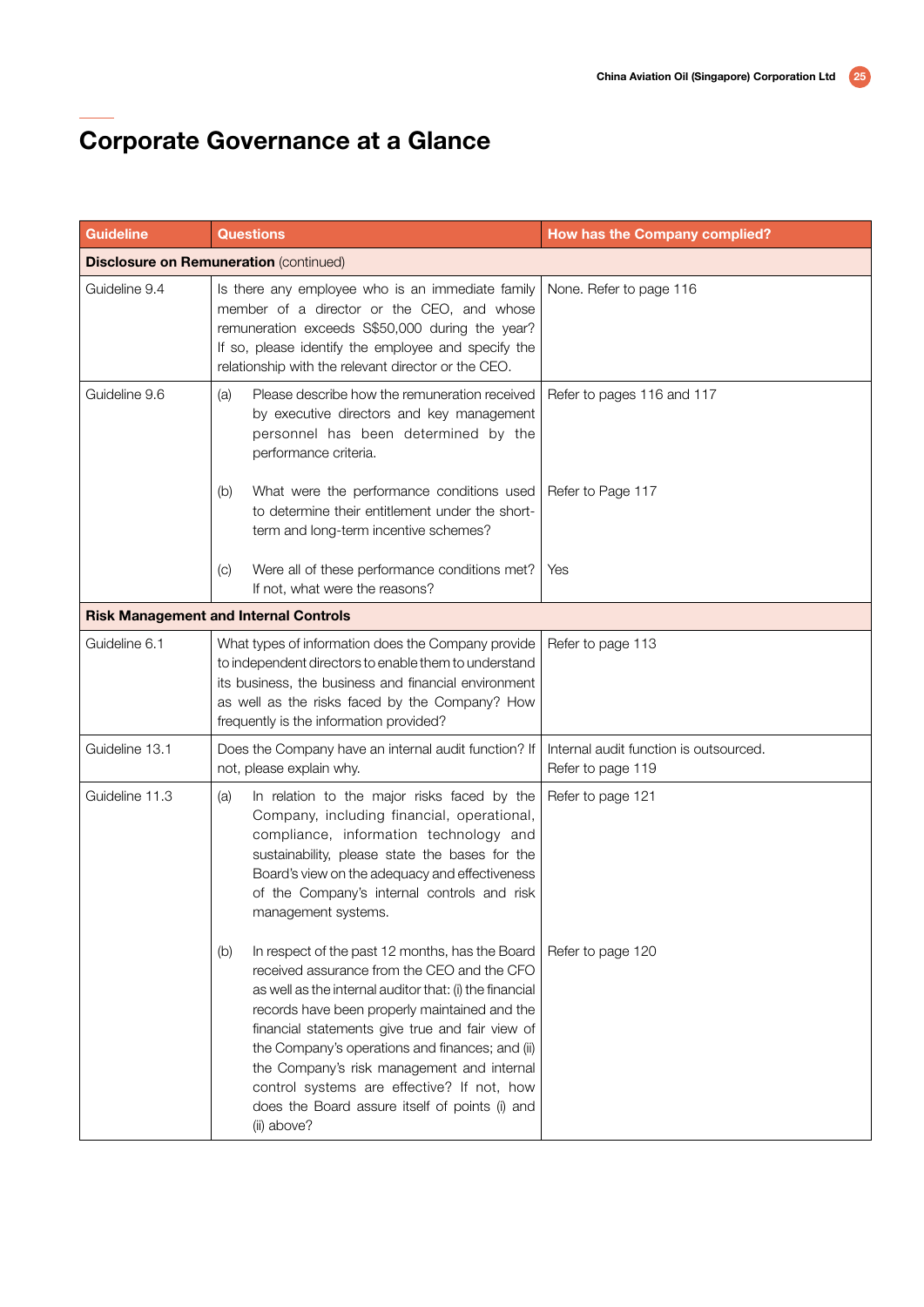# Corporate Governance at a Glance

| Guideline | Questions | How has the Company complied? |
| --- | --- | --- |
| **Disclosure on Remuneration** (continued) | | |
| Guideline 9.4 | Is there any employee who is an immediate family member of a director or the CEO, and whose remuneration exceeds S$50,000 during the year? If so, please identify the employee and specify the relationship with the relevant director or the CEO. | None. Refer to page 116 |
| Guideline 9.6 | (a) Please describe how the remuneration received by executive directors and key management personnel has been determined by the performance criteria. | Refer to pages 116 and 117 |
| | (b) What were the performance conditions used to determine their entitlement under the short-term and long-term incentive schemes? | Refer to Page 117 |
| | (c) Were all of these performance conditions met? If not, what were the reasons? | Yes |
| **Risk Management and Internal Controls** | | |
| Guideline 6.1 | What types of information does the Company provide to independent directors to enable them to understand its business, the business and financial environment as well as the risks faced by the Company? How frequently is the information provided? | Refer to page 113 |
| Guideline 13.1 | Does the Company have an internal audit function? If not, please explain why. | Internal audit function is outsourced. Refer to page 119 |
| Guideline 11.3 | (a) In relation to the major risks faced by the Company, including financial, operational, compliance, information technology and sustainability, please state the bases for the Board's view on the adequacy and effectiveness of the Company's internal controls and risk management systems. | Refer to page 121 |
| | (b) In respect of the past 12 months, has the Board received assurance from the CEO and the CFO as well as the internal auditor that: (i) the financial records have been properly maintained and the financial statements give true and fair view of the Company's operations and finances; and (ii) the Company's risk management and internal control systems are effective? If not, how does the Board assure itself of points (i) and (ii) above? | Refer to page 120 |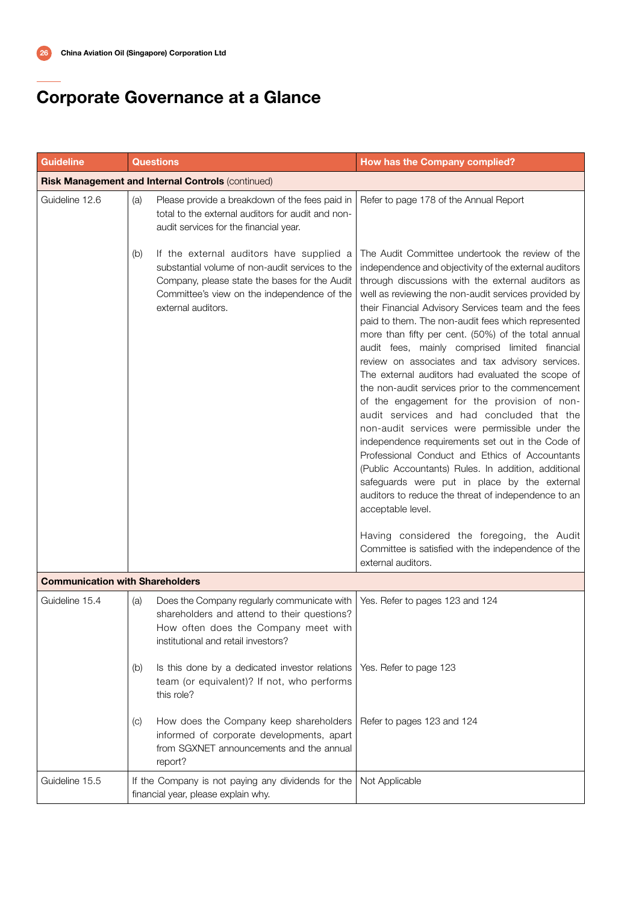# Corporate Governance at a Glance

| Guideline | Questions | How has the Company complied? |
|---|---|---|
| **Risk Management and Internal Controls** (continued) | | |
| Guideline 12.6 | (a) Please provide a breakdown of the fees paid in total to the external auditors for audit and non-audit services for the financial year. | Refer to page 178 of the Annual Report |
| | (b) If the external auditors have supplied a substantial volume of non-audit services to the Company, please state the bases for the Audit Committee's view on the independence of the external auditors. | The Audit Committee undertook the review of the independence and objectivity of the external auditors through discussions with the external auditors as well as reviewing the non-audit services provided by their Financial Advisory Services team and the fees paid to them. The non-audit fees which represented more than fifty per cent. (50%) of the total annual audit fees, mainly comprised limited financial review on associates and tax advisory services. The external auditors had evaluated the scope of the non-audit services prior to the commencement of the engagement for the provision of non-audit services and had concluded that the non-audit services were permissible under the independence requirements set out in the Code of Professional Conduct and Ethics of Accountants (Public Accountants) Rules. In addition, additional safeguards were put in place by the external auditors to reduce the threat of independence to an acceptable level.<br><br>Having considered the foregoing, the Audit Committee is satisfied with the independence of the external auditors. |
| **Communication with Shareholders** | | |
| Guideline 15.4 | (a) Does the Company regularly communicate with shareholders and attend to their questions? How often does the Company meet with institutional and retail investors? | Yes. Refer to pages 123 and 124 |
| | (b) Is this done by a dedicated investor relations team (or equivalent)? If not, who performs this role? | Yes. Refer to page 123 |
| | (c) How does the Company keep shareholders informed of corporate developments, apart from SGXNET announcements and the annual report? | Refer to pages 123 and 124 |
| Guideline 15.5 | If the Company is not paying any dividends for the financial year, please explain why. | Not Applicable |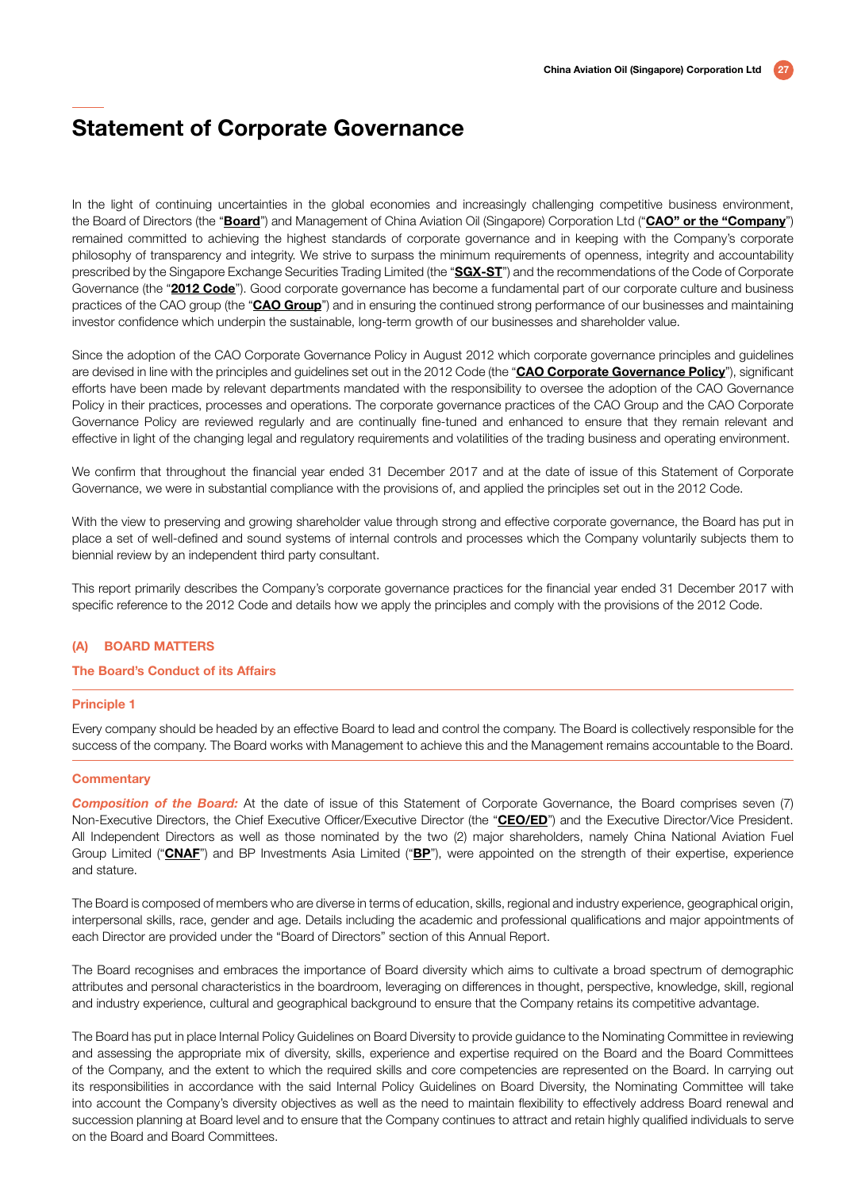# Statement of Corporate Governance

In the light of continuing uncertainties in the global economies and increasingly challenging competitive business environment, the Board of Directors (the "**Board**") and Management of China Aviation Oil (Singapore) Corporation Ltd ("**CAO" or the "Company**") remained committed to achieving the highest standards of corporate governance and in keeping with the Company's corporate philosophy of transparency and integrity. We strive to surpass the minimum requirements of openness, integrity and accountability prescribed by the Singapore Exchange Securities Trading Limited (the "**SGX-ST**") and the recommendations of the Code of Corporate Governance (the "**2012 Code**"). Good corporate governance has become a fundamental part of our corporate culture and business practices of the CAO group (the "**CAO Group**") and in ensuring the continued strong performance of our businesses and maintaining investor confidence which underpin the sustainable, long-term growth of our businesses and shareholder value.

Since the adoption of the CAO Corporate Governance Policy in August 2012 which corporate governance principles and guidelines are devised in line with the principles and guidelines set out in the 2012 Code (the "**CAO Corporate Governance Policy**"), significant efforts have been made by relevant departments mandated with the responsibility to oversee the adoption of the CAO Governance Policy in their practices, processes and operations. The corporate governance practices of the CAO Group and the CAO Corporate Governance Policy are reviewed regularly and are continually fine-tuned and enhanced to ensure that they remain relevant and effective in light of the changing legal and regulatory requirements and volatilities of the trading business and operating environment.

We confirm that throughout the financial year ended 31 December 2017 and at the date of issue of this Statement of Corporate Governance, we were in substantial compliance with the provisions of, and applied the principles set out in the 2012 Code.

With the view to preserving and growing shareholder value through strong and effective corporate governance, the Board has put in place a set of well-defined and sound systems of internal controls and processes which the Company voluntarily subjects them to biennial review by an independent third party consultant.

This report primarily describes the Company's corporate governance practices for the financial year ended 31 December 2017 with specific reference to the 2012 Code and details how we apply the principles and comply with the provisions of the 2012 Code.

## (A) BOARD MATTERS

### The Board's Conduct of its Affairs

#### Principle 1

Every company should be headed by an effective Board to lead and control the company. The Board is collectively responsible for the success of the company. The Board works with Management to achieve this and the Management remains accountable to the Board.

#### Commentary

***Composition of the Board:*** At the date of issue of this Statement of Corporate Governance, the Board comprises seven (7) Non-Executive Directors, the Chief Executive Officer/Executive Director (the "**CEO/ED**") and the Executive Director/Vice President. All Independent Directors as well as those nominated by the two (2) major shareholders, namely China National Aviation Fuel Group Limited ("**CNAF**") and BP Investments Asia Limited ("**BP**"), were appointed on the strength of their expertise, experience and stature.

The Board is composed of members who are diverse in terms of education, skills, regional and industry experience, geographical origin, interpersonal skills, race, gender and age. Details including the academic and professional qualifications and major appointments of each Director are provided under the "Board of Directors" section of this Annual Report.

The Board recognises and embraces the importance of Board diversity which aims to cultivate a broad spectrum of demographic attributes and personal characteristics in the boardroom, leveraging on differences in thought, perspective, knowledge, skill, regional and industry experience, cultural and geographical background to ensure that the Company retains its competitive advantage.

The Board has put in place Internal Policy Guidelines on Board Diversity to provide guidance to the Nominating Committee in reviewing and assessing the appropriate mix of diversity, skills, experience and expertise required on the Board and the Board Committees of the Company, and the extent to which the required skills and core competencies are represented on the Board. In carrying out its responsibilities in accordance with the said Internal Policy Guidelines on Board Diversity, the Nominating Committee will take into account the Company's diversity objectives as well as the need to maintain flexibility to effectively address Board renewal and succession planning at Board level and to ensure that the Company continues to attract and retain highly qualified individuals to serve on the Board and Board Committees.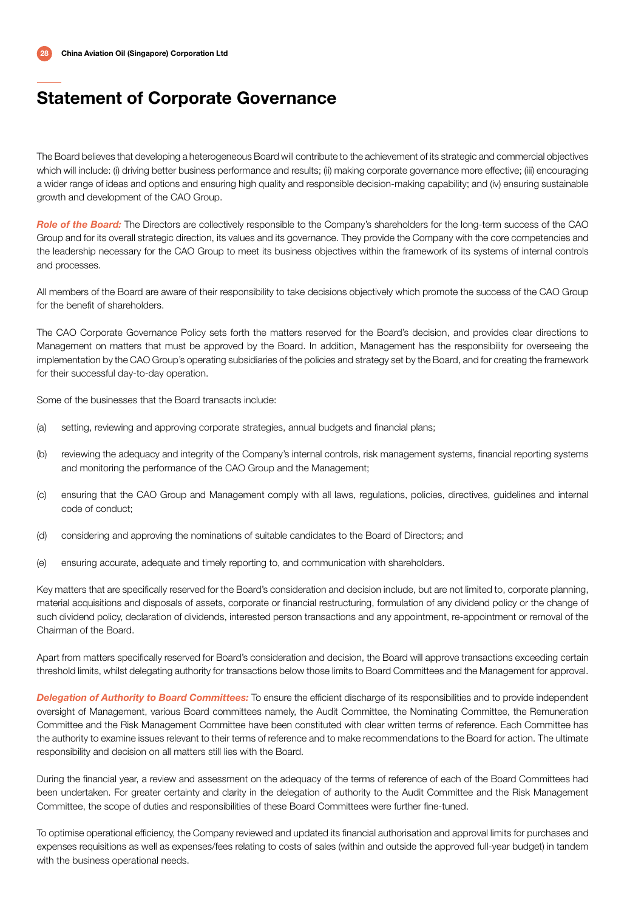# Statement of Corporate Governance

The Board believes that developing a heterogeneous Board will contribute to the achievement of its strategic and commercial objectives which will include: (i) driving better business performance and results; (ii) making corporate governance more effective; (iii) encouraging a wider range of ideas and options and ensuring high quality and responsible decision-making capability; and (iv) ensuring sustainable growth and development of the CAO Group.

***Role of the Board:*** The Directors are collectively responsible to the Company's shareholders for the long-term success of the CAO Group and for its overall strategic direction, its values and its governance. They provide the Company with the core competencies and the leadership necessary for the CAO Group to meet its business objectives within the framework of its systems of internal controls and processes.

All members of the Board are aware of their responsibility to take decisions objectively which promote the success of the CAO Group for the benefit of shareholders.

The CAO Corporate Governance Policy sets forth the matters reserved for the Board's decision, and provides clear directions to Management on matters that must be approved by the Board. In addition, Management has the responsibility for overseeing the implementation by the CAO Group's operating subsidiaries of the policies and strategy set by the Board, and for creating the framework for their successful day-to-day operation.

Some of the businesses that the Board transacts include:

(a) setting, reviewing and approving corporate strategies, annual budgets and financial plans;

(b) reviewing the adequacy and integrity of the Company's internal controls, risk management systems, financial reporting systems and monitoring the performance of the CAO Group and the Management;

(c) ensuring that the CAO Group and Management comply with all laws, regulations, policies, directives, guidelines and internal code of conduct;

(d) considering and approving the nominations of suitable candidates to the Board of Directors; and

(e) ensuring accurate, adequate and timely reporting to, and communication with shareholders.

Key matters that are specifically reserved for the Board's consideration and decision include, but are not limited to, corporate planning, material acquisitions and disposals of assets, corporate or financial restructuring, formulation of any dividend policy or the change of such dividend policy, declaration of dividends, interested person transactions and any appointment, re-appointment or removal of the Chairman of the Board.

Apart from matters specifically reserved for Board's consideration and decision, the Board will approve transactions exceeding certain threshold limits, whilst delegating authority for transactions below those limits to Board Committees and the Management for approval.

***Delegation of Authority to Board Committees:*** To ensure the efficient discharge of its responsibilities and to provide independent oversight of Management, various Board committees namely, the Audit Committee, the Nominating Committee, the Remuneration Committee and the Risk Management Committee have been constituted with clear written terms of reference. Each Committee has the authority to examine issues relevant to their terms of reference and to make recommendations to the Board for action. The ultimate responsibility and decision on all matters still lies with the Board.

During the financial year, a review and assessment on the adequacy of the terms of reference of each of the Board Committees had been undertaken. For greater certainty and clarity in the delegation of authority to the Audit Committee and the Risk Management Committee, the scope of duties and responsibilities of these Board Committees were further fine-tuned.

To optimise operational efficiency, the Company reviewed and updated its financial authorisation and approval limits for purchases and expenses requisitions as well as expenses/fees relating to costs of sales (within and outside the approved full-year budget) in tandem with the business operational needs.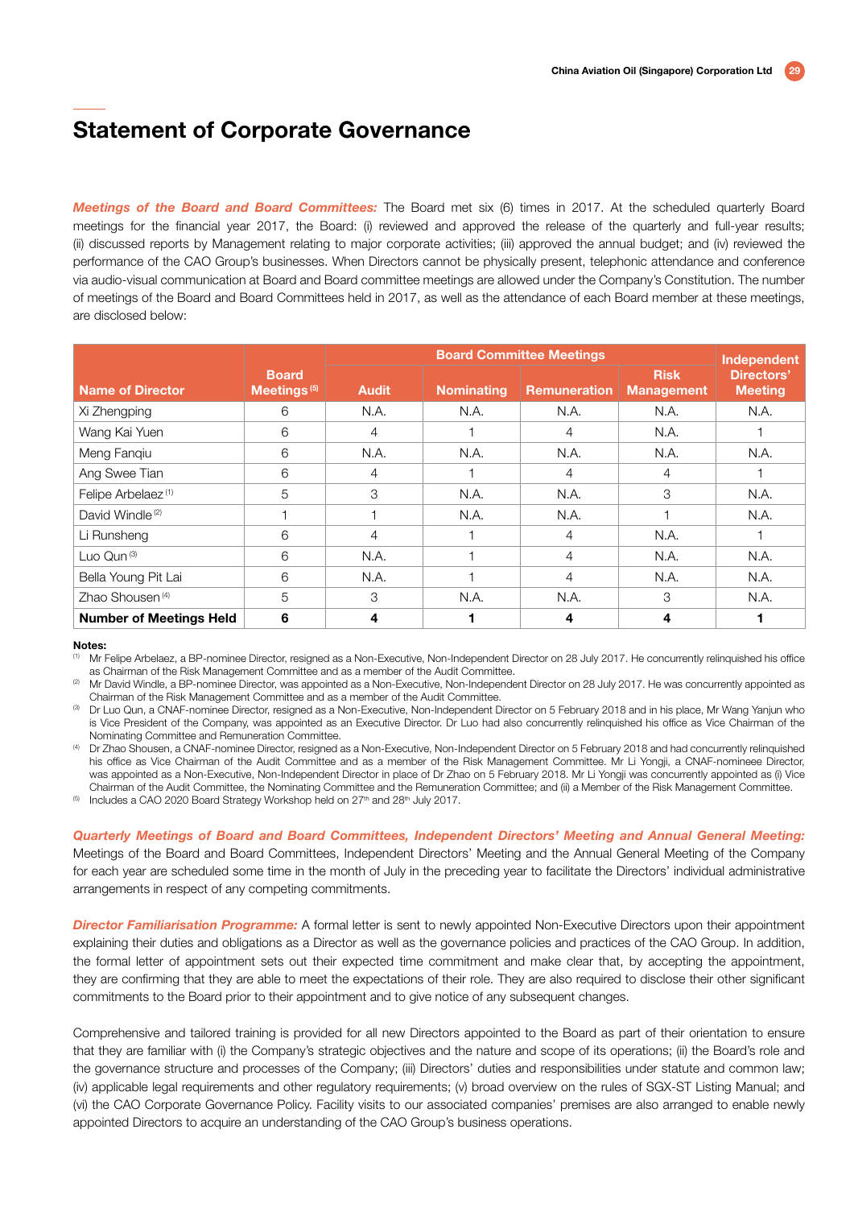# Statement of Corporate Governance

***Meetings of the Board and Board Committees:*** The Board met six (6) times in 2017. At the scheduled quarterly Board meetings for the financial year 2017, the Board: (i) reviewed and approved the release of the quarterly and full-year results; (ii) discussed reports by Management relating to major corporate activities; (iii) approved the annual budget; and (iv) reviewed the performance of the CAO Group's businesses. When Directors cannot be physically present, telephonic attendance and conference via audio-visual communication at Board and Board committee meetings are allowed under the Company's Constitution. The number of meetings of the Board and Board Committees held in 2017, as well as the attendance of each Board member at these meetings, are disclosed below:

| Name of Director | Board Meetings [5] | Board Committee Meetings | | | | Independent Directors' Meeting |
|---|---|---|---|---|---|---|
| | | Audit | Nominating | Remuneration | Risk Management | |
| Xi Zhengping | 6 | N.A. | N.A. | N.A. | N.A. | N.A. |
| Wang Kai Yuen | 6 | 4 | 1 | 4 | N.A. | 1 |
| Meng Fanqiu | 6 | N.A. | N.A. | N.A. | N.A. | N.A. |
| Ang Swee Tian | 6 | 4 | 1 | 4 | 4 | 1 |
| Felipe Arbelaez [1] | 5 | 3 | N.A. | N.A. | 3 | N.A. |
| David Windle [2] | 1 | 1 | N.A. | N.A. | 1 | N.A. |
| Li Runsheng | 6 | 4 | 1 | 4 | N.A. | 1 |
| Luo Qun [3] | 6 | N.A. | 1 | 4 | N.A. | N.A. |
| Bella Young Pit Lai | 6 | N.A. | 1 | 4 | N.A. | N.A. |
| Zhao Shousen [4] | 5 | 3 | N.A. | N.A. | 3 | N.A. |
| **Number of Meetings Held** | **6** | **4** | **1** | **4** | **4** | **1** |

**Notes:**

[1] Mr Felipe Arbelaez, a BP-nominee Director, resigned as a Non-Executive, Non-Independent Director on 28 July 2017. He concurrently relinquished his office as Chairman of the Risk Management Committee and as a member of the Audit Committee.

[2] Mr David Windle, a BP-nominee Director, was appointed as a Non-Executive, Non-Independent Director on 28 July 2017. He was concurrently appointed as Chairman of the Risk Management Committee and as a member of the Audit Committee.

[3] Dr Luo Qun, a CNAF-nominee Director, resigned as a Non-Executive, Non-Independent Director on 5 February 2018 and in his place, Mr Wang Yanjun who is Vice President of the Company, was appointed as an Executive Director. Dr Luo had also concurrently relinquished his office as Vice Chairman of the Nominating Committee and Remuneration Committee.

[4] Dr Zhao Shousen, a CNAF-nominee Director, resigned as a Non-Executive, Non-Independent Director on 5 February 2018 and had concurrently relinquished his office as Vice Chairman of the Audit Committee and as a member of the Risk Management Committee. Mr Li Yongji, a CNAF-nomineee Director, was appointed as a Non-Executive, Non-Independent Director in place of Dr Zhao on 5 February 2018. Mr Li Yongji was concurrently appointed as (i) Vice Chairman of the Audit Committee, the Nominating Committee and the Remuneration Committee; and (ii) a Member of the Risk Management Committee.

[5] Includes a CAO 2020 Board Strategy Workshop held on 27th and 28th July 2017.

***Quarterly Meetings of Board and Board Committees, Independent Directors' Meeting and Annual General Meeting:*** Meetings of the Board and Board Committees, Independent Directors' Meeting and the Annual General Meeting of the Company for each year are scheduled some time in the month of July in the preceding year to facilitate the Directors' individual administrative arrangements in respect of any competing commitments.

***Director Familiarisation Programme:*** A formal letter is sent to newly appointed Non-Executive Directors upon their appointment explaining their duties and obligations as a Director as well as the governance policies and practices of the CAO Group. In addition, the formal letter of appointment sets out their expected time commitment and make clear that, by accepting the appointment, they are confirming that they are able to meet the expectations of their role. They are also required to disclose their other significant commitments to the Board prior to their appointment and to give notice of any subsequent changes.

Comprehensive and tailored training is provided for all new Directors appointed to the Board as part of their orientation to ensure that they are familiar with (i) the Company's strategic objectives and the nature and scope of its operations; (ii) the Board's role and the governance structure and processes of the Company; (iii) Directors' duties and responsibilities under statute and common law; (iv) applicable legal requirements and other regulatory requirements; (v) broad overview on the rules of SGX-ST Listing Manual; and (vi) the CAO Corporate Governance Policy. Facility visits to our associated companies' premises are also arranged to enable newly appointed Directors to acquire an understanding of the CAO Group's business operations.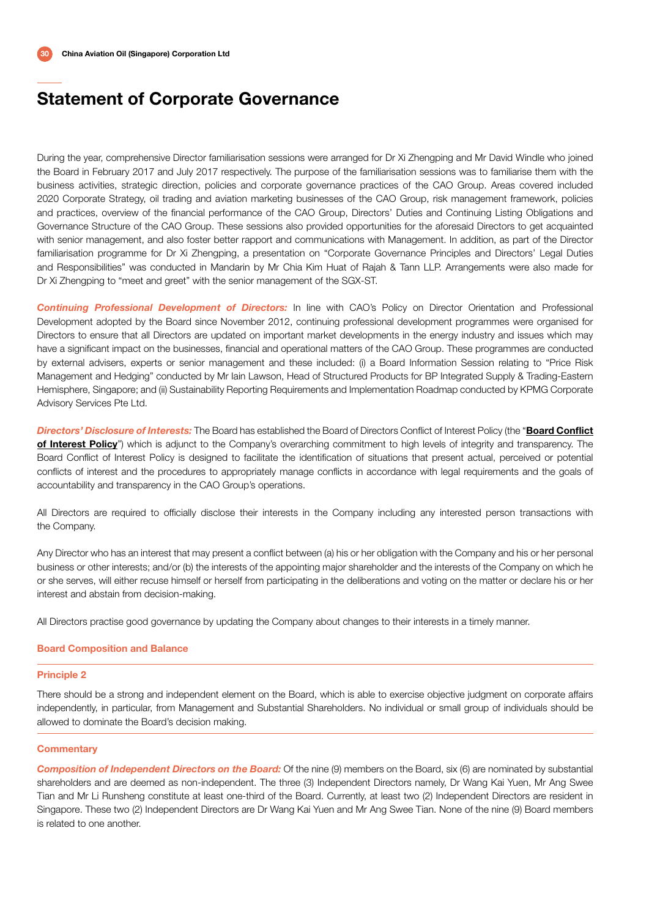# Statement of Corporate Governance

During the year, comprehensive Director familiarisation sessions were arranged for Dr Xi Zhengping and Mr David Windle who joined the Board in February 2017 and July 2017 respectively. The purpose of the familiarisation sessions was to familiarise them with the business activities, strategic direction, policies and corporate governance practices of the CAO Group. Areas covered included 2020 Corporate Strategy, oil trading and aviation marketing businesses of the CAO Group, risk management framework, policies and practices, overview of the financial performance of the CAO Group, Directors' Duties and Continuing Listing Obligations and Governance Structure of the CAO Group. These sessions also provided opportunities for the aforesaid Directors to get acquainted with senior management, and also foster better rapport and communications with Management. In addition, as part of the Director familiarisation programme for Dr Xi Zhengping, a presentation on "Corporate Governance Principles and Directors' Legal Duties and Responsibilities" was conducted in Mandarin by Mr Chia Kim Huat of Rajah & Tann LLP. Arrangements were also made for Dr Xi Zhengping to "meet and greet" with the senior management of the SGX-ST.

***Continuing Professional Development of Directors:*** In line with CAO's Policy on Director Orientation and Professional Development adopted by the Board since November 2012, continuing professional development programmes were organised for Directors to ensure that all Directors are updated on important market developments in the energy industry and issues which may have a significant impact on the businesses, financial and operational matters of the CAO Group. These programmes are conducted by external advisers, experts or senior management and these included: (i) a Board Information Session relating to "Price Risk Management and Hedging" conducted by Mr Iain Lawson, Head of Structured Products for BP Integrated Supply & Trading-Eastern Hemisphere, Singapore; and (ii) Sustainability Reporting Requirements and Implementation Roadmap conducted by KPMG Corporate Advisory Services Pte Ltd.

***Directors' Disclosure of Interests:*** The Board has established the Board of Directors Conflict of Interest Policy (the "**Board Conflict of Interest Policy**") which is adjunct to the Company's overarching commitment to high levels of integrity and transparency. The Board Conflict of Interest Policy is designed to facilitate the identification of situations that present actual, perceived or potential conflicts of interest and the procedures to appropriately manage conflicts in accordance with legal requirements and the goals of accountability and transparency in the CAO Group's operations.

All Directors are required to officially disclose their interests in the Company including any interested person transactions with the Company.

Any Director who has an interest that may present a conflict between (a) his or her obligation with the Company and his or her personal business or other interests; and/or (b) the interests of the appointing major shareholder and the interests of the Company on which he or she serves, will either recuse himself or herself from participating in the deliberations and voting on the matter or declare his or her interest and abstain from decision-making.

All Directors practise good governance by updating the Company about changes to their interests in a timely manner.

### Board Composition and Balance

#### Principle 2

There should be a strong and independent element on the Board, which is able to exercise objective judgment on corporate affairs independently, in particular, from Management and Substantial Shareholders. No individual or small group of individuals should be allowed to dominate the Board's decision making.

#### Commentary

***Composition of Independent Directors on the Board:*** Of the nine (9) members on the Board, six (6) are nominated by substantial shareholders and are deemed as non-independent. The three (3) Independent Directors namely, Dr Wang Kai Yuen, Mr Ang Swee Tian and Mr Li Runsheng constitute at least one-third of the Board. Currently, at least two (2) Independent Directors are resident in Singapore. These two (2) Independent Directors are Dr Wang Kai Yuen and Mr Ang Swee Tian. None of the nine (9) Board members is related to one another.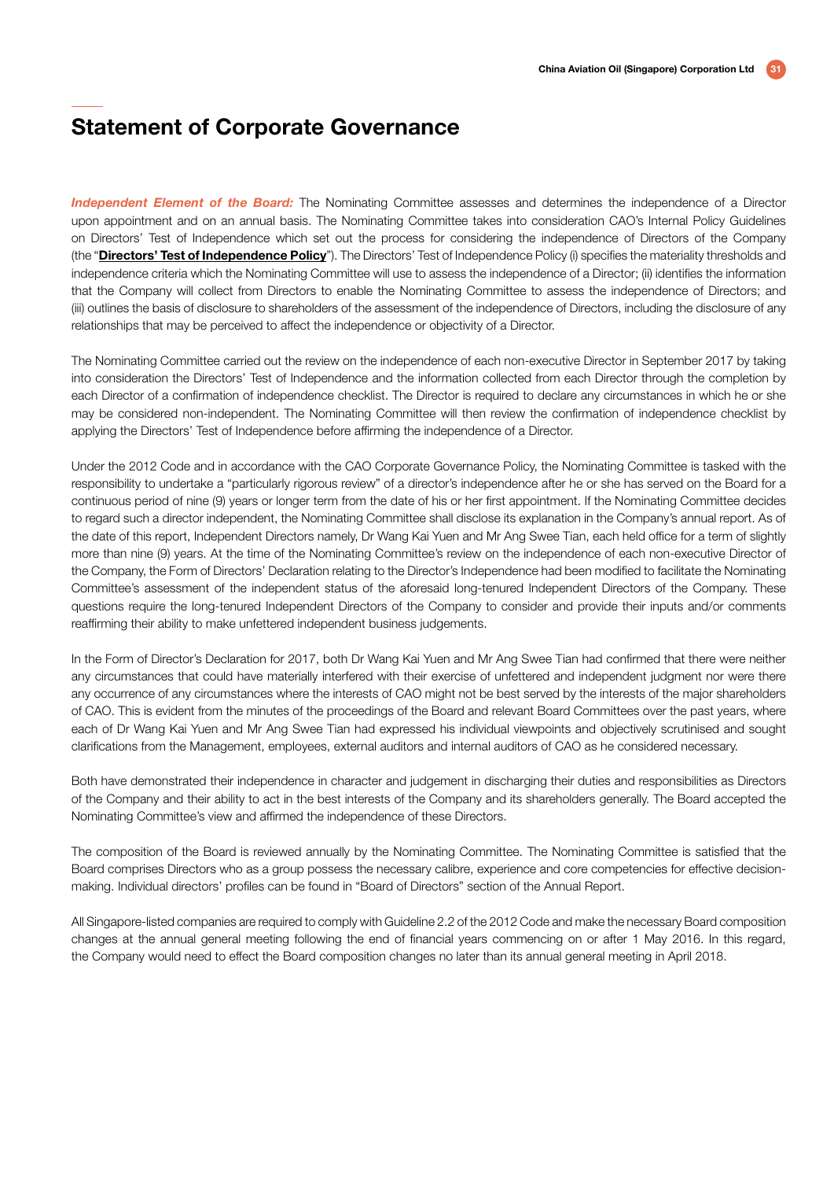# Statement of Corporate Governance

***Independent Element of the Board:*** The Nominating Committee assesses and determines the independence of a Director upon appointment and on an annual basis. The Nominating Committee takes into consideration CAO's Internal Policy Guidelines on Directors' Test of Independence which set out the process for considering the independence of Directors of the Company (the "**Directors' Test of Independence Policy**"). The Directors' Test of Independence Policy (i) specifies the materiality thresholds and independence criteria which the Nominating Committee will use to assess the independence of a Director; (ii) identifies the information that the Company will collect from Directors to enable the Nominating Committee to assess the independence of Directors; and (iii) outlines the basis of disclosure to shareholders of the assessment of the independence of Directors, including the disclosure of any relationships that may be perceived to affect the independence or objectivity of a Director.

The Nominating Committee carried out the review on the independence of each non-executive Director in September 2017 by taking into consideration the Directors' Test of Independence and the information collected from each Director through the completion by each Director of a confirmation of independence checklist. The Director is required to declare any circumstances in which he or she may be considered non-independent. The Nominating Committee will then review the confirmation of independence checklist by applying the Directors' Test of Independence before affirming the independence of a Director.

Under the 2012 Code and in accordance with the CAO Corporate Governance Policy, the Nominating Committee is tasked with the responsibility to undertake a "particularly rigorous review" of a director's independence after he or she has served on the Board for a continuous period of nine (9) years or longer term from the date of his or her first appointment. If the Nominating Committee decides to regard such a director independent, the Nominating Committee shall disclose its explanation in the Company's annual report. As of the date of this report, Independent Directors namely, Dr Wang Kai Yuen and Mr Ang Swee Tian, each held office for a term of slightly more than nine (9) years. At the time of the Nominating Committee's review on the independence of each non-executive Director of the Company, the Form of Directors' Declaration relating to the Director's Independence had been modified to facilitate the Nominating Committee's assessment of the independent status of the aforesaid long-tenured Independent Directors of the Company. These questions require the long-tenured Independent Directors of the Company to consider and provide their inputs and/or comments reaffirming their ability to make unfettered independent business judgements.

In the Form of Director's Declaration for 2017, both Dr Wang Kai Yuen and Mr Ang Swee Tian had confirmed that there were neither any circumstances that could have materially interfered with their exercise of unfettered and independent judgment nor were there any occurrence of any circumstances where the interests of CAO might not be best served by the interests of the major shareholders of CAO. This is evident from the minutes of the proceedings of the Board and relevant Board Committees over the past years, where each of Dr Wang Kai Yuen and Mr Ang Swee Tian had expressed his individual viewpoints and objectively scrutinised and sought clarifications from the Management, employees, external auditors and internal auditors of CAO as he considered necessary.

Both have demonstrated their independence in character and judgement in discharging their duties and responsibilities as Directors of the Company and their ability to act in the best interests of the Company and its shareholders generally. The Board accepted the Nominating Committee's view and affirmed the independence of these Directors.

The composition of the Board is reviewed annually by the Nominating Committee. The Nominating Committee is satisfied that the Board comprises Directors who as a group possess the necessary calibre, experience and core competencies for effective decision-making. Individual directors' profiles can be found in "Board of Directors" section of the Annual Report.

All Singapore-listed companies are required to comply with Guideline 2.2 of the 2012 Code and make the necessary Board composition changes at the annual general meeting following the end of financial years commencing on or after 1 May 2016. In this regard, the Company would need to effect the Board composition changes no later than its annual general meeting in April 2018.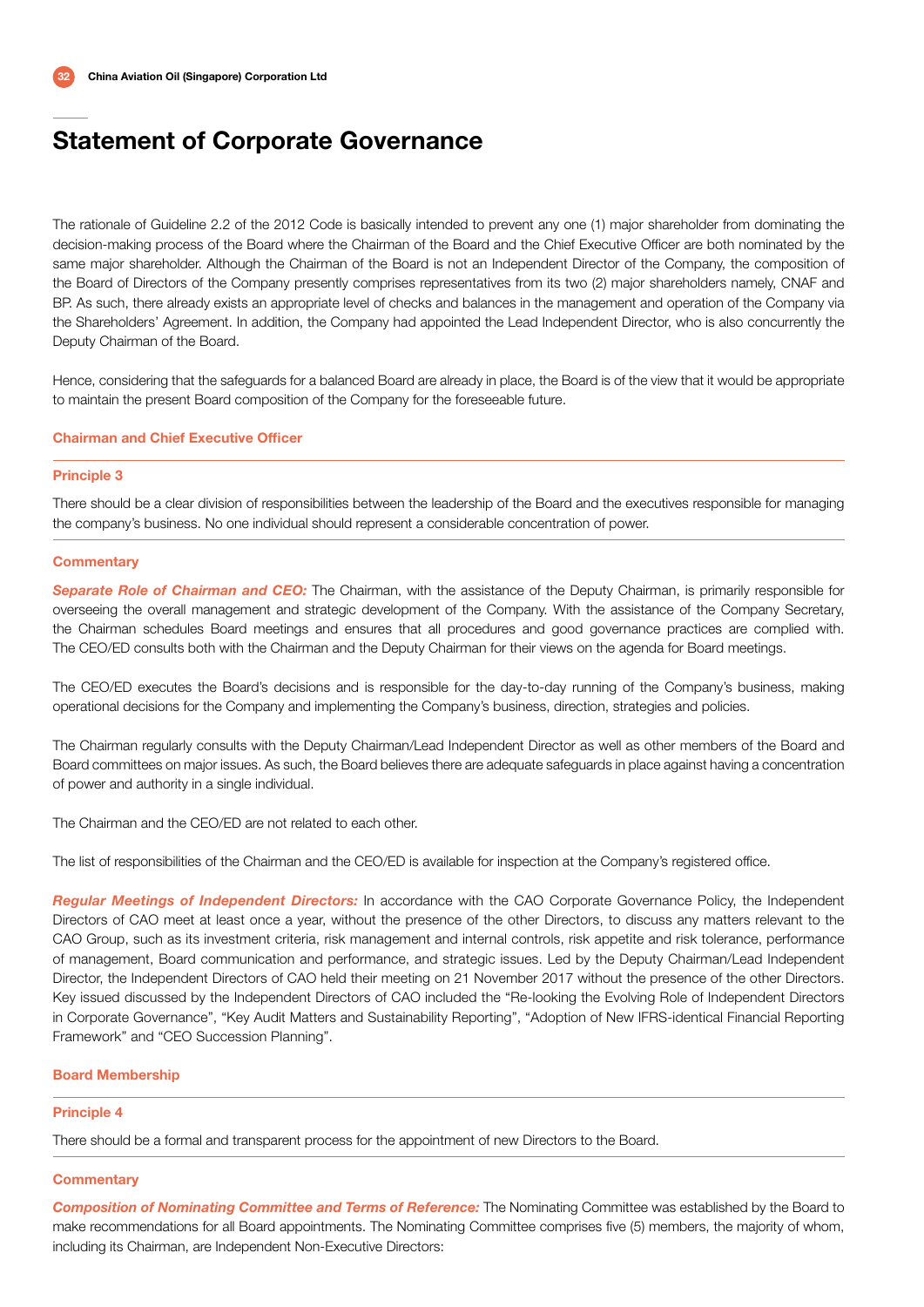# Statement of Corporate Governance

The rationale of Guideline 2.2 of the 2012 Code is basically intended to prevent any one (1) major shareholder from dominating the decision-making process of the Board where the Chairman of the Board and the Chief Executive Officer are both nominated by the same major shareholder. Although the Chairman of the Board is not an Independent Director of the Company, the composition of the Board of Directors of the Company presently comprises representatives from its two (2) major shareholders namely, CNAF and BP. As such, there already exists an appropriate level of checks and balances in the management and operation of the Company via the Shareholders' Agreement. In addition, the Company had appointed the Lead Independent Director, who is also concurrently the Deputy Chairman of the Board.

Hence, considering that the safeguards for a balanced Board are already in place, the Board is of the view that it would be appropriate to maintain the present Board composition of the Company for the foreseeable future.

## Chairman and Chief Executive Officer

### Principle 3

There should be a clear division of responsibilities between the leadership of the Board and the executives responsible for managing the company's business. No one individual should represent a considerable concentration of power.

### Commentary

***Separate Role of Chairman and CEO:*** The Chairman, with the assistance of the Deputy Chairman, is primarily responsible for overseeing the overall management and strategic development of the Company. With the assistance of the Company Secretary, the Chairman schedules Board meetings and ensures that all procedures and good governance practices are complied with. The CEO/ED consults both with the Chairman and the Deputy Chairman for their views on the agenda for Board meetings.

The CEO/ED executes the Board's decisions and is responsible for the day-to-day running of the Company's business, making operational decisions for the Company and implementing the Company's business, direction, strategies and policies.

The Chairman regularly consults with the Deputy Chairman/Lead Independent Director as well as other members of the Board and Board committees on major issues. As such, the Board believes there are adequate safeguards in place against having a concentration of power and authority in a single individual.

The Chairman and the CEO/ED are not related to each other.

The list of responsibilities of the Chairman and the CEO/ED is available for inspection at the Company's registered office.

***Regular Meetings of Independent Directors:*** In accordance with the CAO Corporate Governance Policy, the Independent Directors of CAO meet at least once a year, without the presence of the other Directors, to discuss any matters relevant to the CAO Group, such as its investment criteria, risk management and internal controls, risk appetite and risk tolerance, performance of management, Board communication and performance, and strategic issues. Led by the Deputy Chairman/Lead Independent Director, the Independent Directors of CAO held their meeting on 21 November 2017 without the presence of the other Directors. Key issued discussed by the Independent Directors of CAO included the "Re-looking the Evolving Role of Independent Directors in Corporate Governance", "Key Audit Matters and Sustainability Reporting", "Adoption of New IFRS-identical Financial Reporting Framework" and "CEO Succession Planning".

## Board Membership

### Principle 4

There should be a formal and transparent process for the appointment of new Directors to the Board.

### Commentary

***Composition of Nominating Committee and Terms of Reference:*** The Nominating Committee was established by the Board to make recommendations for all Board appointments. The Nominating Committee comprises five (5) members, the majority of whom, including its Chairman, are Independent Non-Executive Directors: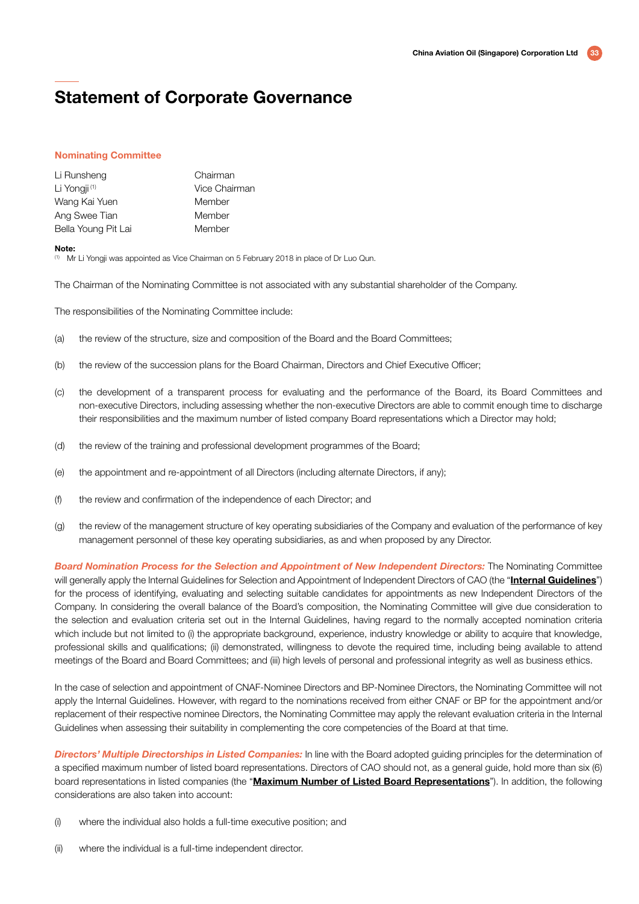# Statement of Corporate Governance

## Nominating Committee

| | |
|---|---|
| Li Runsheng | Chairman |
| Li Yongji [1] | Vice Chairman |
| Wang Kai Yuen | Member |
| Ang Swee Tian | Member |
| Bella Young Pit Lai | Member |

**Note:**
[1] Mr Li Yongji was appointed as Vice Chairman on 5 February 2018 in place of Dr Luo Qun.

The Chairman of the Nominating Committee is not associated with any substantial shareholder of the Company.

The responsibilities of the Nominating Committee include:

(a) the review of the structure, size and composition of the Board and the Board Committees;

(b) the review of the succession plans for the Board Chairman, Directors and Chief Executive Officer;

(c) the development of a transparent process for evaluating and the performance of the Board, its Board Committees and non-executive Directors, including assessing whether the non-executive Directors are able to commit enough time to discharge their responsibilities and the maximum number of listed company Board representations which a Director may hold;

(d) the review of the training and professional development programmes of the Board;

(e) the appointment and re-appointment of all Directors (including alternate Directors, if any);

(f) the review and confirmation of the independence of each Director; and

(g) the review of the management structure of key operating subsidiaries of the Company and evaluation of the performance of key management personnel of these key operating subsidiaries, as and when proposed by any Director.

***Board Nomination Process for the Selection and Appointment of New Independent Directors:*** The Nominating Committee will generally apply the Internal Guidelines for Selection and Appointment of Independent Directors of CAO (the "**Internal Guidelines**") for the process of identifying, evaluating and selecting suitable candidates for appointments as new Independent Directors of the Company. In considering the overall balance of the Board's composition, the Nominating Committee will give due consideration to the selection and evaluation criteria set out in the Internal Guidelines, having regard to the normally accepted nomination criteria which include but not limited to (i) the appropriate background, experience, industry knowledge or ability to acquire that knowledge, professional skills and qualifications; (ii) demonstrated, willingness to devote the required time, including being available to attend meetings of the Board and Board Committees; and (iii) high levels of personal and professional integrity as well as business ethics.

In the case of selection and appointment of CNAF-Nominee Directors and BP-Nominee Directors, the Nominating Committee will not apply the Internal Guidelines. However, with regard to the nominations received from either CNAF or BP for the appointment and/or replacement of their respective nominee Directors, the Nominating Committee may apply the relevant evaluation criteria in the Internal Guidelines when assessing their suitability in complementing the core competencies of the Board at that time.

***Directors' Multiple Directorships in Listed Companies:*** In line with the Board adopted guiding principles for the determination of a specified maximum number of listed board representations. Directors of CAO should not, as a general guide, hold more than six (6) board representations in listed companies (the "**Maximum Number of Listed Board Representations**"). In addition, the following considerations are also taken into account:

(i) where the individual also holds a full-time executive position; and

(ii) where the individual is a full-time independent director.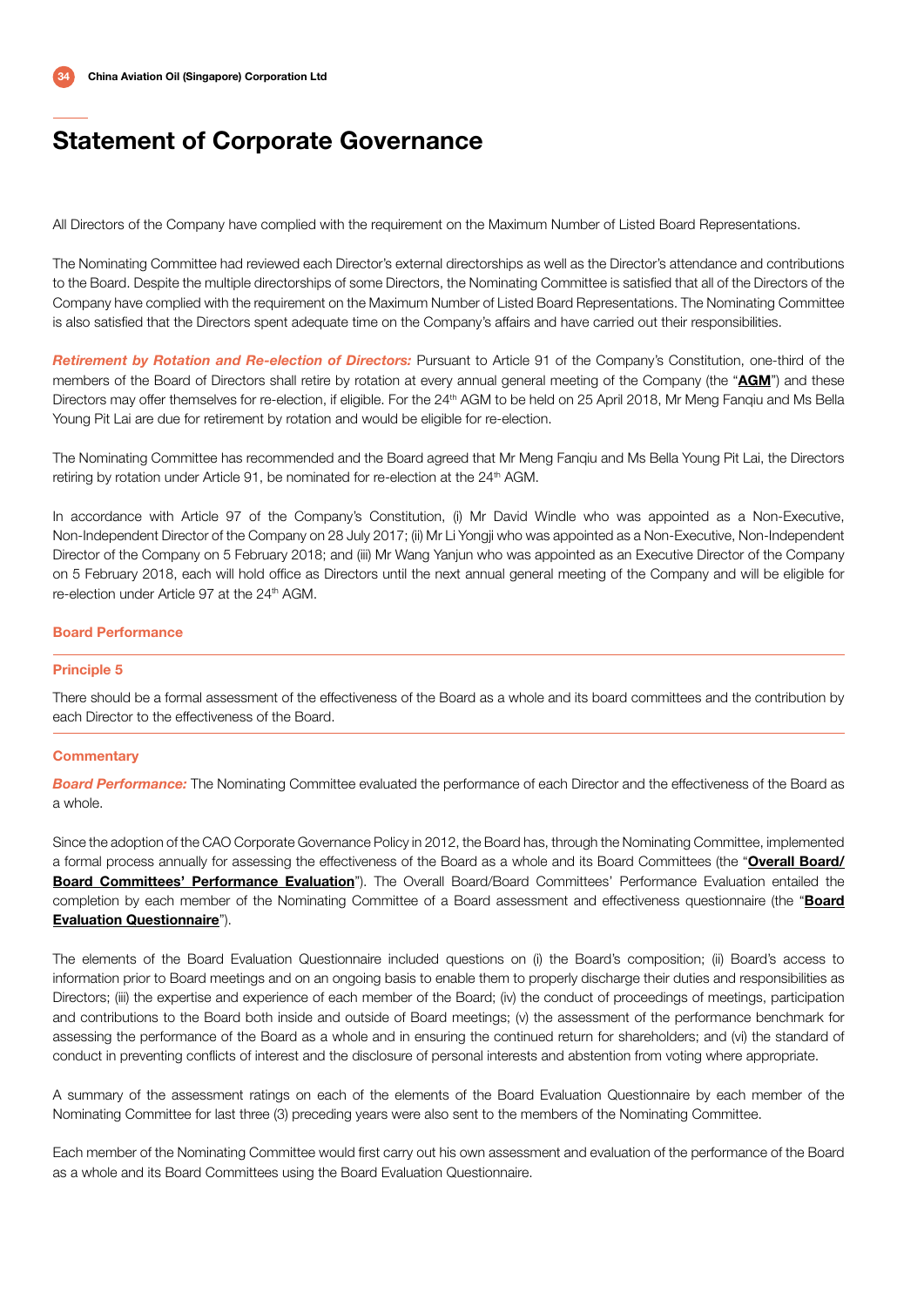# Statement of Corporate Governance

All Directors of the Company have complied with the requirement on the Maximum Number of Listed Board Representations.

The Nominating Committee had reviewed each Director's external directorships as well as the Director's attendance and contributions to the Board. Despite the multiple directorships of some Directors, the Nominating Committee is satisfied that all of the Directors of the Company have complied with the requirement on the Maximum Number of Listed Board Representations. The Nominating Committee is also satisfied that the Directors spent adequate time on the Company's affairs and have carried out their responsibilities.

***Retirement by Rotation and Re-election of Directors:*** Pursuant to Article 91 of the Company's Constitution, one-third of the members of the Board of Directors shall retire by rotation at every annual general meeting of the Company (the "**AGM**") and these Directors may offer themselves for re-election, if eligible. For the 24th AGM to be held on 25 April 2018, Mr Meng Fanqiu and Ms Bella Young Pit Lai are due for retirement by rotation and would be eligible for re-election.

The Nominating Committee has recommended and the Board agreed that Mr Meng Fanqiu and Ms Bella Young Pit Lai, the Directors retiring by rotation under Article 91, be nominated for re-election at the 24th AGM.

In accordance with Article 97 of the Company's Constitution, (i) Mr David Windle who was appointed as a Non-Executive, Non-Independent Director of the Company on 28 July 2017; (ii) Mr Li Yongji who was appointed as a Non-Executive, Non-Independent Director of the Company on 5 February 2018; and (iii) Mr Wang Yanjun who was appointed as an Executive Director of the Company on 5 February 2018, each will hold office as Directors until the next annual general meeting of the Company and will be eligible for re-election under Article 97 at the 24th AGM.

## Board Performance

### Principle 5

There should be a formal assessment of the effectiveness of the Board as a whole and its board committees and the contribution by each Director to the effectiveness of the Board.

### Commentary

***Board Performance:*** The Nominating Committee evaluated the performance of each Director and the effectiveness of the Board as a whole.

Since the adoption of the CAO Corporate Governance Policy in 2012, the Board has, through the Nominating Committee, implemented a formal process annually for assessing the effectiveness of the Board as a whole and its Board Committees (the "**Overall Board/Board Committees' Performance Evaluation**"). The Overall Board/Board Committees' Performance Evaluation entailed the completion by each member of the Nominating Committee of a Board assessment and effectiveness questionnaire (the "**Board Evaluation Questionnaire**").

The elements of the Board Evaluation Questionnaire included questions on (i) the Board's composition; (ii) Board's access to information prior to Board meetings and on an ongoing basis to enable them to properly discharge their duties and responsibilities as Directors; (iii) the expertise and experience of each member of the Board; (iv) the conduct of proceedings of meetings, participation and contributions to the Board both inside and outside of Board meetings; (v) the assessment of the performance benchmark for assessing the performance of the Board as a whole and in ensuring the continued return for shareholders; and (vi) the standard of conduct in preventing conflicts of interest and the disclosure of personal interests and abstention from voting where appropriate.

A summary of the assessment ratings on each of the elements of the Board Evaluation Questionnaire by each member of the Nominating Committee for last three (3) preceding years were also sent to the members of the Nominating Committee.

Each member of the Nominating Committee would first carry out his own assessment and evaluation of the performance of the Board as a whole and its Board Committees using the Board Evaluation Questionnaire.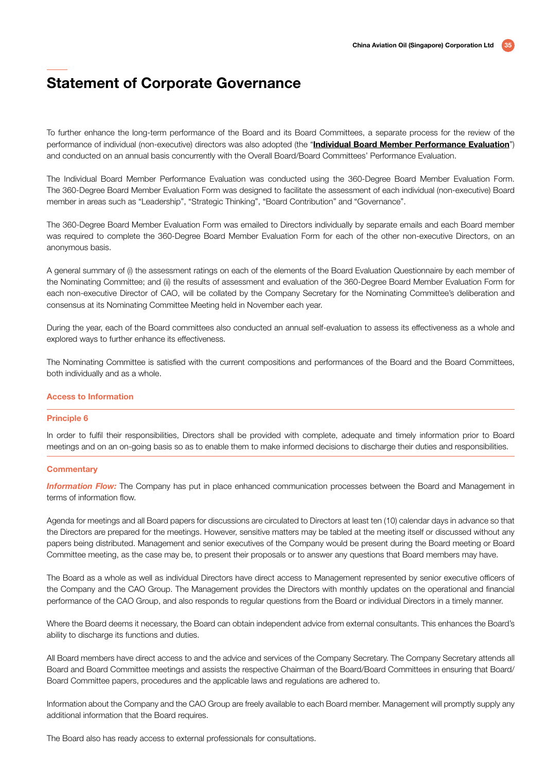# Statement of Corporate Governance

To further enhance the long-term performance of the Board and its Board Committees, a separate process for the review of the performance of individual (non-executive) directors was also adopted (the "**Individual Board Member Performance Evaluation**") and conducted on an annual basis concurrently with the Overall Board/Board Committees' Performance Evaluation.

The Individual Board Member Performance Evaluation was conducted using the 360-Degree Board Member Evaluation Form. The 360-Degree Board Member Evaluation Form was designed to facilitate the assessment of each individual (non-executive) Board member in areas such as "Leadership", "Strategic Thinking", "Board Contribution" and "Governance".

The 360-Degree Board Member Evaluation Form was emailed to Directors individually by separate emails and each Board member was required to complete the 360-Degree Board Member Evaluation Form for each of the other non-executive Directors, on an anonymous basis.

A general summary of (i) the assessment ratings on each of the elements of the Board Evaluation Questionnaire by each member of the Nominating Committee; and (ii) the results of assessment and evaluation of the 360-Degree Board Member Evaluation Form for each non-executive Director of CAO, will be collated by the Company Secretary for the Nominating Committee's deliberation and consensus at its Nominating Committee Meeting held in November each year.

During the year, each of the Board committees also conducted an annual self-evaluation to assess its effectiveness as a whole and explored ways to further enhance its effectiveness.

The Nominating Committee is satisfied with the current compositions and performances of the Board and the Board Committees, both individually and as a whole.

### Access to Information

#### Principle 6

In order to fulfil their responsibilities, Directors shall be provided with complete, adequate and timely information prior to Board meetings and on an on-going basis so as to enable them to make informed decisions to discharge their duties and responsibilities.

#### Commentary

***Information Flow:*** The Company has put in place enhanced communication processes between the Board and Management in terms of information flow.

Agenda for meetings and all Board papers for discussions are circulated to Directors at least ten (10) calendar days in advance so that the Directors are prepared for the meetings. However, sensitive matters may be tabled at the meeting itself or discussed without any papers being distributed. Management and senior executives of the Company would be present during the Board meeting or Board Committee meeting, as the case may be, to present their proposals or to answer any questions that Board members may have.

The Board as a whole as well as individual Directors have direct access to Management represented by senior executive officers of the Company and the CAO Group. The Management provides the Directors with monthly updates on the operational and financial performance of the CAO Group, and also responds to regular questions from the Board or individual Directors in a timely manner.

Where the Board deems it necessary, the Board can obtain independent advice from external consultants. This enhances the Board's ability to discharge its functions and duties.

All Board members have direct access to and the advice and services of the Company Secretary. The Company Secretary attends all Board and Board Committee meetings and assists the respective Chairman of the Board/Board Committees in ensuring that Board/Board Committee papers, procedures and the applicable laws and regulations are adhered to.

Information about the Company and the CAO Group are freely available to each Board member. Management will promptly supply any additional information that the Board requires.

The Board also has ready access to external professionals for consultations.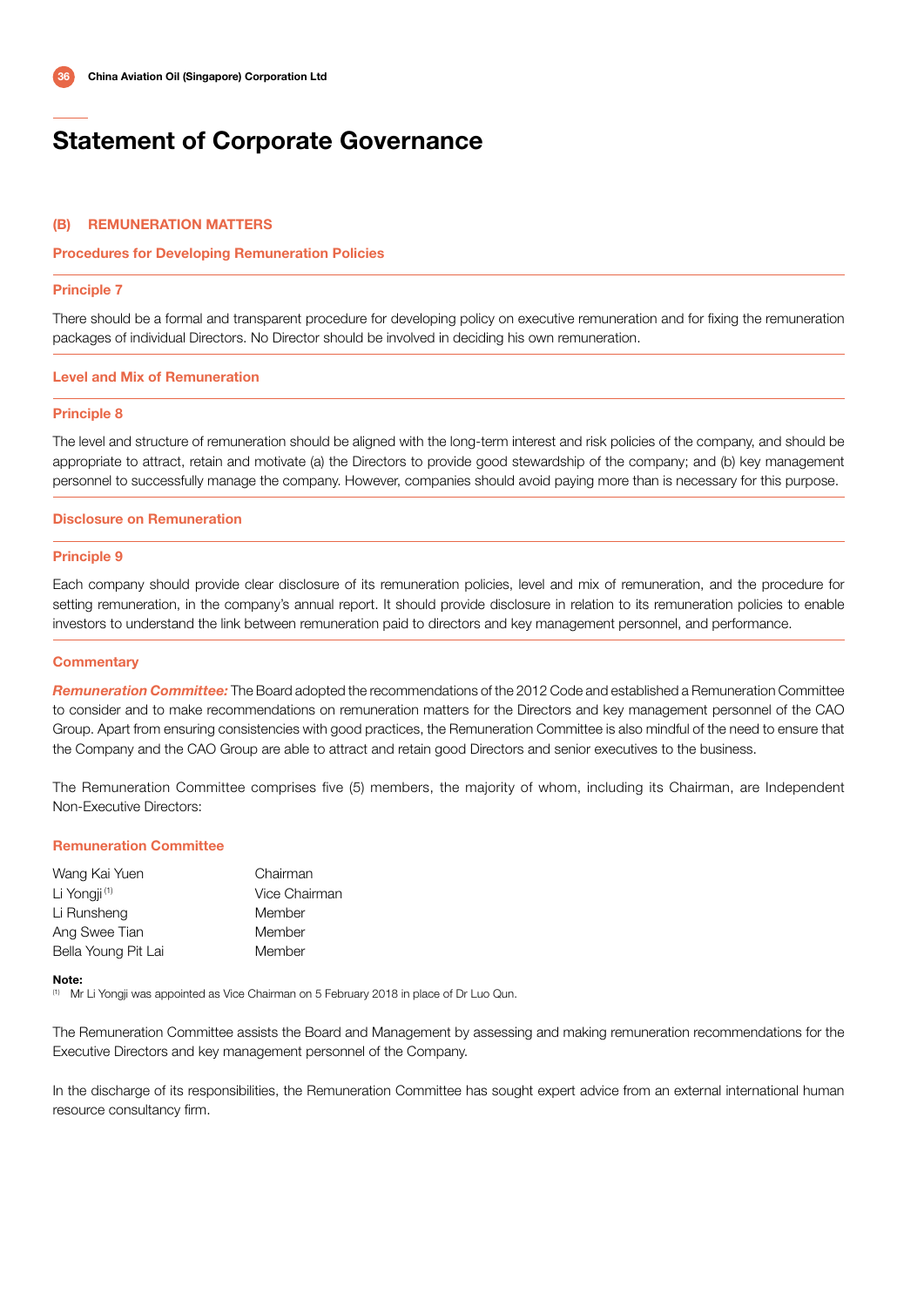# Statement of Corporate Governance

## (B) REMUNERATION MATTERS

### Procedures for Developing Remuneration Policies

#### Principle 7

There should be a formal and transparent procedure for developing policy on executive remuneration and for fixing the remuneration packages of individual Directors. No Director should be involved in deciding his own remuneration.

### Level and Mix of Remuneration

#### Principle 8

The level and structure of remuneration should be aligned with the long-term interest and risk policies of the company, and should be appropriate to attract, retain and motivate (a) the Directors to provide good stewardship of the company; and (b) key management personnel to successfully manage the company. However, companies should avoid paying more than is necessary for this purpose.

### Disclosure on Remuneration

#### Principle 9

Each company should provide clear disclosure of its remuneration policies, level and mix of remuneration, and the procedure for setting remuneration, in the company's annual report. It should provide disclosure in relation to its remuneration policies to enable investors to understand the link between remuneration paid to directors and key management personnel, and performance.

### Commentary

***Remuneration Committee:*** The Board adopted the recommendations of the 2012 Code and established a Remuneration Committee to consider and to make recommendations on remuneration matters for the Directors and key management personnel of the CAO Group. Apart from ensuring consistencies with good practices, the Remuneration Committee is also mindful of the need to ensure that the Company and the CAO Group are able to attract and retain good Directors and senior executives to the business.

The Remuneration Committee comprises five (5) members, the majority of whom, including its Chairman, are Independent Non-Executive Directors:

#### Remuneration Committee

| | |
|---|---|
| Wang Kai Yuen | Chairman |
| Li Yongji [1] | Vice Chairman |
| Li Runsheng | Member |
| Ang Swee Tian | Member |
| Bella Young Pit Lai | Member |

**Note:**

[1] Mr Li Yongji was appointed as Vice Chairman on 5 February 2018 in place of Dr Luo Qun.

The Remuneration Committee assists the Board and Management by assessing and making remuneration recommendations for the Executive Directors and key management personnel of the Company.

In the discharge of its responsibilities, the Remuneration Committee has sought expert advice from an external international human resource consultancy firm.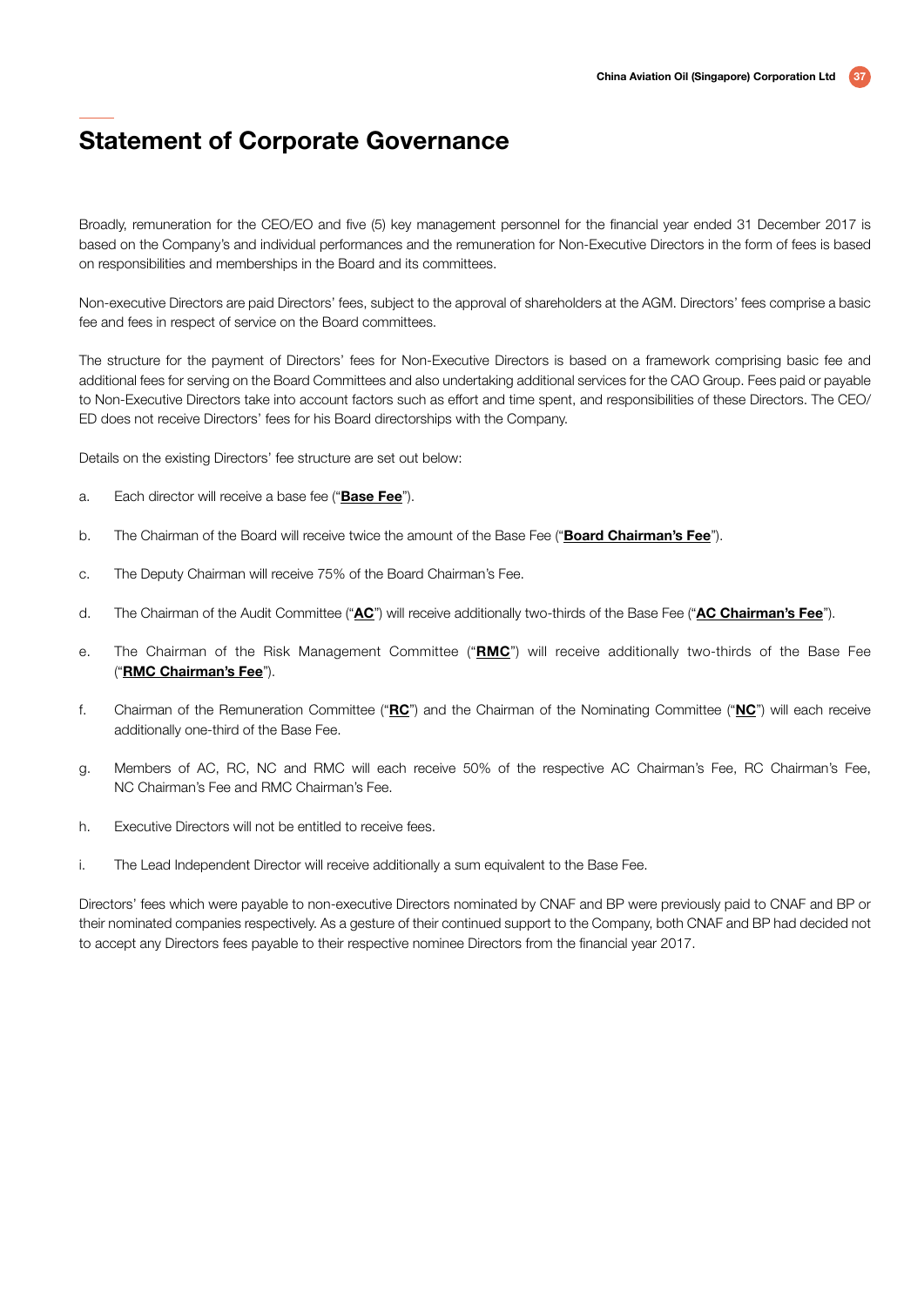# Statement of Corporate Governance

Broadly, remuneration for the CEO/EO and five (5) key management personnel for the financial year ended 31 December 2017 is based on the Company's and individual performances and the remuneration for Non-Executive Directors in the form of fees is based on responsibilities and memberships in the Board and its committees.

Non-executive Directors are paid Directors' fees, subject to the approval of shareholders at the AGM. Directors' fees comprise a basic fee and fees in respect of service on the Board committees.

The structure for the payment of Directors' fees for Non-Executive Directors is based on a framework comprising basic fee and additional fees for serving on the Board Committees and also undertaking additional services for the CAO Group. Fees paid or payable to Non-Executive Directors take into account factors such as effort and time spent, and responsibilities of these Directors. The CEO/ ED does not receive Directors' fees for his Board directorships with the Company.

Details on the existing Directors' fee structure are set out below:

a. Each director will receive a base fee ("**Base Fee**").

b. The Chairman of the Board will receive twice the amount of the Base Fee ("**Board Chairman's Fee**").

c. The Deputy Chairman will receive 75% of the Board Chairman's Fee.

d. The Chairman of the Audit Committee ("**AC**") will receive additionally two-thirds of the Base Fee ("**AC Chairman's Fee**").

e. The Chairman of the Risk Management Committee ("**RMC**") will receive additionally two-thirds of the Base Fee ("**RMC Chairman's Fee**").

f. Chairman of the Remuneration Committee ("**RC**") and the Chairman of the Nominating Committee ("**NC**") will each receive additionally one-third of the Base Fee.

g. Members of AC, RC, NC and RMC will each receive 50% of the respective AC Chairman's Fee, RC Chairman's Fee, NC Chairman's Fee and RMC Chairman's Fee.

h. Executive Directors will not be entitled to receive fees.

i. The Lead Independent Director will receive additionally a sum equivalent to the Base Fee.

Directors' fees which were payable to non-executive Directors nominated by CNAF and BP were previously paid to CNAF and BP or their nominated companies respectively. As a gesture of their continued support to the Company, both CNAF and BP had decided not to accept any Directors fees payable to their respective nominee Directors from the financial year 2017.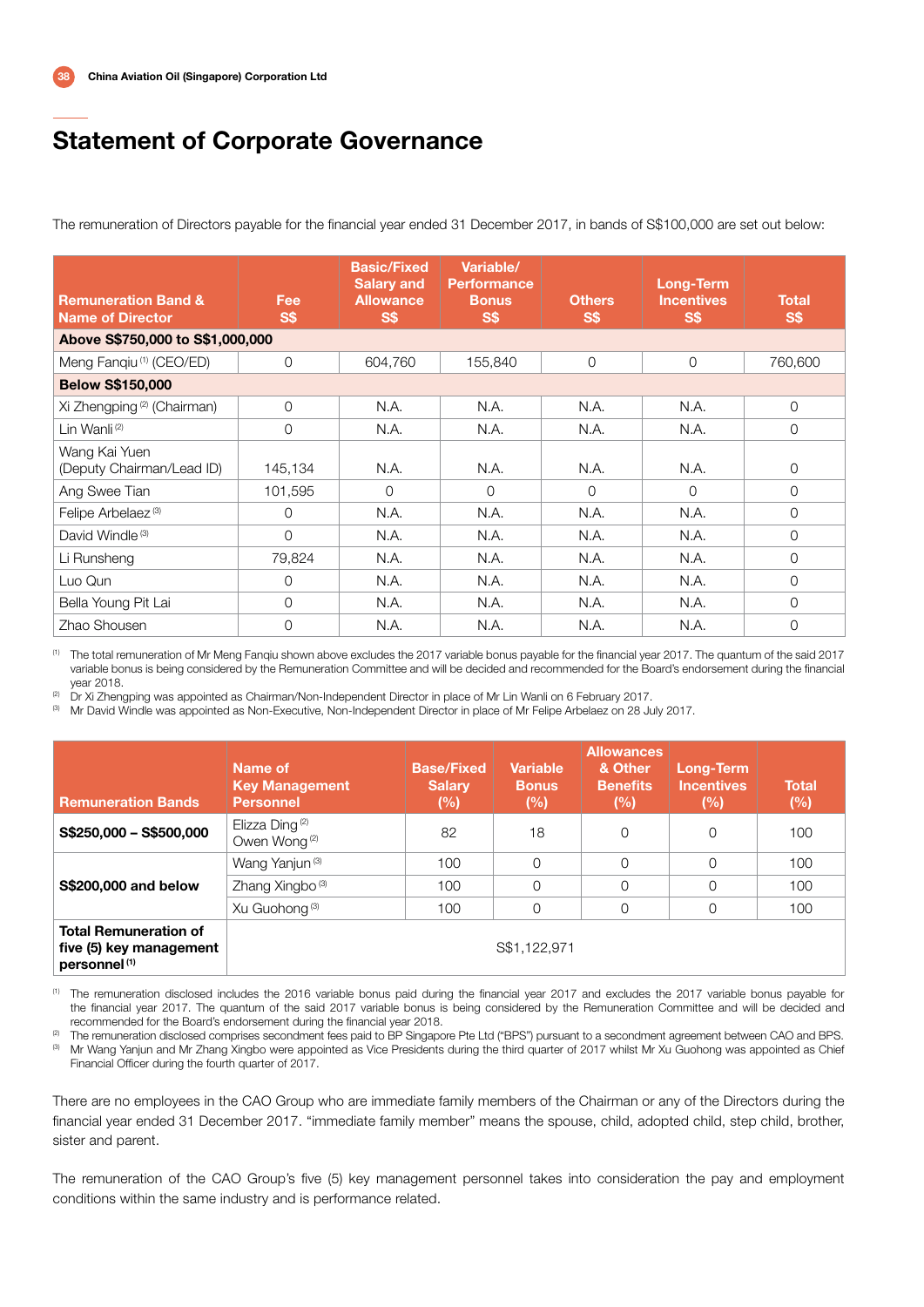# Statement of Corporate Governance

The remuneration of Directors payable for the financial year ended 31 December 2017, in bands of S$100,000 are set out below:

| Remuneration Band & Name of Director | Fee S$ | Basic/Fixed Salary and Allowance S$ | Variable/ Performance Bonus S$ | Others S$ | Long-Term Incentives S$ | Total S$ |
|---|---|---|---|---|---|---|
| **Above S$750,000 to S$1,000,000** | | | | | | |
| Meng Fanqiu [1] (CEO/ED) | 0 | 604,760 | 155,840 | 0 | 0 | 760,600 |
| **Below S$150,000** | | | | | | |
| Xi Zhengping [2] (Chairman) | 0 | N.A. | N.A. | N.A. | N.A. | 0 |
| Lin Wanli [2] | 0 | N.A. | N.A. | N.A. | N.A. | 0 |
| Wang Kai Yuen (Deputy Chairman/Lead ID) | 145,134 | N.A. | N.A. | N.A. | N.A. | 0 |
| Ang Swee Tian | 101,595 | 0 | 0 | 0 | 0 | 0 |
| Felipe Arbelaez [3] | 0 | N.A. | N.A. | N.A. | N.A. | 0 |
| David Windle [3] | 0 | N.A. | N.A. | N.A. | N.A. | 0 |
| Li Runsheng | 79,824 | N.A. | N.A. | N.A. | N.A. | 0 |
| Luo Qun | 0 | N.A. | N.A. | N.A. | N.A. | 0 |
| Bella Young Pit Lai | 0 | N.A. | N.A. | N.A. | N.A. | 0 |
| Zhao Shousen | 0 | N.A. | N.A. | N.A. | N.A. | 0 |

[1] The total remuneration of Mr Meng Fanqiu shown above excludes the 2017 variable bonus payable for the financial year 2017. The quantum of the said 2017 variable bonus is being considered by the Remuneration Committee and will be decided and recommended for the Board's endorsement during the financial year 2018.

[2] Dr Xi Zhengping was appointed as Chairman/Non-Independent Director in place of Mr Lin Wanli on 6 February 2017.

[3] Mr David Windle was appointed as Non-Executive, Non-Independent Director in place of Mr Felipe Arbelaez on 28 July 2017.

| Remuneration Bands | Name of Key Management Personnel | Base/Fixed Salary (%) | Variable Bonus (%) | Allowances & Other Benefits (%) | Long-Term Incentives (%) | Total (%) |
|---|---|---|---|---|---|---|
| **S$250,000 – S$500,000** | Elizza Ding [2] Owen Wong [2] | 82 | 18 | 0 | 0 | 100 |
| **S$200,000 and below** | Wang Yanjun [3] | 100 | 0 | 0 | 0 | 100 |
| | Zhang Xingbo [3] | 100 | 0 | 0 | 0 | 100 |
| | Xu Guohong [3] | 100 | 0 | 0 | 0 | 100 |
| **Total Remuneration of five (5) key management personnel** [1] | S$1,122,971 | | | | | |

[1] The remuneration disclosed includes the 2016 variable bonus paid during the financial year 2017 and excludes the 2017 variable bonus payable for the financial year 2017. The quantum of the said 2017 variable bonus is being considered by the Remuneration Committee and will be decided and recommended for the Board's endorsement during the financial year 2018.

[2] The remuneration disclosed comprises secondment fees paid to BP Singapore Pte Ltd ("BPS") pursuant to a secondment agreement between CAO and BPS.

[3] Mr Wang Yanjun and Mr Zhang Xingbo were appointed as Vice Presidents during the third quarter of 2017 whilst Mr Xu Guohong was appointed as Chief Financial Officer during the fourth quarter of 2017.

There are no employees in the CAO Group who are immediate family members of the Chairman or any of the Directors during the financial year ended 31 December 2017. "immediate family member" means the spouse, child, adopted child, step child, brother, sister and parent.

The remuneration of the CAO Group's five (5) key management personnel takes into consideration the pay and employment conditions within the same industry and is performance related.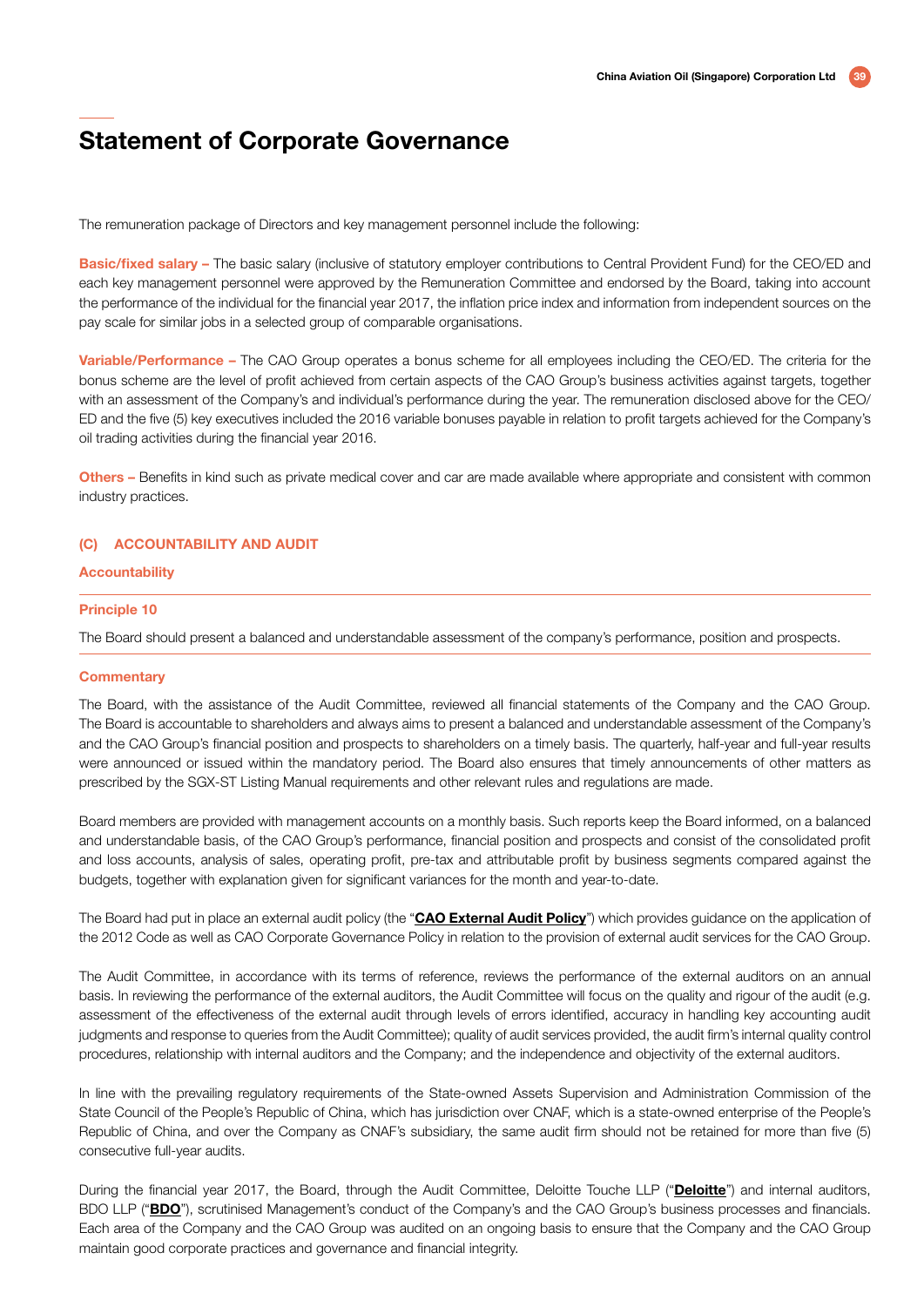# Statement of Corporate Governance

The remuneration package of Directors and key management personnel include the following:

**Basic/fixed salary –** The basic salary (inclusive of statutory employer contributions to Central Provident Fund) for the CEO/ED and each key management personnel were approved by the Remuneration Committee and endorsed by the Board, taking into account the performance of the individual for the financial year 2017, the inflation price index and information from independent sources on the pay scale for similar jobs in a selected group of comparable organisations.

**Variable/Performance –** The CAO Group operates a bonus scheme for all employees including the CEO/ED. The criteria for the bonus scheme are the level of profit achieved from certain aspects of the CAO Group's business activities against targets, together with an assessment of the Company's and individual's performance during the year. The remuneration disclosed above for the CEO/ED and the five (5) key executives included the 2016 variable bonuses payable in relation to profit targets achieved for the Company's oil trading activities during the financial year 2016.

**Others –** Benefits in kind such as private medical cover and car are made available where appropriate and consistent with common industry practices.

## (C) ACCOUNTABILITY AND AUDIT

### Accountability

**Principle 10**

The Board should present a balanced and understandable assessment of the company's performance, position and prospects.

**Commentary**

The Board, with the assistance of the Audit Committee, reviewed all financial statements of the Company and the CAO Group. The Board is accountable to shareholders and always aims to present a balanced and understandable assessment of the Company's and the CAO Group's financial position and prospects to shareholders on a timely basis. The quarterly, half-year and full-year results were announced or issued within the mandatory period. The Board also ensures that timely announcements of other matters as prescribed by the SGX-ST Listing Manual requirements and other relevant rules and regulations are made.

Board members are provided with management accounts on a monthly basis. Such reports keep the Board informed, on a balanced and understandable basis, of the CAO Group's performance, financial position and prospects and consist of the consolidated profit and loss accounts, analysis of sales, operating profit, pre-tax and attributable profit by business segments compared against the budgets, together with explanation given for significant variances for the month and year-to-date.

The Board had put in place an external audit policy (the "**CAO External Audit Policy**") which provides guidance on the application of the 2012 Code as well as CAO Corporate Governance Policy in relation to the provision of external audit services for the CAO Group.

The Audit Committee, in accordance with its terms of reference, reviews the performance of the external auditors on an annual basis. In reviewing the performance of the external auditors, the Audit Committee will focus on the quality and rigour of the audit (e.g. assessment of the effectiveness of the external audit through levels of errors identified, accuracy in handling key accounting audit judgments and response to queries from the Audit Committee); quality of audit services provided, the audit firm's internal quality control procedures, relationship with internal auditors and the Company; and the independence and objectivity of the external auditors.

In line with the prevailing regulatory requirements of the State-owned Assets Supervision and Administration Commission of the State Council of the People's Republic of China, which has jurisdiction over CNAF, which is a state-owned enterprise of the People's Republic of China, and over the Company as CNAF's subsidiary, the same audit firm should not be retained for more than five (5) consecutive full-year audits.

During the financial year 2017, the Board, through the Audit Committee, Deloitte Touche LLP ("**Deloitte**") and internal auditors, BDO LLP ("**BDO**"), scrutinised Management's conduct of the Company's and the CAO Group's business processes and financials. Each area of the Company and the CAO Group was audited on an ongoing basis to ensure that the Company and the CAO Group maintain good corporate practices and governance and financial integrity.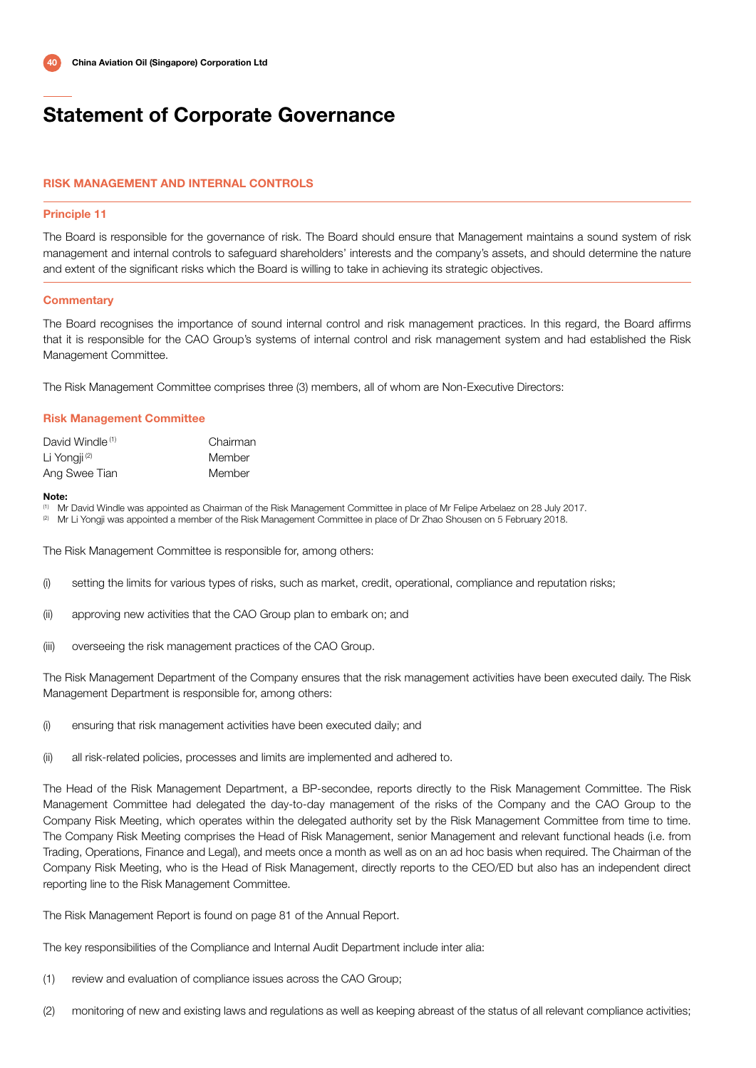# Statement of Corporate Governance

## RISK MANAGEMENT AND INTERNAL CONTROLS

### Principle 11

The Board is responsible for the governance of risk. The Board should ensure that Management maintains a sound system of risk management and internal controls to safeguard shareholders' interests and the company's assets, and should determine the nature and extent of the significant risks which the Board is willing to take in achieving its strategic objectives.

### Commentary

The Board recognises the importance of sound internal control and risk management practices. In this regard, the Board affirms that it is responsible for the CAO Group's systems of internal control and risk management system and had established the Risk Management Committee.

The Risk Management Committee comprises three (3) members, all of whom are Non-Executive Directors:

### Risk Management Committee

| | |
|---|---|
| David Windle [1] | Chairman |
| Li Yongji [2] | Member |
| Ang Swee Tian | Member |

**Note:**

[1] Mr David Windle was appointed as Chairman of the Risk Management Committee in place of Mr Felipe Arbelaez on 28 July 2017.

[2] Mr Li Yongji was appointed a member of the Risk Management Committee in place of Dr Zhao Shousen on 5 February 2018.

The Risk Management Committee is responsible for, among others:

(i) setting the limits for various types of risks, such as market, credit, operational, compliance and reputation risks;

(ii) approving new activities that the CAO Group plan to embark on; and

(iii) overseeing the risk management practices of the CAO Group.

The Risk Management Department of the Company ensures that the risk management activities have been executed daily. The Risk Management Department is responsible for, among others:

(i) ensuring that risk management activities have been executed daily; and

(ii) all risk-related policies, processes and limits are implemented and adhered to.

The Head of the Risk Management Department, a BP-secondee, reports directly to the Risk Management Committee. The Risk Management Committee had delegated the day-to-day management of the risks of the Company and the CAO Group to the Company Risk Meeting, which operates within the delegated authority set by the Risk Management Committee from time to time. The Company Risk Meeting comprises the Head of Risk Management, senior Management and relevant functional heads (i.e. from Trading, Operations, Finance and Legal), and meets once a month as well as on an ad hoc basis when required. The Chairman of the Company Risk Meeting, who is the Head of Risk Management, directly reports to the CEO/ED but also has an independent direct reporting line to the Risk Management Committee.

The Risk Management Report is found on page 81 of the Annual Report.

The key responsibilities of the Compliance and Internal Audit Department include inter alia:

(1) review and evaluation of compliance issues across the CAO Group;

(2) monitoring of new and existing laws and regulations as well as keeping abreast of the status of all relevant compliance activities;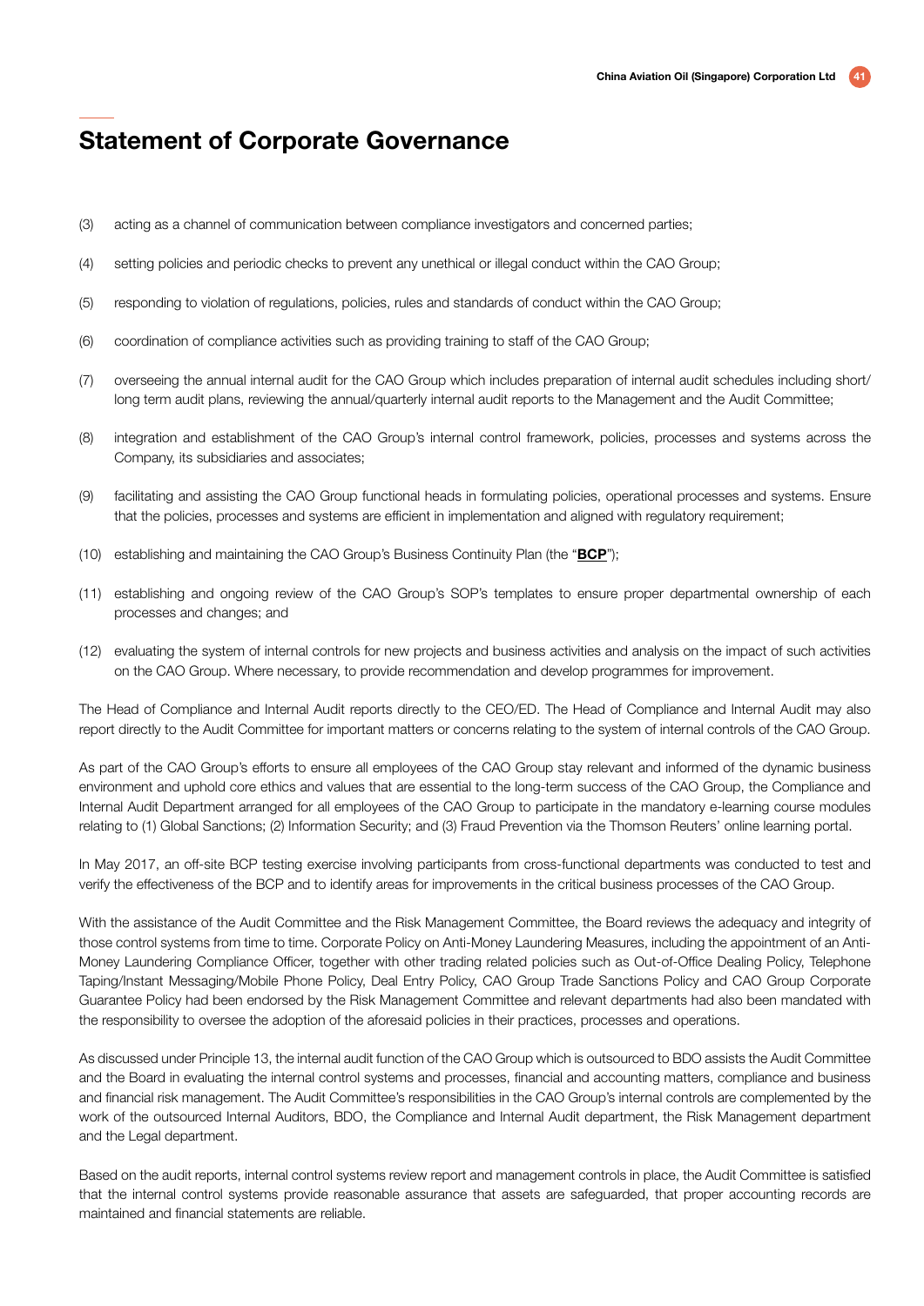# Statement of Corporate Governance

(3) acting as a channel of communication between compliance investigators and concerned parties;

(4) setting policies and periodic checks to prevent any unethical or illegal conduct within the CAO Group;

(5) responding to violation of regulations, policies, rules and standards of conduct within the CAO Group;

(6) coordination of compliance activities such as providing training to staff of the CAO Group;

(7) overseeing the annual internal audit for the CAO Group which includes preparation of internal audit schedules including short/long term audit plans, reviewing the annual/quarterly internal audit reports to the Management and the Audit Committee;

(8) integration and establishment of the CAO Group's internal control framework, policies, processes and systems across the Company, its subsidiaries and associates;

(9) facilitating and assisting the CAO Group functional heads in formulating policies, operational processes and systems. Ensure that the policies, processes and systems are efficient in implementation and aligned with regulatory requirement;

(10) establishing and maintaining the CAO Group's Business Continuity Plan (the "**BCP**");

(11) establishing and ongoing review of the CAO Group's SOP's templates to ensure proper departmental ownership of each processes and changes; and

(12) evaluating the system of internal controls for new projects and business activities and analysis on the impact of such activities on the CAO Group. Where necessary, to provide recommendation and develop programmes for improvement.

The Head of Compliance and Internal Audit reports directly to the CEO/ED. The Head of Compliance and Internal Audit may also report directly to the Audit Committee for important matters or concerns relating to the system of internal controls of the CAO Group.

As part of the CAO Group's efforts to ensure all employees of the CAO Group stay relevant and informed of the dynamic business environment and uphold core ethics and values that are essential to the long-term success of the CAO Group, the Compliance and Internal Audit Department arranged for all employees of the CAO Group to participate in the mandatory e-learning course modules relating to (1) Global Sanctions; (2) Information Security; and (3) Fraud Prevention via the Thomson Reuters' online learning portal.

In May 2017, an off-site BCP testing exercise involving participants from cross-functional departments was conducted to test and verify the effectiveness of the BCP and to identify areas for improvements in the critical business processes of the CAO Group.

With the assistance of the Audit Committee and the Risk Management Committee, the Board reviews the adequacy and integrity of those control systems from time to time. Corporate Policy on Anti-Money Laundering Measures, including the appointment of an Anti-Money Laundering Compliance Officer, together with other trading related policies such as Out-of-Office Dealing Policy, Telephone Taping/Instant Messaging/Mobile Phone Policy, Deal Entry Policy, CAO Group Trade Sanctions Policy and CAO Group Corporate Guarantee Policy had been endorsed by the Risk Management Committee and relevant departments had also been mandated with the responsibility to oversee the adoption of the aforesaid policies in their practices, processes and operations.

As discussed under Principle 13, the internal audit function of the CAO Group which is outsourced to BDO assists the Audit Committee and the Board in evaluating the internal control systems and processes, financial and accounting matters, compliance and business and financial risk management. The Audit Committee's responsibilities in the CAO Group's internal controls are complemented by the work of the outsourced Internal Auditors, BDO, the Compliance and Internal Audit department, the Risk Management department and the Legal department.

Based on the audit reports, internal control systems review report and management controls in place, the Audit Committee is satisfied that the internal control systems provide reasonable assurance that assets are safeguarded, that proper accounting records are maintained and financial statements are reliable.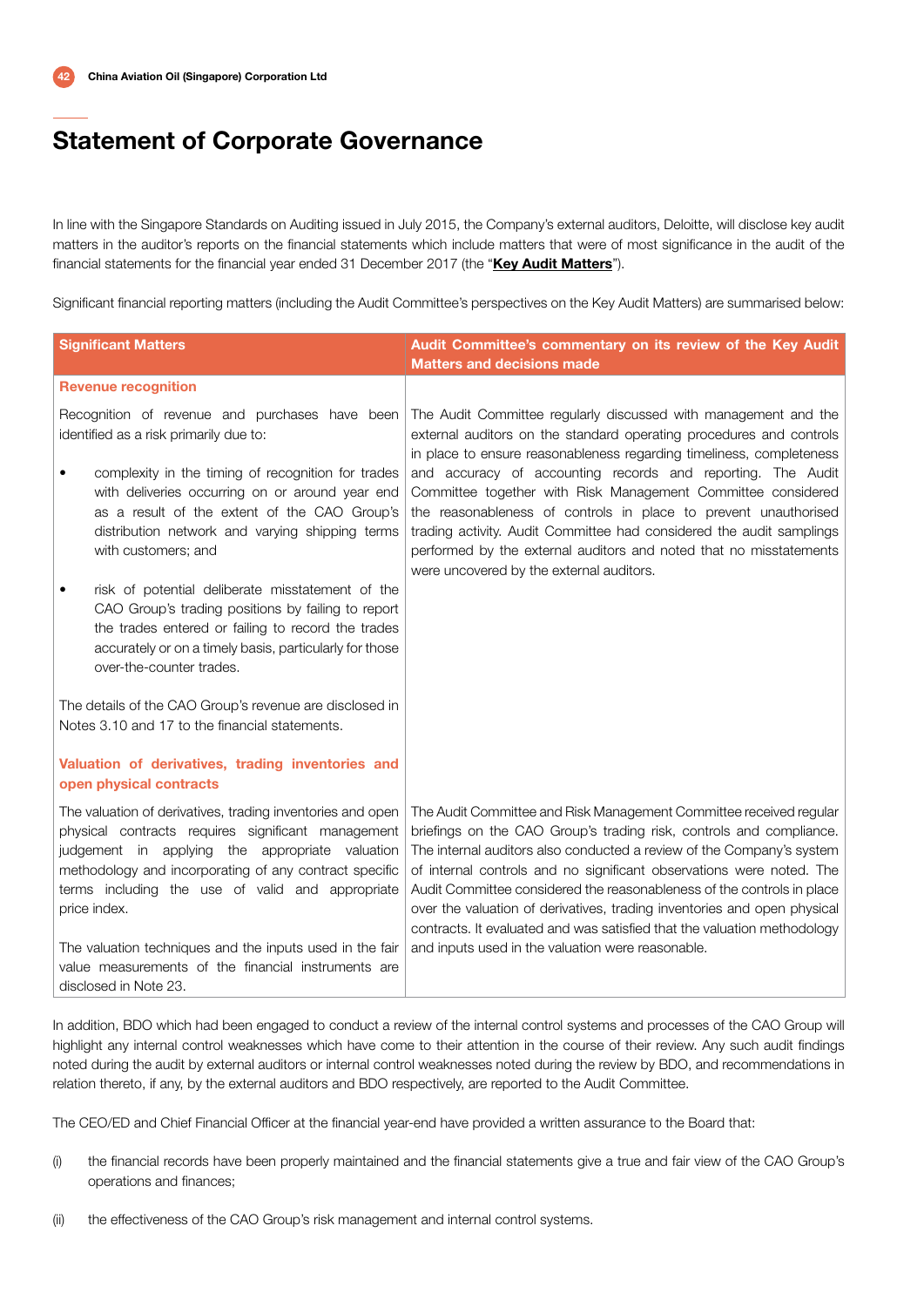# Statement of Corporate Governance

In line with the Singapore Standards on Auditing issued in July 2015, the Company's external auditors, Deloitte, will disclose key audit matters in the auditor's reports on the financial statements which include matters that were of most significance in the audit of the financial statements for the financial year ended 31 December 2017 (the "**Key Audit Matters**").

Significant financial reporting matters (including the Audit Committee's perspectives on the Key Audit Matters) are summarised below:

| Significant Matters | Audit Committee's commentary on its review of the Key Audit Matters and decisions made |
|---|---|
| **Revenue recognition** | |
| Recognition of revenue and purchases have been identified as a risk primarily due to:<br>• complexity in the timing of recognition for trades with deliveries occurring on or around year end as a result of the extent of the CAO Group's distribution network and varying shipping terms with customers; and<br>• risk of potential deliberate misstatement of the CAO Group's trading positions by failing to report the trades entered or failing to record the trades accurately or on a timely basis, particularly for those over-the-counter trades.<br><br>The details of the CAO Group's revenue are disclosed in Notes 3.10 and 17 to the financial statements. | The Audit Committee regularly discussed with management and the external auditors on the standard operating procedures and controls in place to ensure reasonableness regarding timeliness, completeness and accuracy of accounting records and reporting. The Audit Committee together with Risk Management Committee considered the reasonableness of controls in place to prevent unauthorised trading activity. Audit Committee had considered the audit samplings performed by the external auditors and noted that no misstatements were uncovered by the external auditors. |
| **Valuation of derivatives, trading inventories and open physical contracts** | |
| The valuation of derivatives, trading inventories and open physical contracts requires significant management judgement in applying the appropriate valuation methodology and incorporating of any contract specific terms including the use of valid and appropriate price index.<br><br>The valuation techniques and the inputs used in the fair value measurements of the financial instruments are disclosed in Note 23. | The Audit Committee and Risk Management Committee received regular briefings on the CAO Group's trading risk, controls and compliance. The internal auditors also conducted a review of the Company's system of internal controls and no significant observations were noted. The Audit Committee considered the reasonableness of the controls in place over the valuation of derivatives, trading inventories and open physical contracts. It evaluated and was satisfied that the valuation methodology and inputs used in the valuation were reasonable. |

In addition, BDO which had been engaged to conduct a review of the internal control systems and processes of the CAO Group will highlight any internal control weaknesses which have come to their attention in the course of their review. Any such audit findings noted during the audit by external auditors or internal control weaknesses noted during the review by BDO, and recommendations in relation thereto, if any, by the external auditors and BDO respectively, are reported to the Audit Committee.

The CEO/ED and Chief Financial Officer at the financial year-end have provided a written assurance to the Board that:

(i) the financial records have been properly maintained and the financial statements give a true and fair view of the CAO Group's operations and finances;

(ii) the effectiveness of the CAO Group's risk management and internal control systems.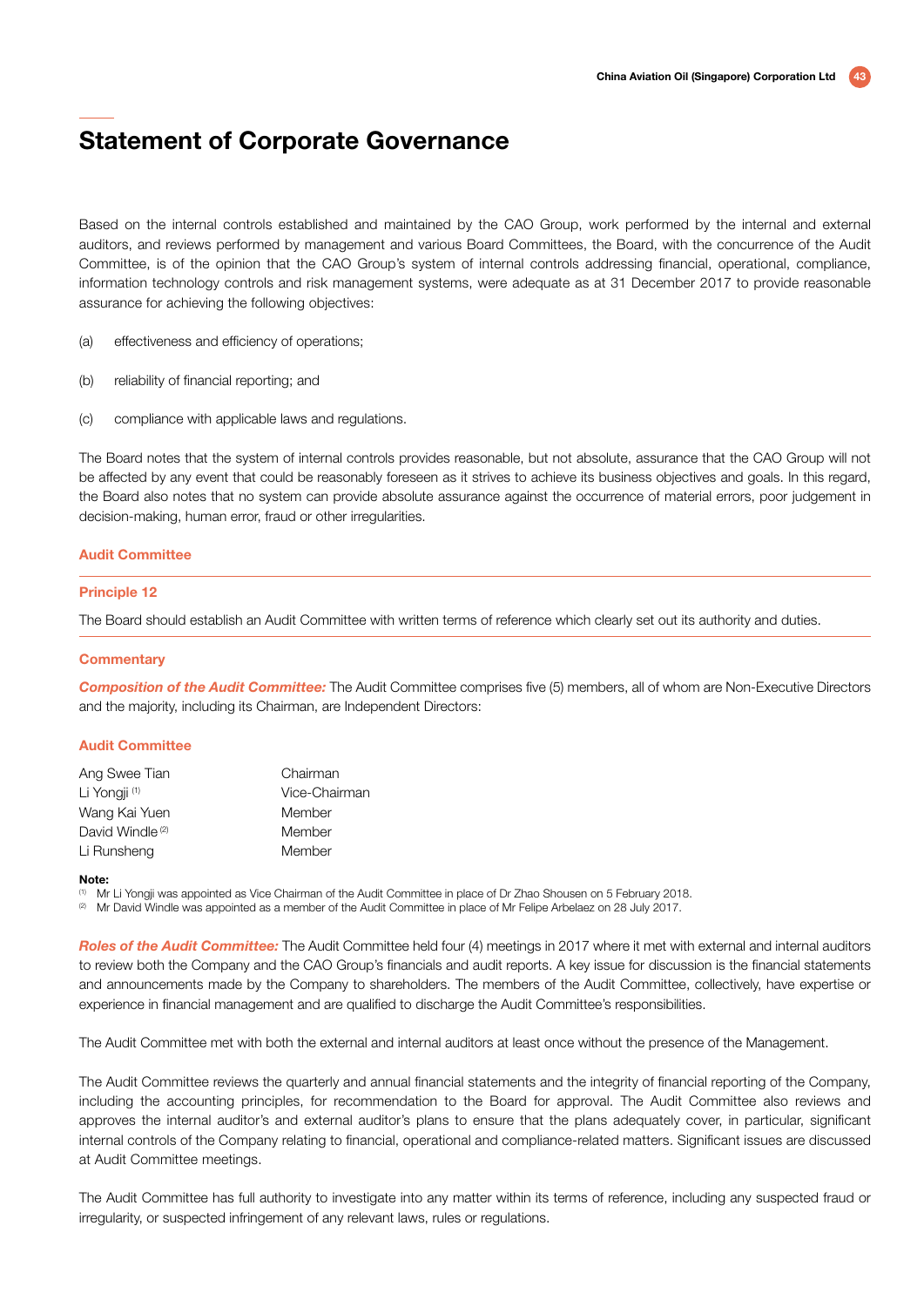# Statement of Corporate Governance

Based on the internal controls established and maintained by the CAO Group, work performed by the internal and external auditors, and reviews performed by management and various Board Committees, the Board, with the concurrence of the Audit Committee, is of the opinion that the CAO Group's system of internal controls addressing financial, operational, compliance, information technology controls and risk management systems, were adequate as at 31 December 2017 to provide reasonable assurance for achieving the following objectives:

(a) effectiveness and efficiency of operations;

(b) reliability of financial reporting; and

(c) compliance with applicable laws and regulations.

The Board notes that the system of internal controls provides reasonable, but not absolute, assurance that the CAO Group will not be affected by any event that could be reasonably foreseen as it strives to achieve its business objectives and goals. In this regard, the Board also notes that no system can provide absolute assurance against the occurrence of material errors, poor judgement in decision-making, human error, fraud or other irregularities.

## Audit Committee

### Principle 12

The Board should establish an Audit Committee with written terms of reference which clearly set out its authority and duties.

### Commentary

***Composition of the Audit Committee:*** The Audit Committee comprises five (5) members, all of whom are Non-Executive Directors and the majority, including its Chairman, are Independent Directors:

**Audit Committee**

| | |
|---|---|
| Ang Swee Tian | Chairman |
| Li Yongji [1] | Vice-Chairman |
| Wang Kai Yuen | Member |
| David Windle [2] | Member |
| Li Runsheng | Member |

**Note:**

[1] Mr Li Yongji was appointed as Vice Chairman of the Audit Committee in place of Dr Zhao Shousen on 5 February 2018.

[2] Mr David Windle was appointed as a member of the Audit Committee in place of Mr Felipe Arbelaez on 28 July 2017.

***Roles of the Audit Committee:*** The Audit Committee held four (4) meetings in 2017 where it met with external and internal auditors to review both the Company and the CAO Group's financials and audit reports. A key issue for discussion is the financial statements and announcements made by the Company to shareholders. The members of the Audit Committee, collectively, have expertise or experience in financial management and are qualified to discharge the Audit Committee's responsibilities.

The Audit Committee met with both the external and internal auditors at least once without the presence of the Management.

The Audit Committee reviews the quarterly and annual financial statements and the integrity of financial reporting of the Company, including the accounting principles, for recommendation to the Board for approval. The Audit Committee also reviews and approves the internal auditor's and external auditor's plans to ensure that the plans adequately cover, in particular, significant internal controls of the Company relating to financial, operational and compliance-related matters. Significant issues are discussed at Audit Committee meetings.

The Audit Committee has full authority to investigate into any matter within its terms of reference, including any suspected fraud or irregularity, or suspected infringement of any relevant laws, rules or regulations.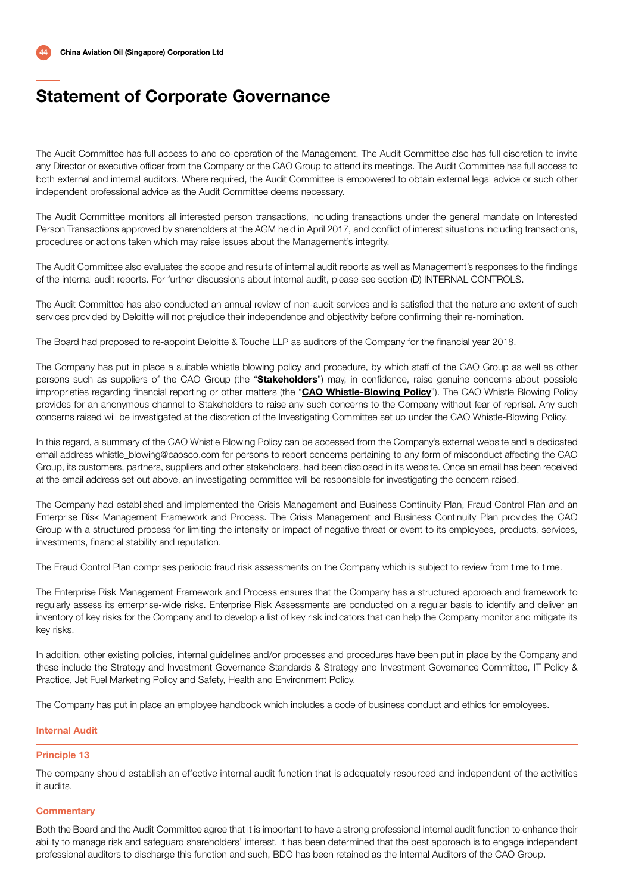# Statement of Corporate Governance

The Audit Committee has full access to and co-operation of the Management. The Audit Committee also has full discretion to invite any Director or executive officer from the Company or the CAO Group to attend its meetings. The Audit Committee has full access to both external and internal auditors. Where required, the Audit Committee is empowered to obtain external legal advice or such other independent professional advice as the Audit Committee deems necessary.

The Audit Committee monitors all interested person transactions, including transactions under the general mandate on Interested Person Transactions approved by shareholders at the AGM held in April 2017, and conflict of interest situations including transactions, procedures or actions taken which may raise issues about the Management's integrity.

The Audit Committee also evaluates the scope and results of internal audit reports as well as Management's responses to the findings of the internal audit reports. For further discussions about internal audit, please see section (D) INTERNAL CONTROLS.

The Audit Committee has also conducted an annual review of non-audit services and is satisfied that the nature and extent of such services provided by Deloitte will not prejudice their independence and objectivity before confirming their re-nomination.

The Board had proposed to re-appoint Deloitte & Touche LLP as auditors of the Company for the financial year 2018.

The Company has put in place a suitable whistle blowing policy and procedure, by which staff of the CAO Group as well as other persons such as suppliers of the CAO Group (the "**Stakeholders**") may, in confidence, raise genuine concerns about possible improprieties regarding financial reporting or other matters (the "**CAO Whistle-Blowing Policy**"). The CAO Whistle Blowing Policy provides for an anonymous channel to Stakeholders to raise any such concerns to the Company without fear of reprisal. Any such concerns raised will be investigated at the discretion of the Investigating Committee set up under the CAO Whistle-Blowing Policy.

In this regard, a summary of the CAO Whistle Blowing Policy can be accessed from the Company's external website and a dedicated email address whistle_blowing@caosco.com for persons to report concerns pertaining to any form of misconduct affecting the CAO Group, its customers, partners, suppliers and other stakeholders, had been disclosed in its website. Once an email has been received at the email address set out above, an investigating committee will be responsible for investigating the concern raised.

The Company had established and implemented the Crisis Management and Business Continuity Plan, Fraud Control Plan and an Enterprise Risk Management Framework and Process. The Crisis Management and Business Continuity Plan provides the CAO Group with a structured process for limiting the intensity or impact of negative threat or event to its employees, products, services, investments, financial stability and reputation.

The Fraud Control Plan comprises periodic fraud risk assessments on the Company which is subject to review from time to time.

The Enterprise Risk Management Framework and Process ensures that the Company has a structured approach and framework to regularly assess its enterprise-wide risks. Enterprise Risk Assessments are conducted on a regular basis to identify and deliver an inventory of key risks for the Company and to develop a list of key risk indicators that can help the Company monitor and mitigate its key risks.

In addition, other existing policies, internal guidelines and/or processes and procedures have been put in place by the Company and these include the Strategy and Investment Governance Standards & Strategy and Investment Governance Committee, IT Policy & Practice, Jet Fuel Marketing Policy and Safety, Health and Environment Policy.

The Company has put in place an employee handbook which includes a code of business conduct and ethics for employees.

#### Internal Audit

#### Principle 13

The company should establish an effective internal audit function that is adequately resourced and independent of the activities it audits.

#### Commentary

Both the Board and the Audit Committee agree that it is important to have a strong professional internal audit function to enhance their ability to manage risk and safeguard shareholders' interest. It has been determined that the best approach is to engage independent professional auditors to discharge this function and such, BDO has been retained as the Internal Auditors of the CAO Group.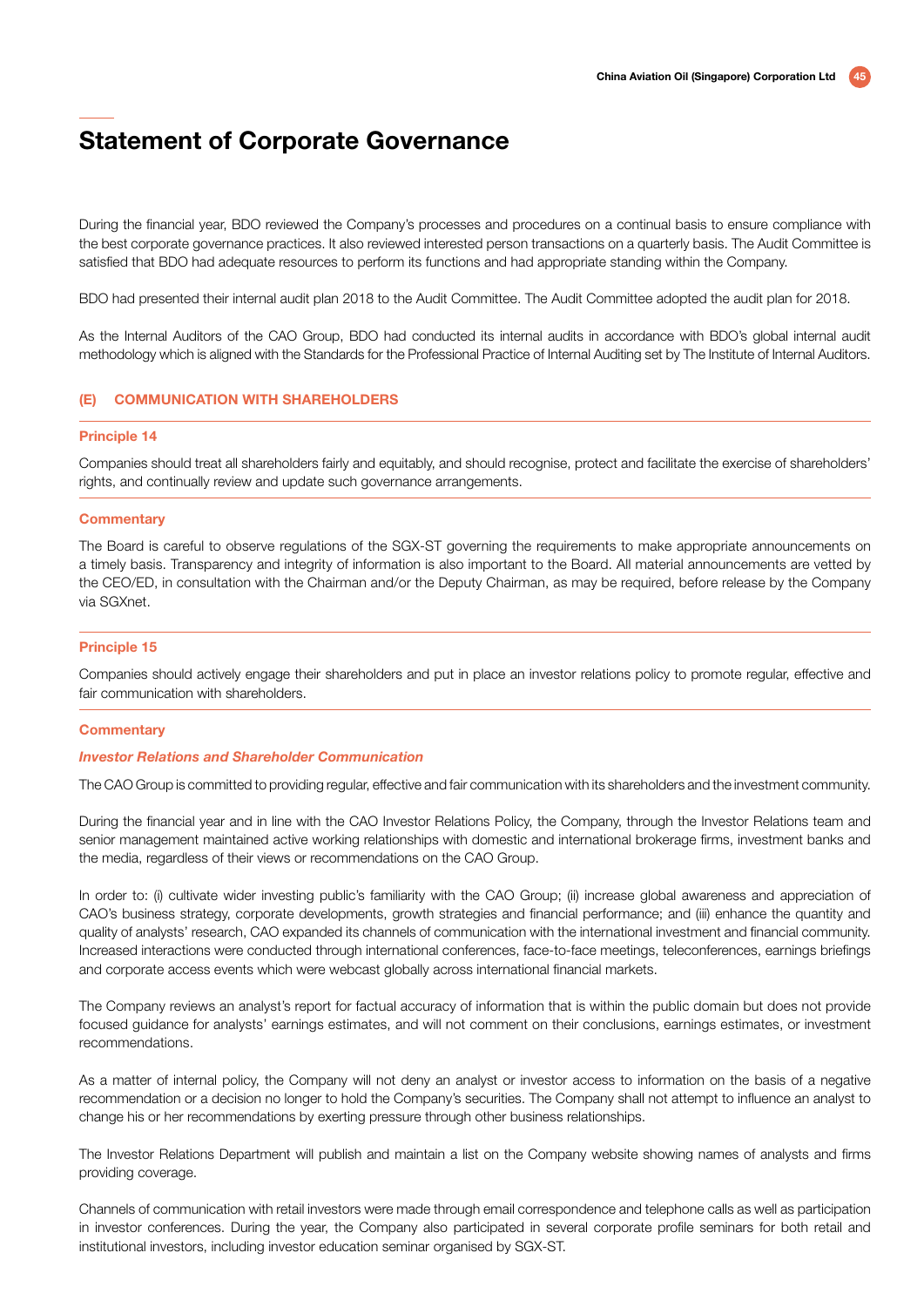# Statement of Corporate Governance

During the financial year, BDO reviewed the Company's processes and procedures on a continual basis to ensure compliance with the best corporate governance practices. It also reviewed interested person transactions on a quarterly basis. The Audit Committee is satisfied that BDO had adequate resources to perform its functions and had appropriate standing within the Company.

BDO had presented their internal audit plan 2018 to the Audit Committee. The Audit Committee adopted the audit plan for 2018.

As the Internal Auditors of the CAO Group, BDO had conducted its internal audits in accordance with BDO's global internal audit methodology which is aligned with the Standards for the Professional Practice of Internal Auditing set by The Institute of Internal Auditors.

## (E) COMMUNICATION WITH SHAREHOLDERS

### Principle 14

Companies should treat all shareholders fairly and equitably, and should recognise, protect and facilitate the exercise of shareholders' rights, and continually review and update such governance arrangements.

### Commentary

The Board is careful to observe regulations of the SGX-ST governing the requirements to make appropriate announcements on a timely basis. Transparency and integrity of information is also important to the Board. All material announcements are vetted by the CEO/ED, in consultation with the Chairman and/or the Deputy Chairman, as may be required, before release by the Company via SGXnet.

### Principle 15

Companies should actively engage their shareholders and put in place an investor relations policy to promote regular, effective and fair communication with shareholders.

### Commentary

***Investor Relations and Shareholder Communication***

The CAO Group is committed to providing regular, effective and fair communication with its shareholders and the investment community.

During the financial year and in line with the CAO Investor Relations Policy, the Company, through the Investor Relations team and senior management maintained active working relationships with domestic and international brokerage firms, investment banks and the media, regardless of their views or recommendations on the CAO Group.

In order to: (i) cultivate wider investing public's familiarity with the CAO Group; (ii) increase global awareness and appreciation of CAO's business strategy, corporate developments, growth strategies and financial performance; and (iii) enhance the quantity and quality of analysts' research, CAO expanded its channels of communication with the international investment and financial community. Increased interactions were conducted through international conferences, face-to-face meetings, teleconferences, earnings briefings and corporate access events which were webcast globally across international financial markets.

The Company reviews an analyst's report for factual accuracy of information that is within the public domain but does not provide focused guidance for analysts' earnings estimates, and will not comment on their conclusions, earnings estimates, or investment recommendations.

As a matter of internal policy, the Company will not deny an analyst or investor access to information on the basis of a negative recommendation or a decision no longer to hold the Company's securities. The Company shall not attempt to influence an analyst to change his or her recommendations by exerting pressure through other business relationships.

The Investor Relations Department will publish and maintain a list on the Company website showing names of analysts and firms providing coverage.

Channels of communication with retail investors were made through email correspondence and telephone calls as well as participation in investor conferences. During the year, the Company also participated in several corporate profile seminars for both retail and institutional investors, including investor education seminar organised by SGX-ST.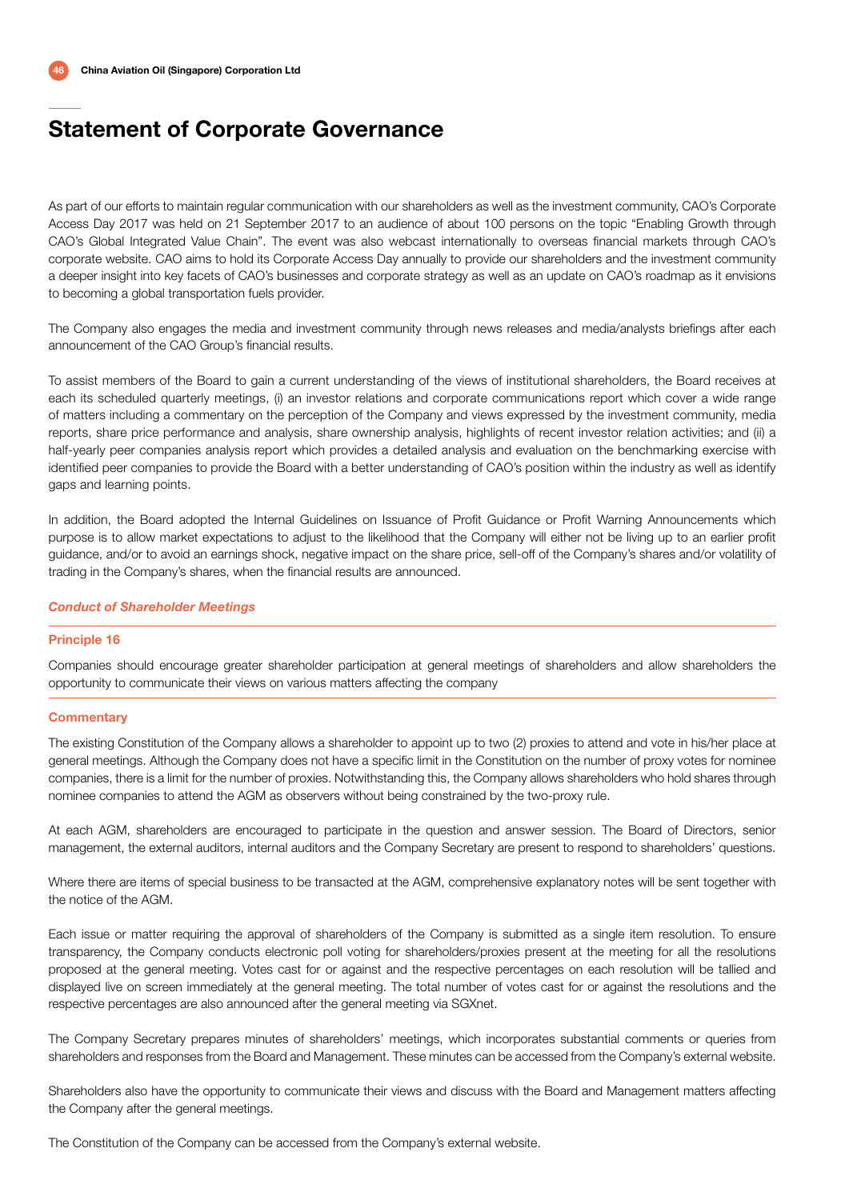# Statement of Corporate Governance

As part of our efforts to maintain regular communication with our shareholders as well as the investment community, CAO's Corporate Access Day 2017 was held on 21 September 2017 to an audience of about 100 persons on the topic "Enabling Growth through CAO's Global Integrated Value Chain". The event was also webcast internationally to overseas financial markets through CAO's corporate website. CAO aims to hold its Corporate Access Day annually to provide our shareholders and the investment community a deeper insight into key facets of CAO's businesses and corporate strategy as well as an update on CAO's roadmap as it envisions to becoming a global transportation fuels provider.

The Company also engages the media and investment community through news releases and media/analysts briefings after each announcement of the CAO Group's financial results.

To assist members of the Board to gain a current understanding of the views of institutional shareholders, the Board receives at each its scheduled quarterly meetings, (i) an investor relations and corporate communications report which cover a wide range of matters including a commentary on the perception of the Company and views expressed by the investment community, media reports, share price performance and analysis, share ownership analysis, highlights of recent investor relation activities; and (ii) a half-yearly peer companies analysis report which provides a detailed analysis and evaluation on the benchmarking exercise with identified peer companies to provide the Board with a better understanding of CAO's position within the industry as well as identify gaps and learning points.

In addition, the Board adopted the Internal Guidelines on Issuance of Profit Guidance or Profit Warning Announcements which purpose is to allow market expectations to adjust to the likelihood that the Company will either not be living up to an earlier profit guidance, and/or to avoid an earnings shock, negative impact on the share price, sell-off of the Company's shares and/or volatility of trading in the Company's shares, when the financial results are announced.

***Conduct of Shareholder Meetings***

**Principle 16**

Companies should encourage greater shareholder participation at general meetings of shareholders and allow shareholders the opportunity to communicate their views on various matters affecting the company

**Commentary**

The existing Constitution of the Company allows a shareholder to appoint up to two (2) proxies to attend and vote in his/her place at general meetings. Although the Company does not have a specific limit in the Constitution on the number of proxy votes for nominee companies, there is a limit for the number of proxies. Notwithstanding this, the Company allows shareholders who hold shares through nominee companies to attend the AGM as observers without being constrained by the two-proxy rule.

At each AGM, shareholders are encouraged to participate in the question and answer session. The Board of Directors, senior management, the external auditors, internal auditors and the Company Secretary are present to respond to shareholders' questions.

Where there are items of special business to be transacted at the AGM, comprehensive explanatory notes will be sent together with the notice of the AGM.

Each issue or matter requiring the approval of shareholders of the Company is submitted as a single item resolution. To ensure transparency, the Company conducts electronic poll voting for shareholders/proxies present at the meeting for all the resolutions proposed at the general meeting. Votes cast for or against and the respective percentages on each resolution will be tallied and displayed live on screen immediately at the general meeting. The total number of votes cast for or against the resolutions and the respective percentages are also announced after the general meeting via SGXnet.

The Company Secretary prepares minutes of shareholders' meetings, which incorporates substantial comments or queries from shareholders and responses from the Board and Management. These minutes can be accessed from the Company's external website.

Shareholders also have the opportunity to communicate their views and discuss with the Board and Management matters affecting the Company after the general meetings.

The Constitution of the Company can be accessed from the Company's external website.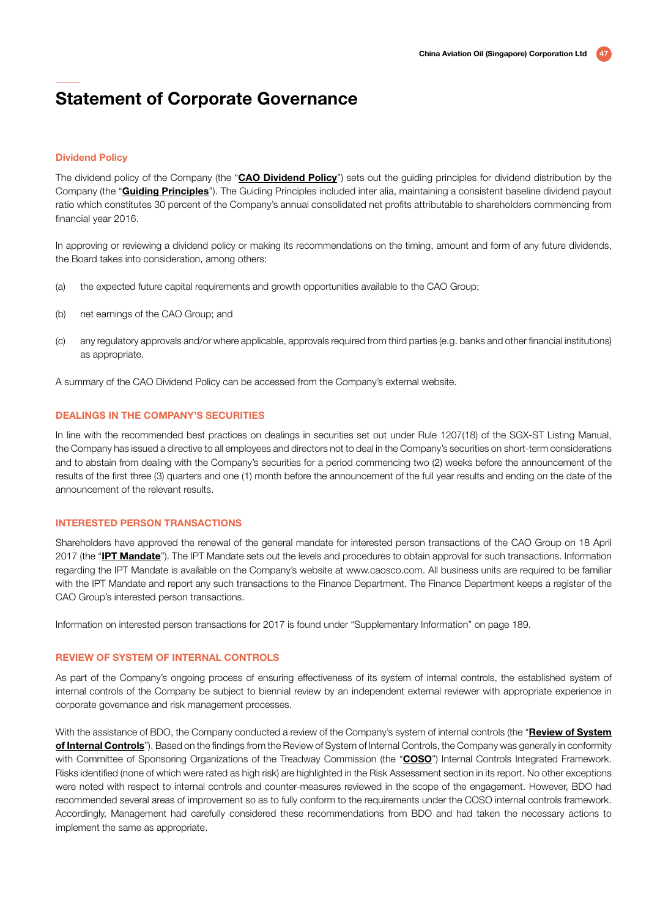# Statement of Corporate Governance

### Dividend Policy

The dividend policy of the Company (the "**CAO Dividend Policy**") sets out the guiding principles for dividend distribution by the Company (the "**Guiding Principles**"). The Guiding Principles included inter alia, maintaining a consistent baseline dividend payout ratio which constitutes 30 percent of the Company's annual consolidated net profits attributable to shareholders commencing from financial year 2016.

In approving or reviewing a dividend policy or making its recommendations on the timing, amount and form of any future dividends, the Board takes into consideration, among others:

(a) the expected future capital requirements and growth opportunities available to the CAO Group;

(b) net earnings of the CAO Group; and

(c) any regulatory approvals and/or where applicable, approvals required from third parties (e.g. banks and other financial institutions) as appropriate.

A summary of the CAO Dividend Policy can be accessed from the Company's external website.

## DEALINGS IN THE COMPANY'S SECURITIES

In line with the recommended best practices on dealings in securities set out under Rule 1207(18) of the SGX-ST Listing Manual, the Company has issued a directive to all employees and directors not to deal in the Company's securities on short-term considerations and to abstain from dealing with the Company's securities for a period commencing two (2) weeks before the announcement of the results of the first three (3) quarters and one (1) month before the announcement of the full year results and ending on the date of the announcement of the relevant results.

## INTERESTED PERSON TRANSACTIONS

Shareholders have approved the renewal of the general mandate for interested person transactions of the CAO Group on 18 April 2017 (the "**IPT Mandate**"). The IPT Mandate sets out the levels and procedures to obtain approval for such transactions. Information regarding the IPT Mandate is available on the Company's website at www.caosco.com. All business units are required to be familiar with the IPT Mandate and report any such transactions to the Finance Department. The Finance Department keeps a register of the CAO Group's interested person transactions.

Information on interested person transactions for 2017 is found under "Supplementary Information" on page 189.

## REVIEW OF SYSTEM OF INTERNAL CONTROLS

As part of the Company's ongoing process of ensuring effectiveness of its system of internal controls, the established system of internal controls of the Company be subject to biennial review by an independent external reviewer with appropriate experience in corporate governance and risk management processes.

With the assistance of BDO, the Company conducted a review of the Company's system of internal controls (the "**Review of System of Internal Controls**"). Based on the findings from the Review of System of Internal Controls, the Company was generally in conformity with Committee of Sponsoring Organizations of the Treadway Commission (the "**COSO**") Internal Controls Integrated Framework. Risks identified (none of which were rated as high risk) are highlighted in the Risk Assessment section in its report. No other exceptions were noted with respect to internal controls and counter-measures reviewed in the scope of the engagement. However, BDO had recommended several areas of improvement so as to fully conform to the requirements under the COSO internal controls framework. Accordingly, Management had carefully considered these recommendations from BDO and had taken the necessary actions to implement the same as appropriate.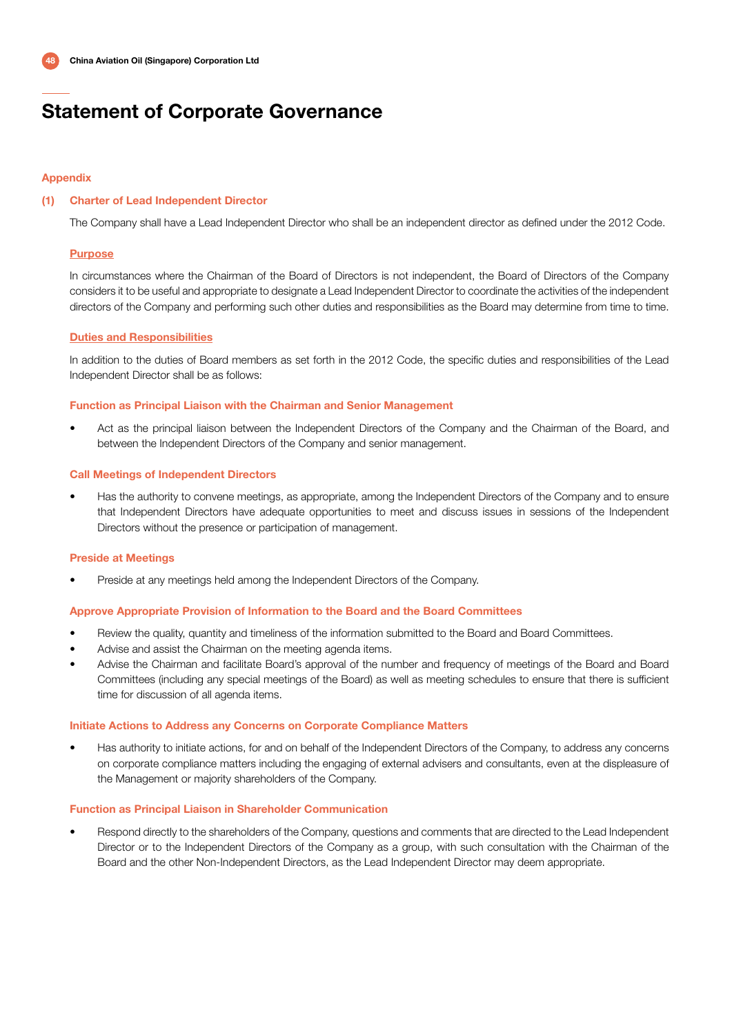# Statement of Corporate Governance

## Appendix

### (1) Charter of Lead Independent Director

The Company shall have a Lead Independent Director who shall be an independent director as defined under the 2012 Code.

#### Purpose

In circumstances where the Chairman of the Board of Directors is not independent, the Board of Directors of the Company considers it to be useful and appropriate to designate a Lead Independent Director to coordinate the activities of the independent directors of the Company and performing such other duties and responsibilities as the Board may determine from time to time.

#### Duties and Responsibilities

In addition to the duties of Board members as set forth in the 2012 Code, the specific duties and responsibilities of the Lead Independent Director shall be as follows:

#### Function as Principal Liaison with the Chairman and Senior Management

- Act as the principal liaison between the Independent Directors of the Company and the Chairman of the Board, and between the Independent Directors of the Company and senior management.

#### Call Meetings of Independent Directors

- Has the authority to convene meetings, as appropriate, among the Independent Directors of the Company and to ensure that Independent Directors have adequate opportunities to meet and discuss issues in sessions of the Independent Directors without the presence or participation of management.

#### Preside at Meetings

- Preside at any meetings held among the Independent Directors of the Company.

#### Approve Appropriate Provision of Information to the Board and the Board Committees

- Review the quality, quantity and timeliness of the information submitted to the Board and Board Committees.
- Advise and assist the Chairman on the meeting agenda items.
- Advise the Chairman and facilitate Board's approval of the number and frequency of meetings of the Board and Board Committees (including any special meetings of the Board) as well as meeting schedules to ensure that there is sufficient time for discussion of all agenda items.

#### Initiate Actions to Address any Concerns on Corporate Compliance Matters

- Has authority to initiate actions, for and on behalf of the Independent Directors of the Company, to address any concerns on corporate compliance matters including the engaging of external advisers and consultants, even at the displeasure of the Management or majority shareholders of the Company.

#### Function as Principal Liaison in Shareholder Communication

- Respond directly to the shareholders of the Company, questions and comments that are directed to the Lead Independent Director or to the Independent Directors of the Company as a group, with such consultation with the Chairman of the Board and the other Non-Independent Directors, as the Lead Independent Director may deem appropriate.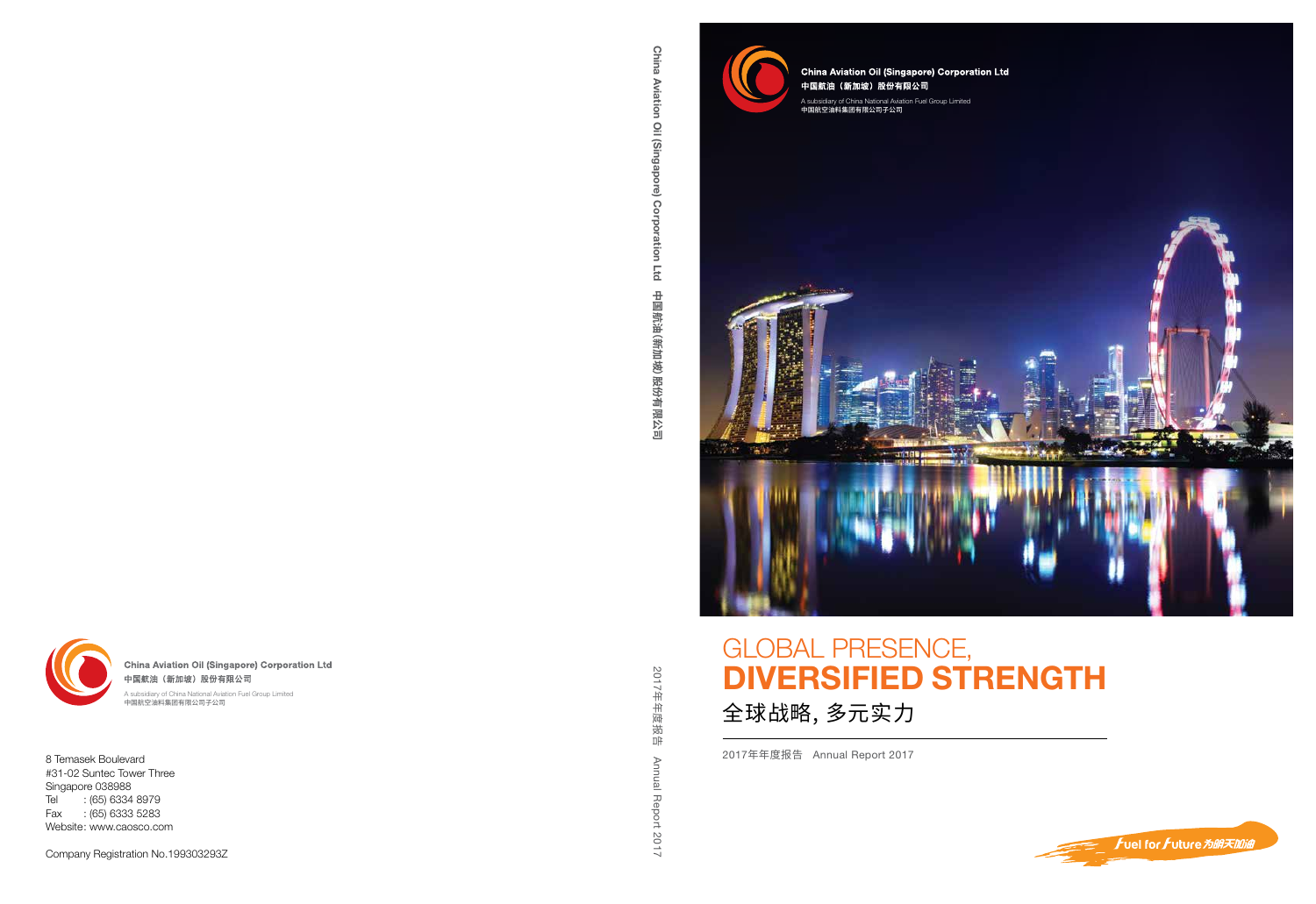China Aviation Oil (Singapore) Corporation Ltd
中国航油（新加坡）股份有限公司
A subsidiary of China National Aviation Fuel Group Limited
中国航空油料集团有限公司子公司

8 Temasek Boulevard
#31-02 Suntec Tower Three
Singapore 038988
Tel : (65) 6334 8979
Fax : (65) 6333 5283
Website: www.caosco.com

Company Registration No.199303293Z

China Aviation Oil (Singapore) Corporation Ltd 中国航油(新加坡)股份有限公司

2017年年度报告 Annual Report 2017

China Aviation Oil (Singapore) Corporation Ltd
中国航油（新加坡）股份有限公司
A subsidiary of China National Aviation Fuel Group Limited
中国航空油料集团有限公司子公司

# GLOBAL PRESENCE,
# DIVERSIFIED STRENGTH
## 全球战略, 多元实力

2017年年度报告 Annual Report 2017

Fuel for Future 为明天加油